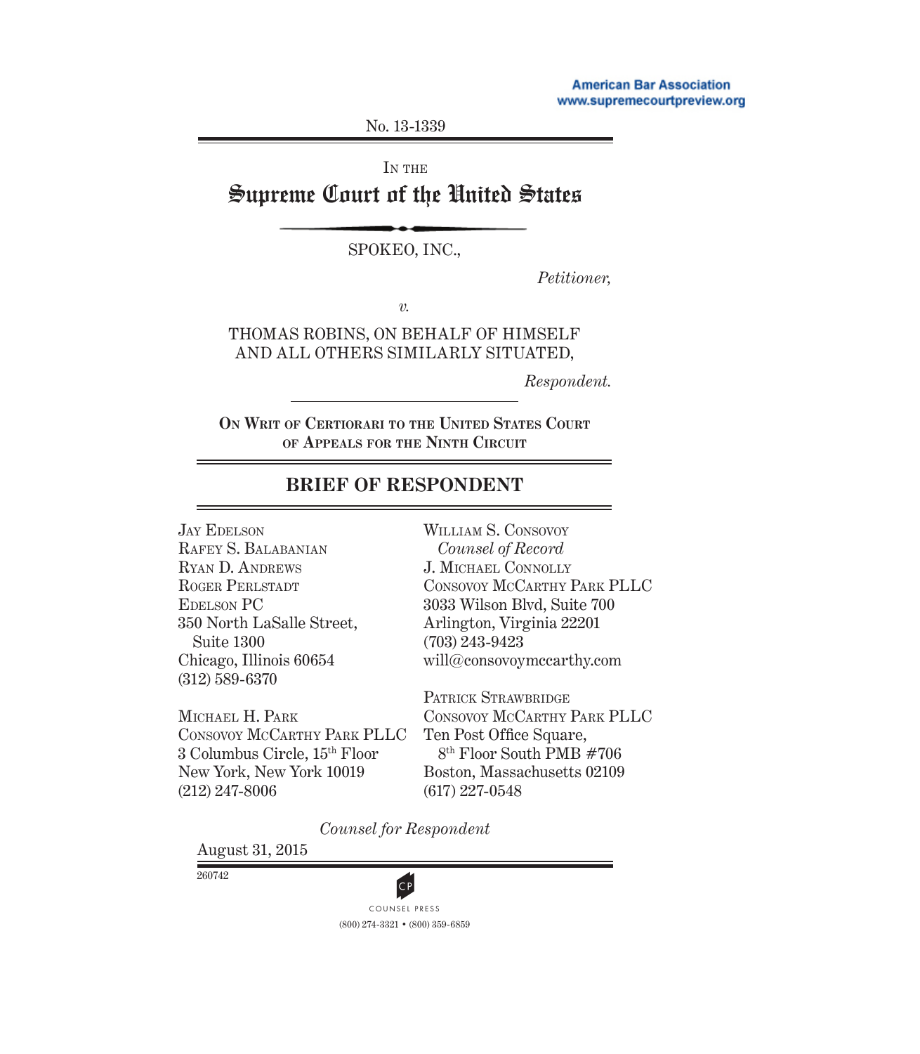American Bar Association
www.supremecourtpreview.org

No. 13-1339

IN THE

# Supreme Court of the United States

SPOKEO, INC.,

*Petitioner,*

*v.*

THOMAS ROBINS, ON BEHALF OF HIMSELF AND ALL OTHERS SIMILARLY SITUATED,

*Respondent.*

**ON WRIT OF CERTIORARI TO THE UNITED STATES COURT OF APPEALS FOR THE NINTH CIRCUIT**

## BRIEF OF RESPONDENT

JAY EDELSON
RAFEY S. BALABANIAN
RYAN D. ANDREWS
ROGER PERLSTADT
EDELSON PC
350 North LaSalle Street, Suite 1300
Chicago, Illinois 60654
(312) 589-6370

MICHAEL H. PARK
CONSOVOY MCCARTHY PARK PLLC
3 Columbus Circle, 15th Floor
New York, New York 10019
(212) 247-8006

WILLIAM S. CONSOVOY
*Counsel of Record*
J. MICHAEL CONNOLLY
CONSOVOY MCCARTHY PARK PLLC
3033 Wilson Blvd, Suite 700
Arlington, Virginia 22201
(703) 243-9423
will@consovoymccarthy.com

PATRICK STRAWBRIDGE
CONSOVOY MCCARTHY PARK PLLC
Ten Post Office Square, 8th Floor South PMB #706
Boston, Massachusetts 02109
(617) 227-0548

*Counsel for Respondent*

August 31, 2015

260742

COUNSEL PRESS
(800) 274-3321 • (800) 359-6859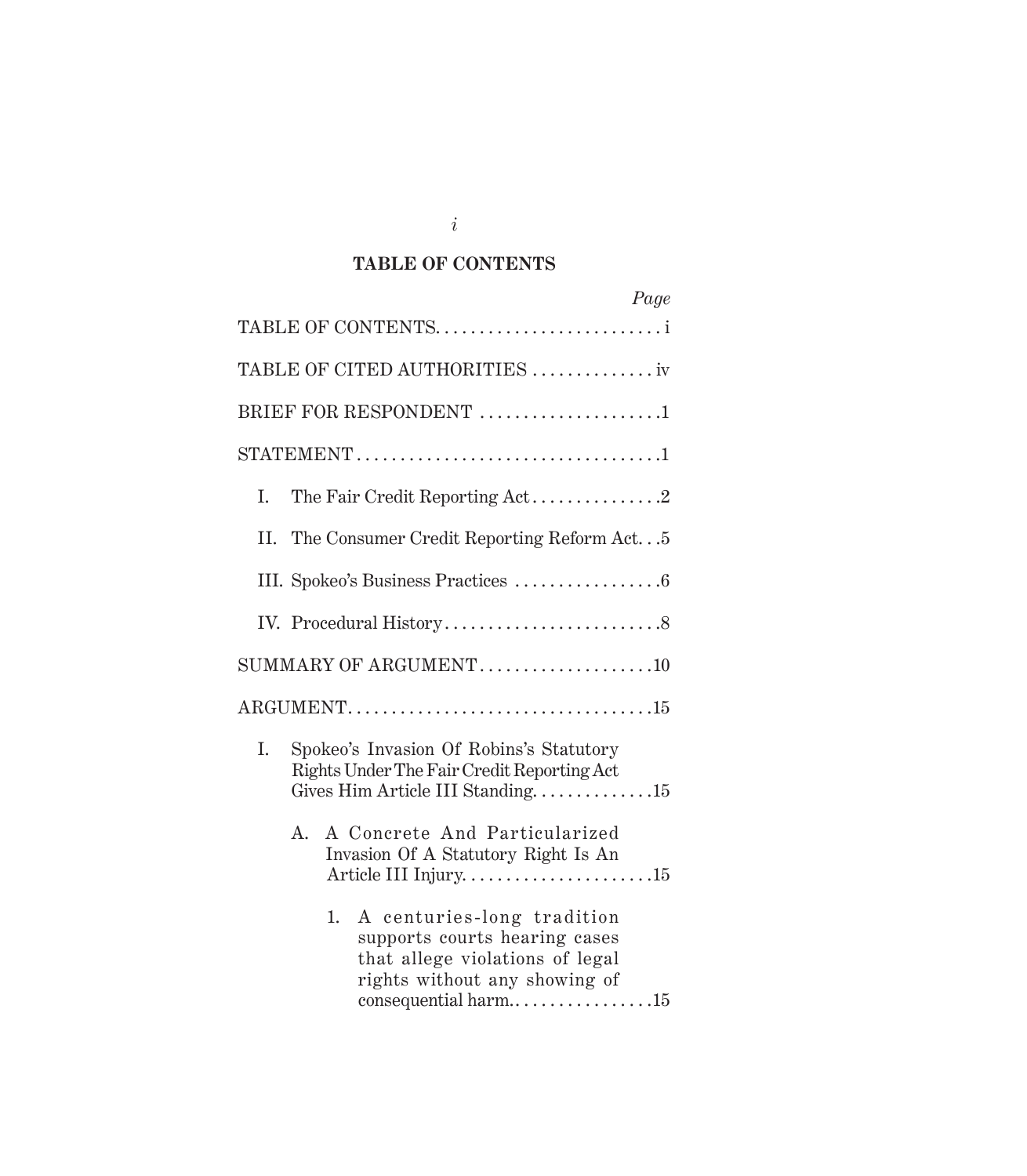## TABLE OF CONTENTS

| | Page |
|---|---|
| TABLE OF CONTENTS | i |
| TABLE OF CITED AUTHORITIES | iv |
| BRIEF FOR RESPONDENT | 1 |
| STATEMENT | 1 |
| I. The Fair Credit Reporting Act | 2 |
| II. The Consumer Credit Reporting Reform Act | 5 |
| III. Spokeo's Business Practices | 6 |
| IV. Procedural History | 8 |
| SUMMARY OF ARGUMENT | 10 |
| ARGUMENT | 15 |
| I. Spokeo's Invasion Of Robins's Statutory Rights Under The Fair Credit Reporting Act Gives Him Article III Standing | 15 |
| A. A Concrete And Particularized Invasion Of A Statutory Right Is An Article III Injury | 15 |
| 1. A centuries-long tradition supports courts hearing cases that allege violations of legal rights without any showing of consequential harm | 15 |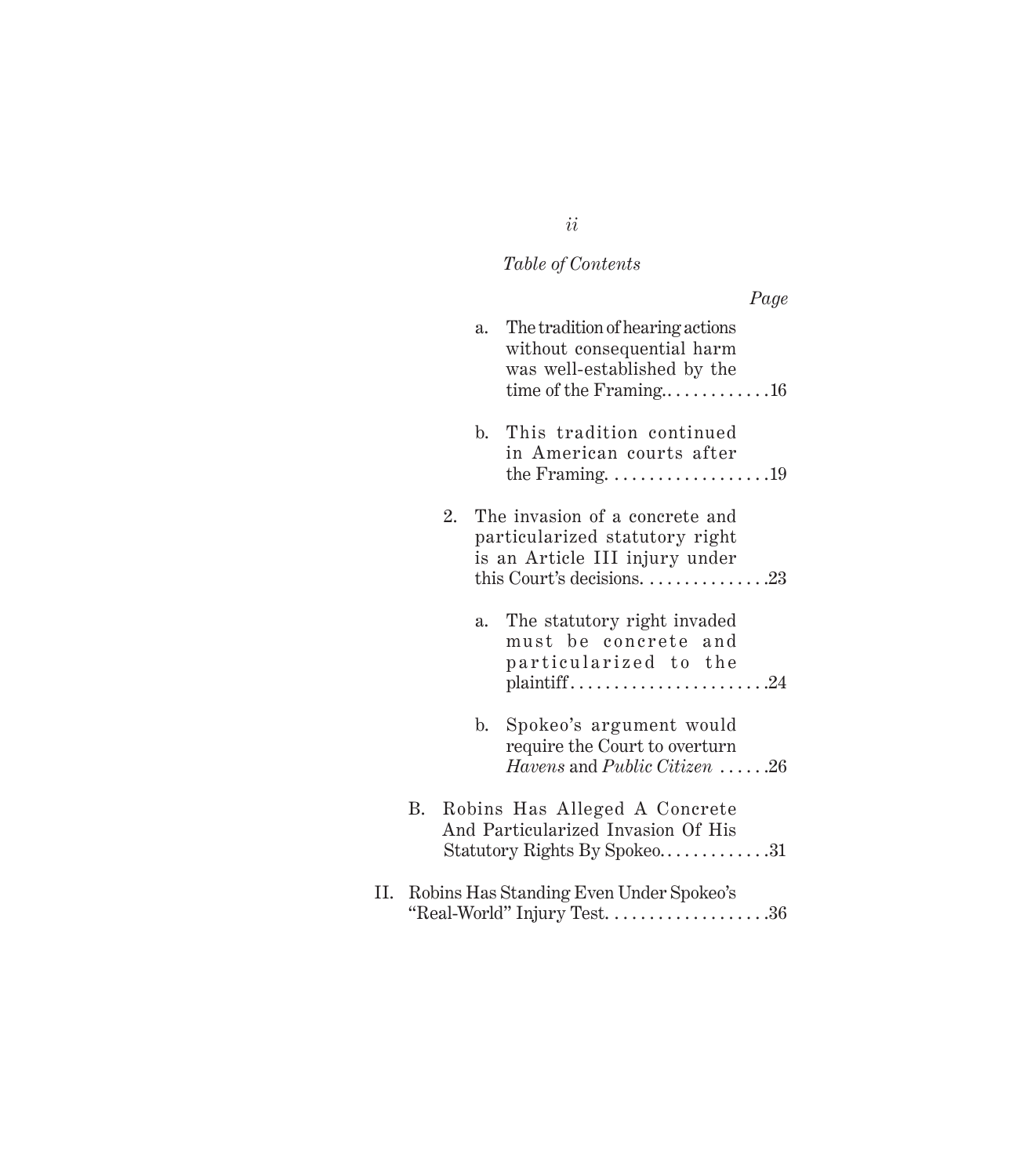*Table of Contents*

*Page*

a. The tradition of hearing actions without consequential harm was well-established by the time of the Framing. . . . . . . . . . . . .16

b. This tradition continued in American courts after the Framing. . . . . . . . . . . . . . . . . . .19

2. The invasion of a concrete and particularized statutory right is an Article III injury under this Court's decisions. . . . . . . . . . . . . . .23

a. The statutory right invaded must be concrete and particularized to the plaintiff. . . . . . . . . . . . . . . . . . . . . . .24

b. Spokeo's argument would require the Court to overturn *Havens* and *Public Citizen* . . . . . .26

B. Robins Has Alleged A Concrete And Particularized Invasion Of His Statutory Rights By Spokeo. . . . . . . . . . . . .31

II. Robins Has Standing Even Under Spokeo's "Real-World" Injury Test. . . . . . . . . . . . . . . . . . .36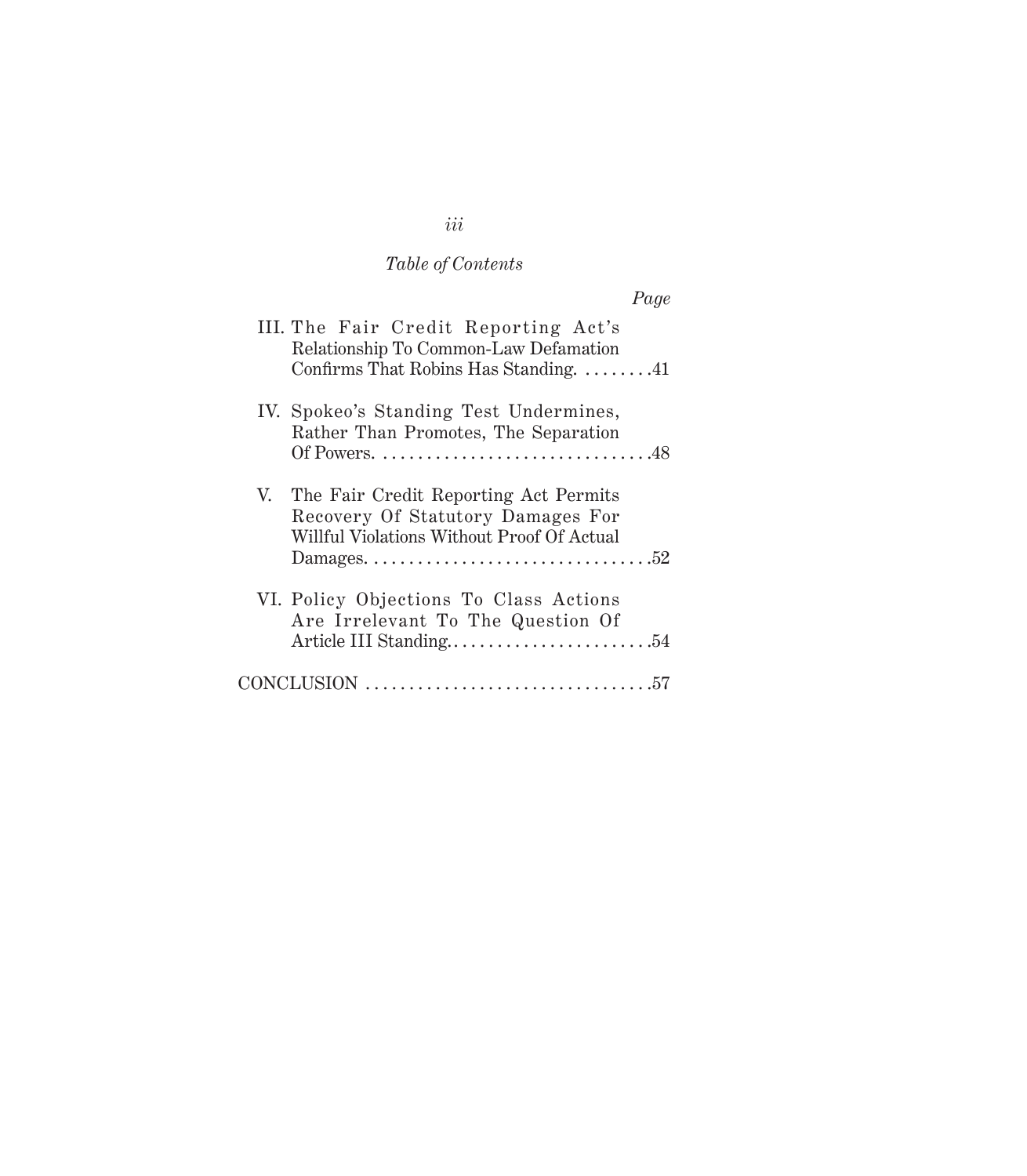*Table of Contents*

*Page*

III. The Fair Credit Reporting Act's Relationship To Common-Law Defamation Confirms That Robins Has Standing. . . . . . . . .41

IV. Spokeo's Standing Test Undermines, Rather Than Promotes, The Separation Of Powers. . . . . . . . . . . . . . . . . . . . . . . . . . . . . . . .48

V. The Fair Credit Reporting Act Permits Recovery Of Statutory Damages For Willful Violations Without Proof Of Actual Damages. . . . . . . . . . . . . . . . . . . . . . . . . . . . . . . . .52

VI. Policy Objections To Class Actions Are Irrelevant To The Question Of Article III Standing. . . . . . . . . . . . . . . . . . . . . . . .54

CONCLUSION . . . . . . . . . . . . . . . . . . . . . . . . . . . . . . . . .57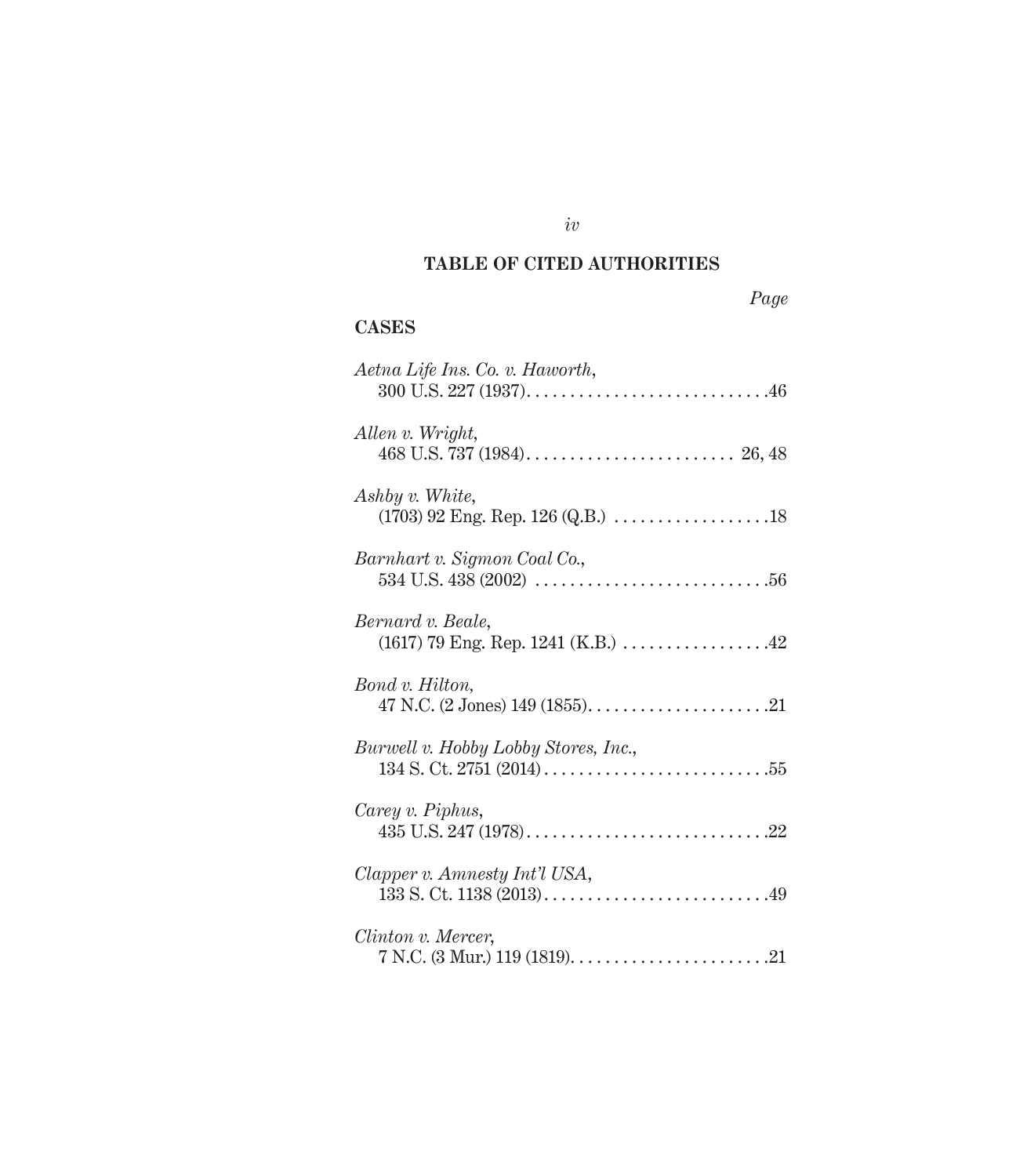## TABLE OF CITED AUTHORITIES

*Page*

### CASES

*Aetna Life Ins. Co. v. Haworth*,
300 U.S. 227 (1937)............................46

*Allen v. Wright*,
468 U.S. 737 (1984)......................... 26, 48

*Ashby v. White*,
(1703) 92 Eng. Rep. 126 (Q.B.) ..................18

*Barnhart v. Sigmon Coal Co.*,
534 U.S. 438 (2002) ...........................56

*Bernard v. Beale*,
(1617) 79 Eng. Rep. 1241 (K.B.) .................42

*Bond v. Hilton*,
47 N.C. (2 Jones) 149 (1855).....................21

*Burwell v. Hobby Lobby Stores, Inc.*,
134 S. Ct. 2751 (2014)..........................55

*Carey v. Piphus*,
435 U.S. 247 (1978)............................22

*Clapper v. Amnesty Int'l USA*,
133 S. Ct. 1138 (2013)..........................49

*Clinton v. Mercer*,
7 N.C. (3 Mur.) 119 (1819).......................21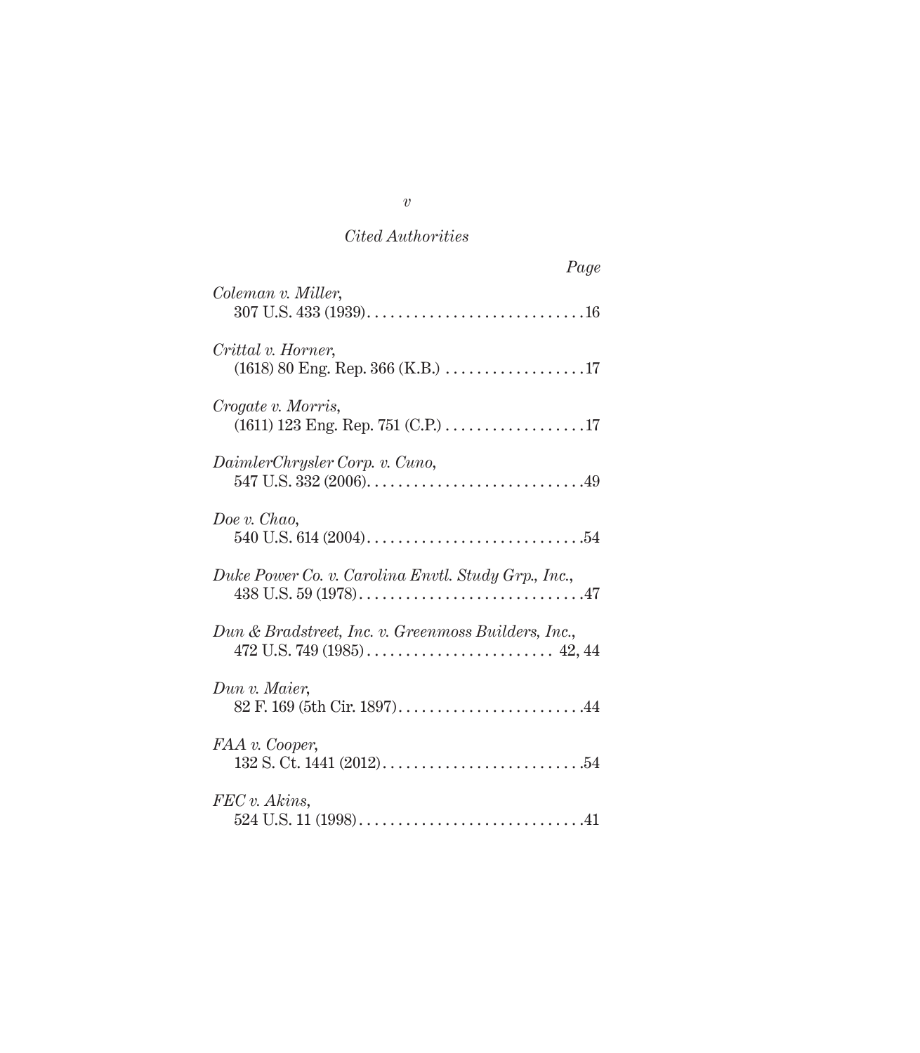*Cited Authorities*

*Page*

*Coleman v. Miller*,
307 U.S. 433 (1939) . . . . . . . . . . . . . . . . . . . . . . . . . . . . 16

*Crittal v. Horner*,
(1618) 80 Eng. Rep. 366 (K.B.) . . . . . . . . . . . . . . . . . . 17

*Crogate v. Morris*,
(1611) 123 Eng. Rep. 751 (C.P.) . . . . . . . . . . . . . . . . . . 17

*DaimlerChrysler Corp. v. Cuno*,
547 U.S. 332 (2006) . . . . . . . . . . . . . . . . . . . . . . . . . . . . 49

*Doe v. Chao*,
540 U.S. 614 (2004) . . . . . . . . . . . . . . . . . . . . . . . . . . . . 54

*Duke Power Co. v. Carolina Envtl. Study Grp., Inc.*,
438 U.S. 59 (1978) . . . . . . . . . . . . . . . . . . . . . . . . . . . . 47

*Dun & Bradstreet, Inc. v. Greenmoss Builders, Inc.*,
472 U.S. 749 (1985) . . . . . . . . . . . . . . . . . . . . . . . . 42, 44

*Dun v. Maier*,
82 F. 169 (5th Cir. 1897) . . . . . . . . . . . . . . . . . . . . . . . . 44

*FAA v. Cooper*,
132 S. Ct. 1441 (2012) . . . . . . . . . . . . . . . . . . . . . . . . . . 54

*FEC v. Akins*,
524 U.S. 11 (1998) . . . . . . . . . . . . . . . . . . . . . . . . . . . . 41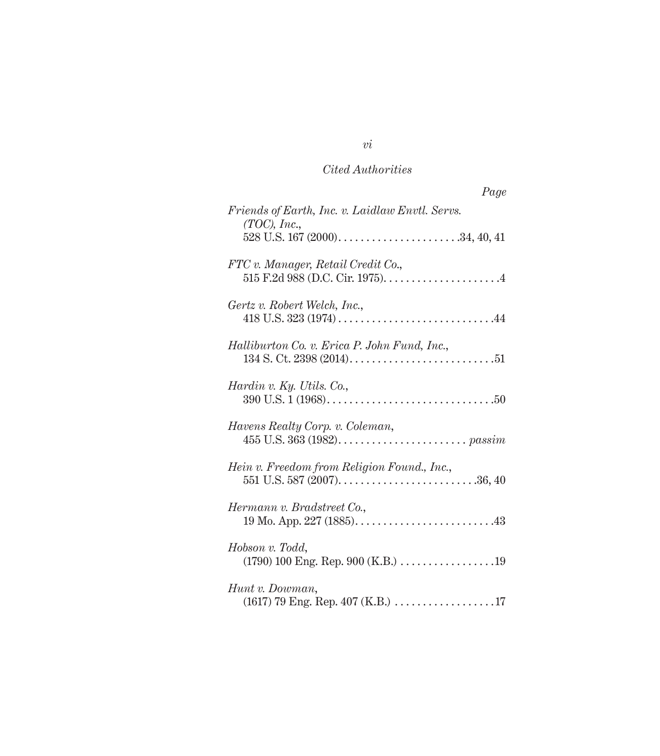*Cited Authorities*

*Page*

*Friends of Earth, Inc. v. Laidlaw Envtl. Servs. (TOC), Inc.*,
528 U.S. 167 (2000). . . . . . . . . . . . . . . . . . . . . .34, 40, 41

*FTC v. Manager, Retail Credit Co.*,
515 F.2d 988 (D.C. Cir. 1975). . . . . . . . . . . . . . . . . . . . .4

*Gertz v. Robert Welch, Inc.*,
418 U.S. 323 (1974) . . . . . . . . . . . . . . . . . . . . . . . . . . . .44

*Halliburton Co. v. Erica P. John Fund, Inc.*,
134 S. Ct. 2398 (2014). . . . . . . . . . . . . . . . . . . . . . . . . .51

*Hardin v. Ky. Utils. Co.*,
390 U.S. 1 (1968). . . . . . . . . . . . . . . . . . . . . . . . . . . . . .50

*Havens Realty Corp. v. Coleman*,
455 U.S. 363 (1982). . . . . . . . . . . . . . . . . . . . . . . *passim*

*Hein v. Freedom from Religion Found., Inc.*,
551 U.S. 587 (2007). . . . . . . . . . . . . . . . . . . . . . . . .36, 40

*Hermann v. Bradstreet Co.*,
19 Mo. App. 227 (1885). . . . . . . . . . . . . . . . . . . . . . . . .43

*Hobson v. Todd*,
(1790) 100 Eng. Rep. 900 (K.B.) . . . . . . . . . . . . . . . . .19

*Hunt v. Dowman*,
(1617) 79 Eng. Rep. 407 (K.B.) . . . . . . . . . . . . . . . . . .17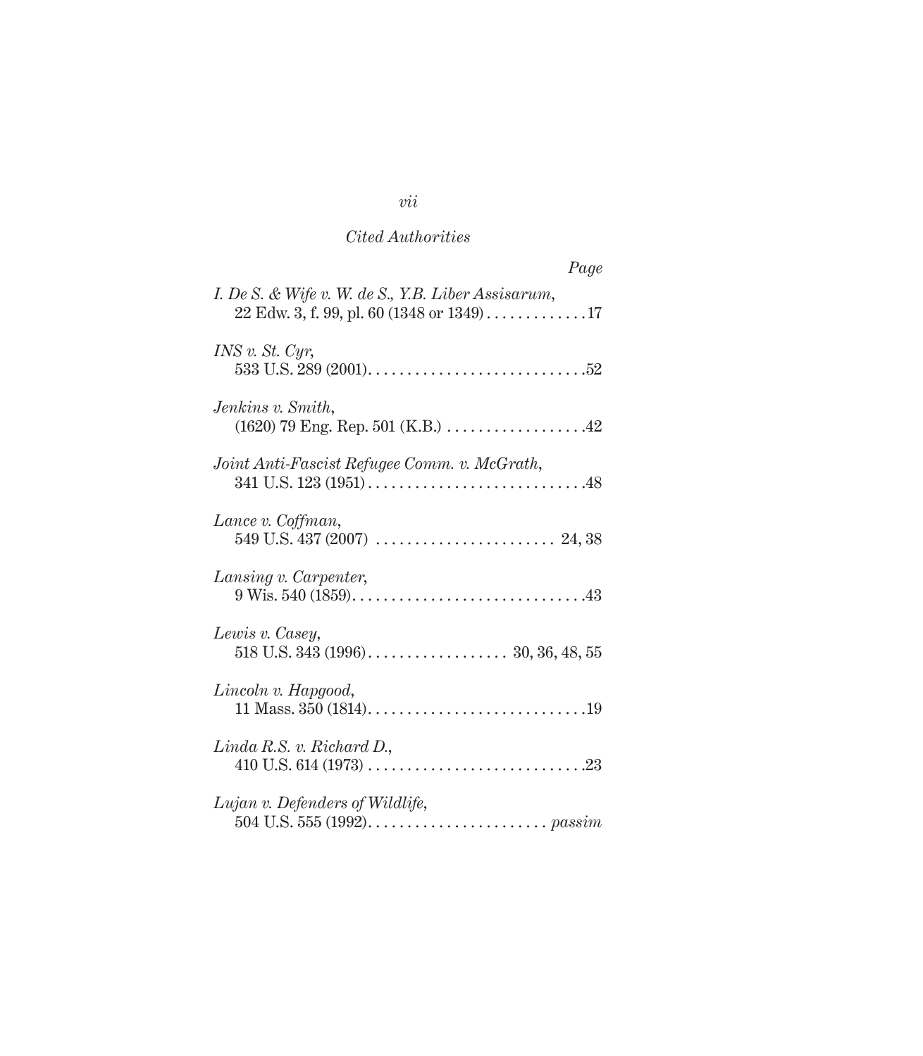*Cited Authorities*

*Page*

*I. De S. & Wife v. W. de S., Y.B. Liber Assisarum*,
22 Edw. 3, f. 99, pl. 60 (1348 or 1349) . . . . . . . . . . . . .17

*INS v. St. Cyr*,
533 U.S. 289 (2001) . . . . . . . . . . . . . . . . . . . . . . . . . . . .52

*Jenkins v. Smith*,
(1620) 79 Eng. Rep. 501 (K.B.) . . . . . . . . . . . . . . . . . .42

*Joint Anti-Fascist Refugee Comm. v. McGrath*,
341 U.S. 123 (1951) . . . . . . . . . . . . . . . . . . . . . . . . . . . .48

*Lance v. Coffman*,
549 U.S. 437 (2007) . . . . . . . . . . . . . . . . . . . . . . . 24, 38

*Lansing v. Carpenter*,
9 Wis. 540 (1859) . . . . . . . . . . . . . . . . . . . . . . . . . . . . . .43

*Lewis v. Casey*,
518 U.S. 343 (1996) . . . . . . . . . . . . . . . . . . 30, 36, 48, 55

*Lincoln v. Hapgood*,
11 Mass. 350 (1814) . . . . . . . . . . . . . . . . . . . . . . . . . . . .19

*Linda R.S. v. Richard D.*,
410 U.S. 614 (1973) . . . . . . . . . . . . . . . . . . . . . . . . . . . .23

*Lujan v. Defenders of Wildlife*,
504 U.S. 555 (1992) . . . . . . . . . . . . . . . . . . . . . . . *passim*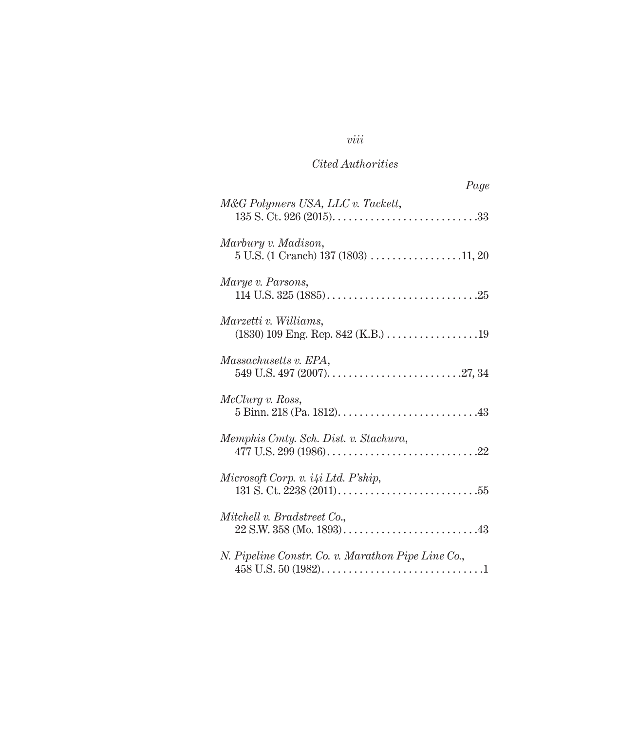*Cited Authorities*

*Page*

*M&G Polymers USA, LLC v. Tackett*,
135 S. Ct. 926 (2015)...........................33

*Marbury v. Madison*,
5 U.S. (1 Cranch) 137 (1803) .................11, 20

*Marye v. Parsons*,
114 U.S. 325 (1885)............................25

*Marzetti v. Williams*,
(1830) 109 Eng. Rep. 842 (K.B.) .................19

*Massachusetts v. EPA*,
549 U.S. 497 (2007).........................27, 34

*McClurg v. Ross*,
5 Binn. 218 (Pa. 1812)..........................43

*Memphis Cmty. Sch. Dist. v. Stachura*,
477 U.S. 299 (1986)............................22

*Microsoft Corp. v. i4i Ltd. P'ship*,
131 S. Ct. 2238 (2011)..........................55

*Mitchell v. Bradstreet Co.*,
22 S.W. 358 (Mo. 1893).........................43

*N. Pipeline Constr. Co. v. Marathon Pipe Line Co.*,
458 U.S. 50 (1982)..............................1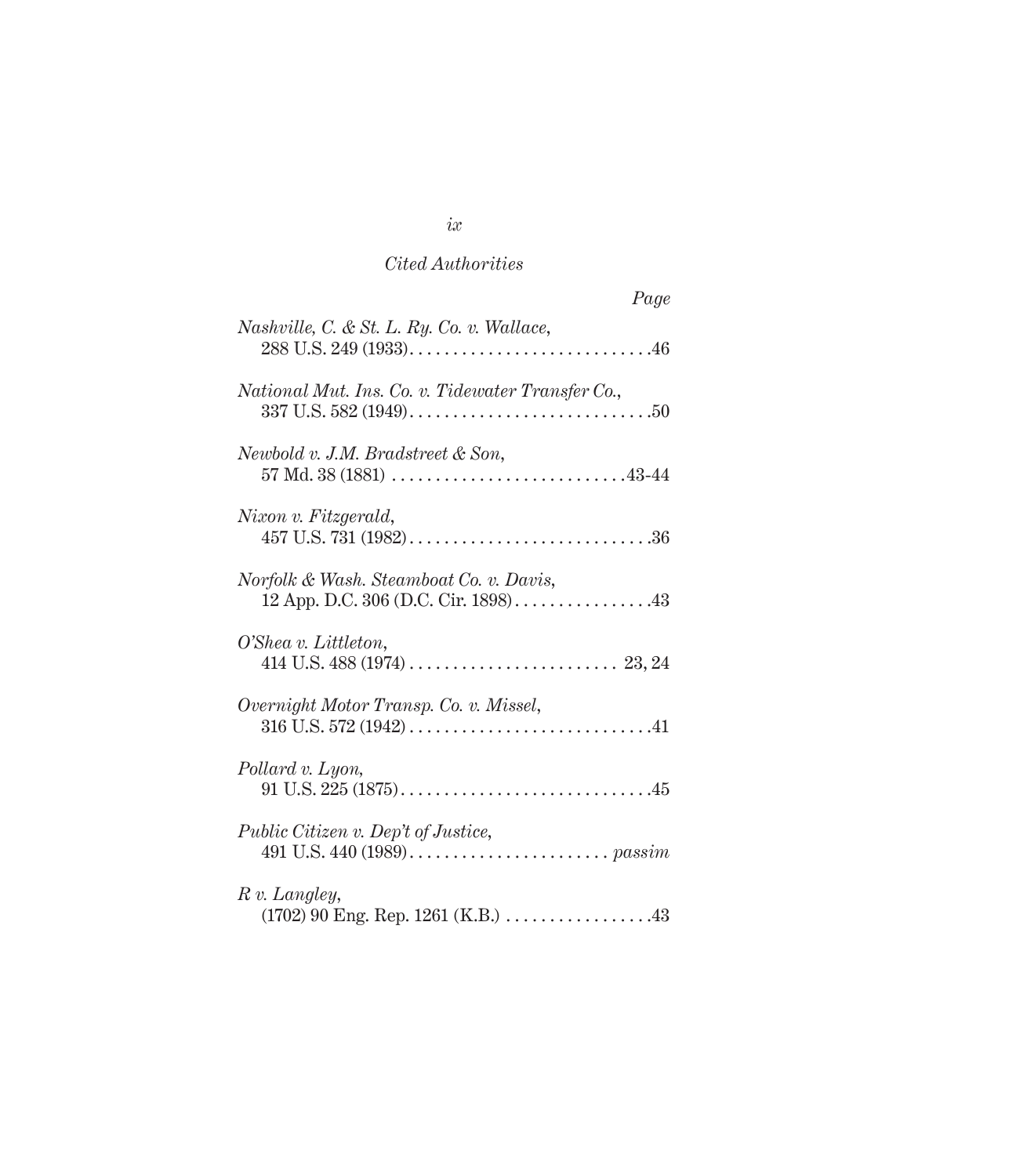*Cited Authorities*

*Page*

*Nashville, C. & St. L. Ry. Co. v. Wallace*,
288 U.S. 249 (1933) . . . . . . . . . . . . . . . . . . . . . . . . . . . .46

*National Mut. Ins. Co. v. Tidewater Transfer Co.*,
337 U.S. 582 (1949) . . . . . . . . . . . . . . . . . . . . . . . . . . . .50

*Newbold v. J.M. Bradstreet & Son*,
57 Md. 38 (1881) . . . . . . . . . . . . . . . . . . . . . . . . . . .43-44

*Nixon v. Fitzgerald*,
457 U.S. 731 (1982) . . . . . . . . . . . . . . . . . . . . . . . . . . . .36

*Norfolk & Wash. Steamboat Co. v. Davis*,
12 App. D.C. 306 (D.C. Cir. 1898) . . . . . . . . . . . . . . . .43

*O'Shea v. Littleton*,
414 U.S. 488 (1974) . . . . . . . . . . . . . . . . . . . . . . . . 23, 24

*Overnight Motor Transp. Co. v. Missel*,
316 U.S. 572 (1942) . . . . . . . . . . . . . . . . . . . . . . . . . . . .41

*Pollard v. Lyon*,
91 U.S. 225 (1875) . . . . . . . . . . . . . . . . . . . . . . . . . . . . .45

*Public Citizen v. Dep't of Justice*,
491 U.S. 440 (1989) . . . . . . . . . . . . . . . . . . . . . . . *passim*

*R v. Langley*,
(1702) 90 Eng. Rep. 1261 (K.B.) . . . . . . . . . . . . . . . . .43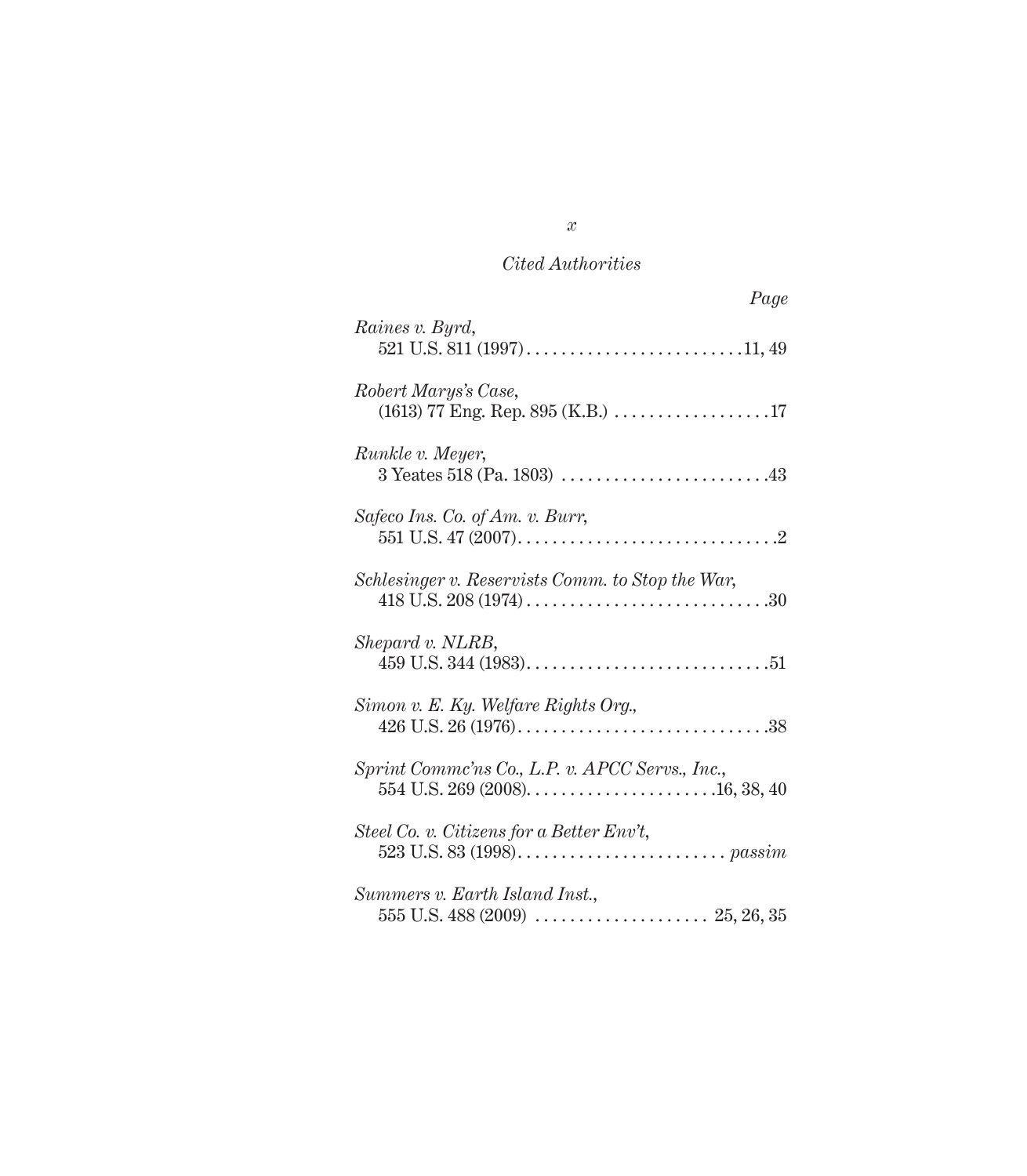*Cited Authorities*

*Page*

*Raines v. Byrd*,
521 U.S. 811 (1997) . . . . . . . . . . . . . . . . . . . . . . . . . 11, 49

*Robert Marys's Case*,
(1613) 77 Eng. Rep. 895 (K.B.) . . . . . . . . . . . . . . . . . . 17

*Runkle v. Meyer*,
3 Yeates 518 (Pa. 1803) . . . . . . . . . . . . . . . . . . . . . . . . 43

*Safeco Ins. Co. of Am. v. Burr*,
551 U.S. 47 (2007) . . . . . . . . . . . . . . . . . . . . . . . . . . . . . . 2

*Schlesinger v. Reservists Comm. to Stop the War*,
418 U.S. 208 (1974) . . . . . . . . . . . . . . . . . . . . . . . . . . . . 30

*Shepard v. NLRB*,
459 U.S. 344 (1983) . . . . . . . . . . . . . . . . . . . . . . . . . . . . 51

*Simon v. E. Ky. Welfare Rights Org.*,
426 U.S. 26 (1976) . . . . . . . . . . . . . . . . . . . . . . . . . . . . . 38

*Sprint Commc'ns Co., L.P. v. APCC Servs., Inc.*,
554 U.S. 269 (2008) . . . . . . . . . . . . . . . . . . . . . . 16, 38, 40

*Steel Co. v. Citizens for a Better Env't*,
523 U.S. 83 (1998) . . . . . . . . . . . . . . . . . . . . . . . . . *passim*

*Summers v. Earth Island Inst.*,
555 U.S. 488 (2009) . . . . . . . . . . . . . . . . . . . . 25, 26, 35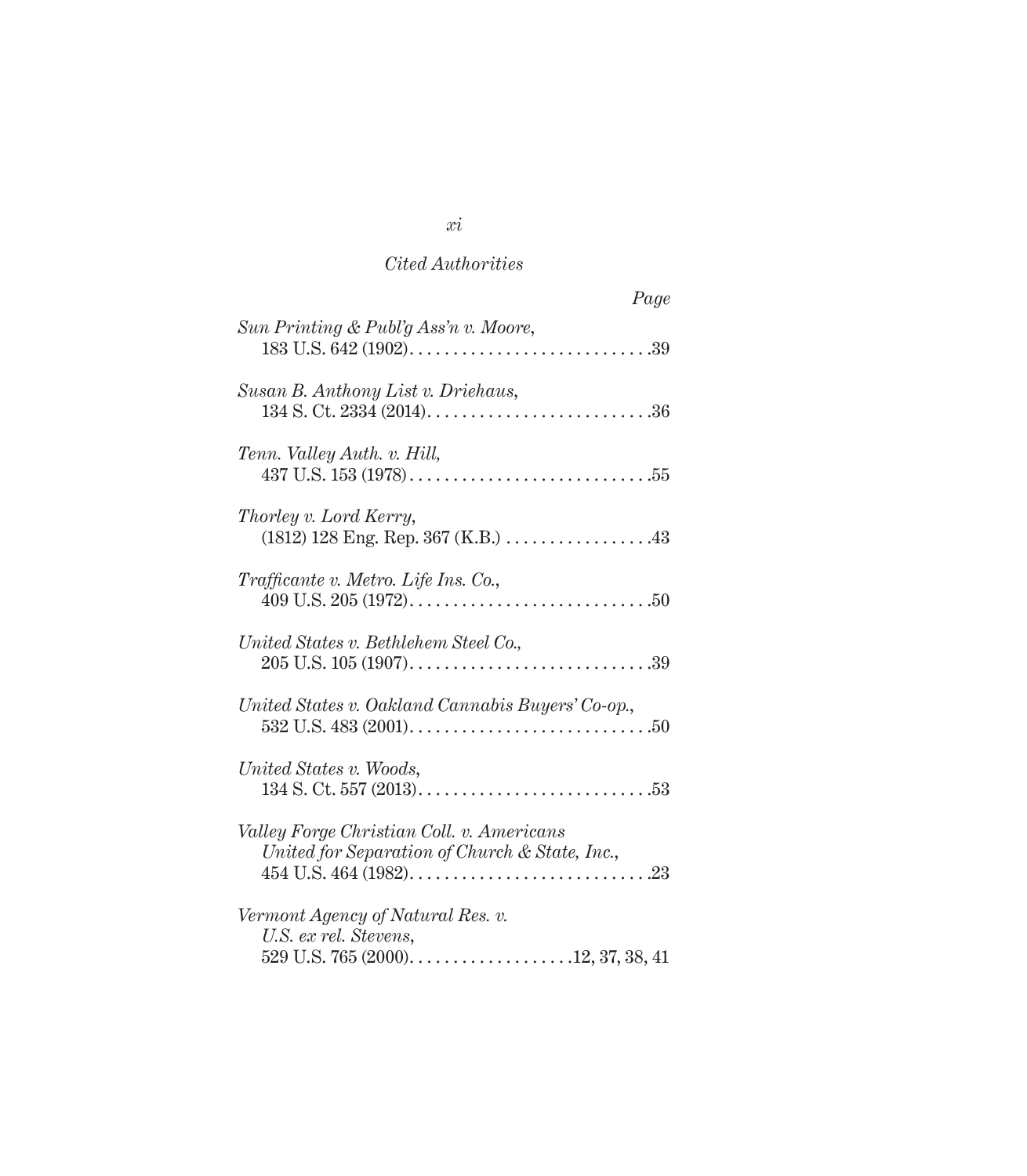*Cited Authorities*

*Page*

*Sun Printing & Publ'g Ass'n v. Moore*,
183 U.S. 642 (1902)............................39

*Susan B. Anthony List v. Driehaus*,
134 S. Ct. 2334 (2014)..........................36

*Tenn. Valley Auth. v. Hill*,
437 U.S. 153 (1978)............................55

*Thorley v. Lord Kerry*,
(1812) 128 Eng. Rep. 367 (K.B.) .................43

*Trafficante v. Metro. Life Ins. Co.*,
409 U.S. 205 (1972)............................50

*United States v. Bethlehem Steel Co.*,
205 U.S. 105 (1907)............................39

*United States v. Oakland Cannabis Buyers' Co-op.*,
532 U.S. 483 (2001)............................50

*United States v. Woods*,
134 S. Ct. 557 (2013)...........................53

*Valley Forge Christian Coll. v. Americans United for Separation of Church & State, Inc.*,
454 U.S. 464 (1982)............................23

*Vermont Agency of Natural Res. v. U.S. ex rel. Stevens*,
529 U.S. 765 (2000)...................12, 37, 38, 41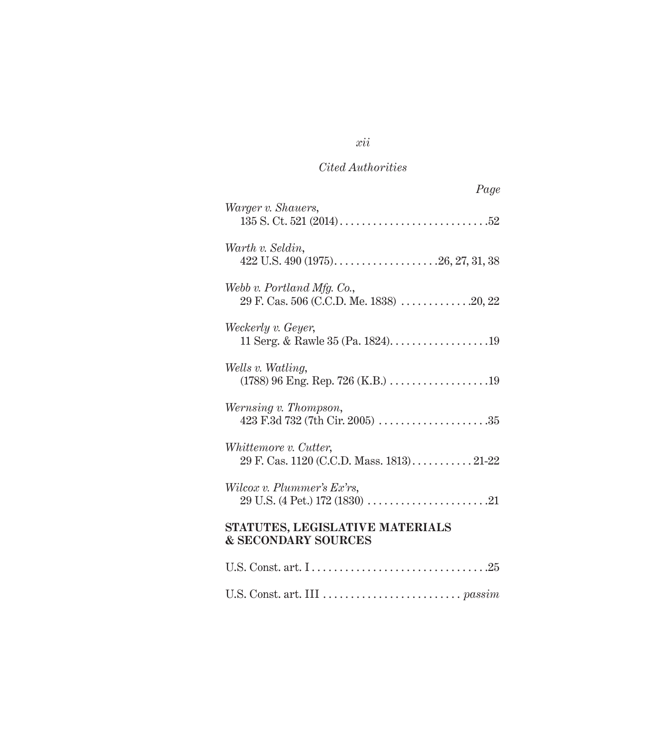*Cited Authorities*

*Page*

*Warger v. Shauers*,
135 S. Ct. 521 (2014) . . . . . . . . . . . . . . . . . . . . . . . . . . .52

*Warth v. Seldin*,
422 U.S. 490 (1975) . . . . . . . . . . . . . . . . . . . .26, 27, 31, 38

*Webb v. Portland Mfg. Co.*,
29 F. Cas. 506 (C.C.D. Me. 1838) . . . . . . . . . . . . .20, 22

*Weckerly v. Geyer*,
11 Serg. & Rawle 35 (Pa. 1824) . . . . . . . . . . . . . . . . . .19

*Wells v. Watling*,
(1788) 96 Eng. Rep. 726 (K.B.) . . . . . . . . . . . . . . . . . .19

*Wernsing v. Thompson*,
423 F.3d 732 (7th Cir. 2005) . . . . . . . . . . . . . . . . . . . .35

*Whittemore v. Cutter*,
29 F. Cas. 1120 (C.C.D. Mass. 1813) . . . . . . . . . . . 21-22

*Wilcox v. Plummer's Ex'rs*,
29 U.S. (4 Pet.) 172 (1830) . . . . . . . . . . . . . . . . . . . . . .21

**STATUTES, LEGISLATIVE MATERIALS & SECONDARY SOURCES**

U.S. Const. art. I . . . . . . . . . . . . . . . . . . . . . . . . . . . . . . .25

U.S. Const. art. III . . . . . . . . . . . . . . . . . . . . . . . . . *passim*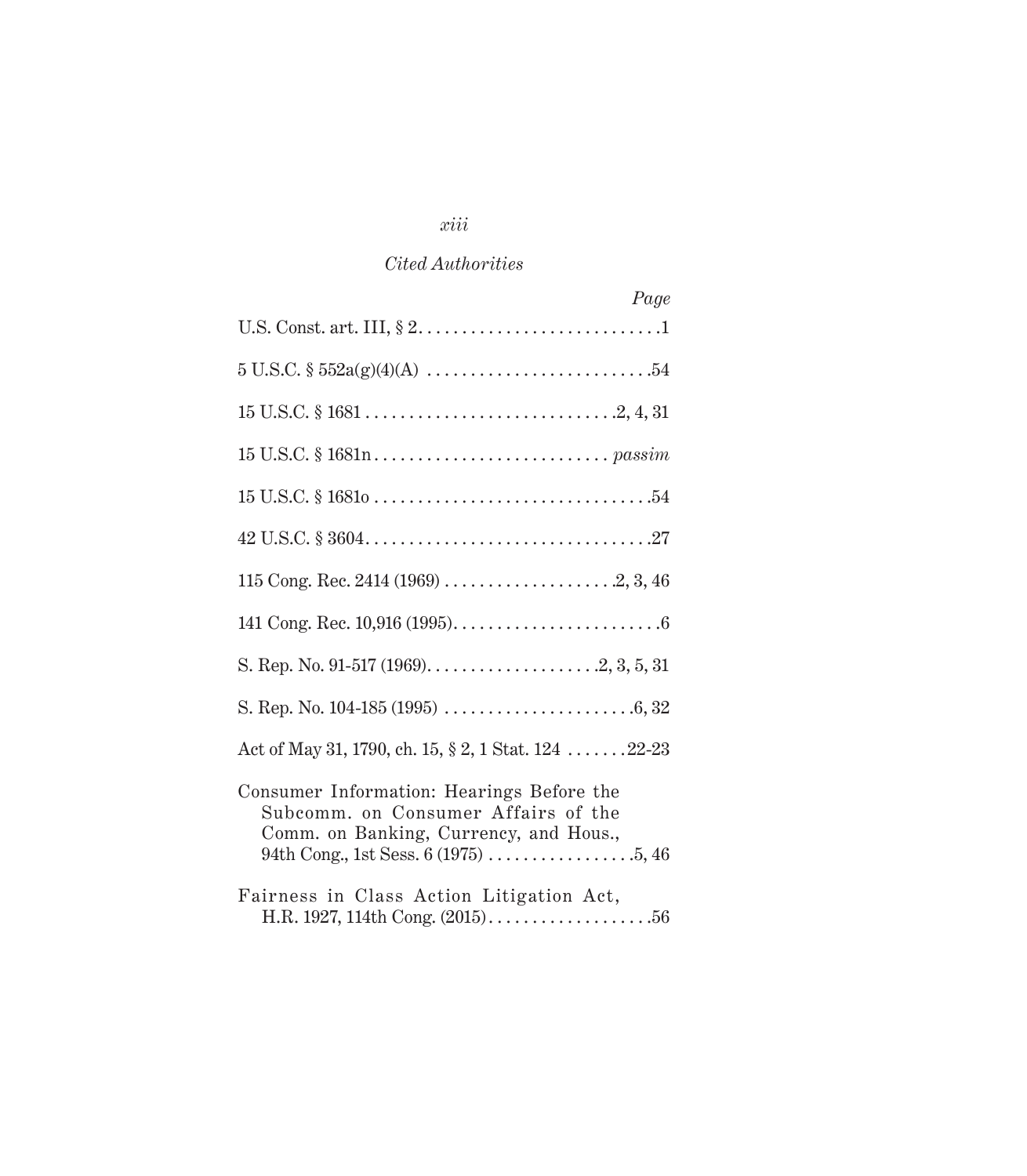*Cited Authorities*

| | *Page* |
|---|---|
| U.S. Const. art. III, § 2 | 1 |
| 5 U.S.C. § 552a(g)(4)(A) | 54 |
| 15 U.S.C. § 1681 | 2, 4, 31 |
| 15 U.S.C. § 1681n | *passim* |
| 15 U.S.C. § 1681o | 54 |
| 42 U.S.C. § 3604 | 27 |
| 115 Cong. Rec. 2414 (1969) | 2, 3, 46 |
| 141 Cong. Rec. 10,916 (1995) | 6 |
| S. Rep. No. 91-517 (1969) | 2, 3, 5, 31 |
| S. Rep. No. 104-185 (1995) | 6, 32 |
| Act of May 31, 1790, ch. 15, § 2, 1 Stat. 124 | 22-23 |
| Consumer Information: Hearings Before the Subcomm. on Consumer Affairs of the Comm. on Banking, Currency, and Hous., 94th Cong., 1st Sess. 6 (1975) | 5, 46 |
| Fairness in Class Action Litigation Act, H.R. 1927, 114th Cong. (2015) | 56 |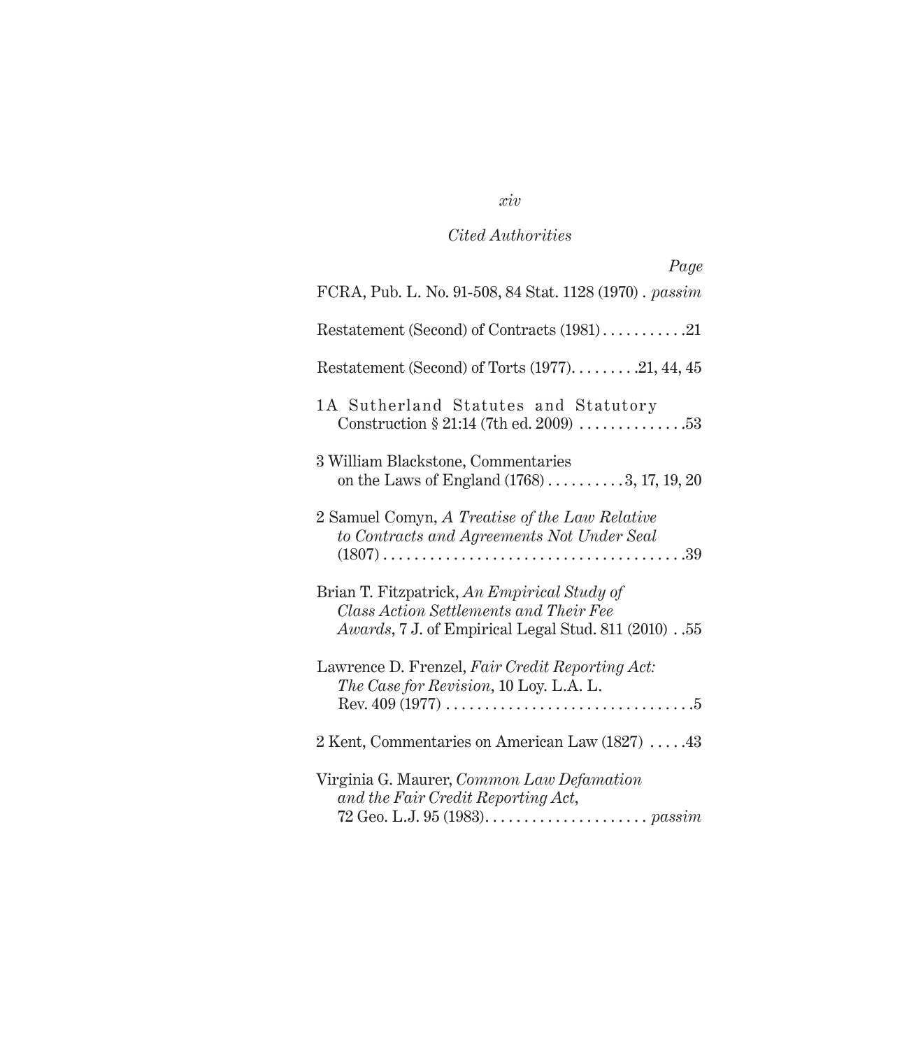*Cited Authorities*

*Page*

FCRA, Pub. L. No. 91-508, 84 Stat. 1128 (1970) . *passim*

Restatement (Second) of Contracts (1981) . . . . . . . . . . .21

Restatement (Second) of Torts (1977). . . . . . . . .21, 44, 45

1A Sutherland Statutes and Statutory Construction § 21:14 (7th ed. 2009) . . . . . . . . . . . . . .53

3 William Blackstone, Commentaries on the Laws of England (1768) . . . . . . . . . .3, 17, 19, 20

2 Samuel Comyn, *A Treatise of the Law Relative to Contracts and Agreements Not Under Seal* (1807) . . . . . . . . . . . . . . . . . . . . . . . . . . . . . . . . . . . . . . .39

Brian T. Fitzpatrick, *An Empirical Study of Class Action Settlements and Their Fee Awards*, 7 J. of Empirical Legal Stud. 811 (2010) . .55

Lawrence D. Frenzel, *Fair Credit Reporting Act: The Case for Revision*, 10 Loy. L.A. L. Rev. 409 (1977) . . . . . . . . . . . . . . . . . . . . . . . . . . . . . . . .5

2 Kent, Commentaries on American Law (1827) . . . . .43

Virginia G. Maurer, *Common Law Defamation and the Fair Credit Reporting Act*, 72 Geo. L.J. 95 (1983). . . . . . . . . . . . . . . . . . . . . *passim*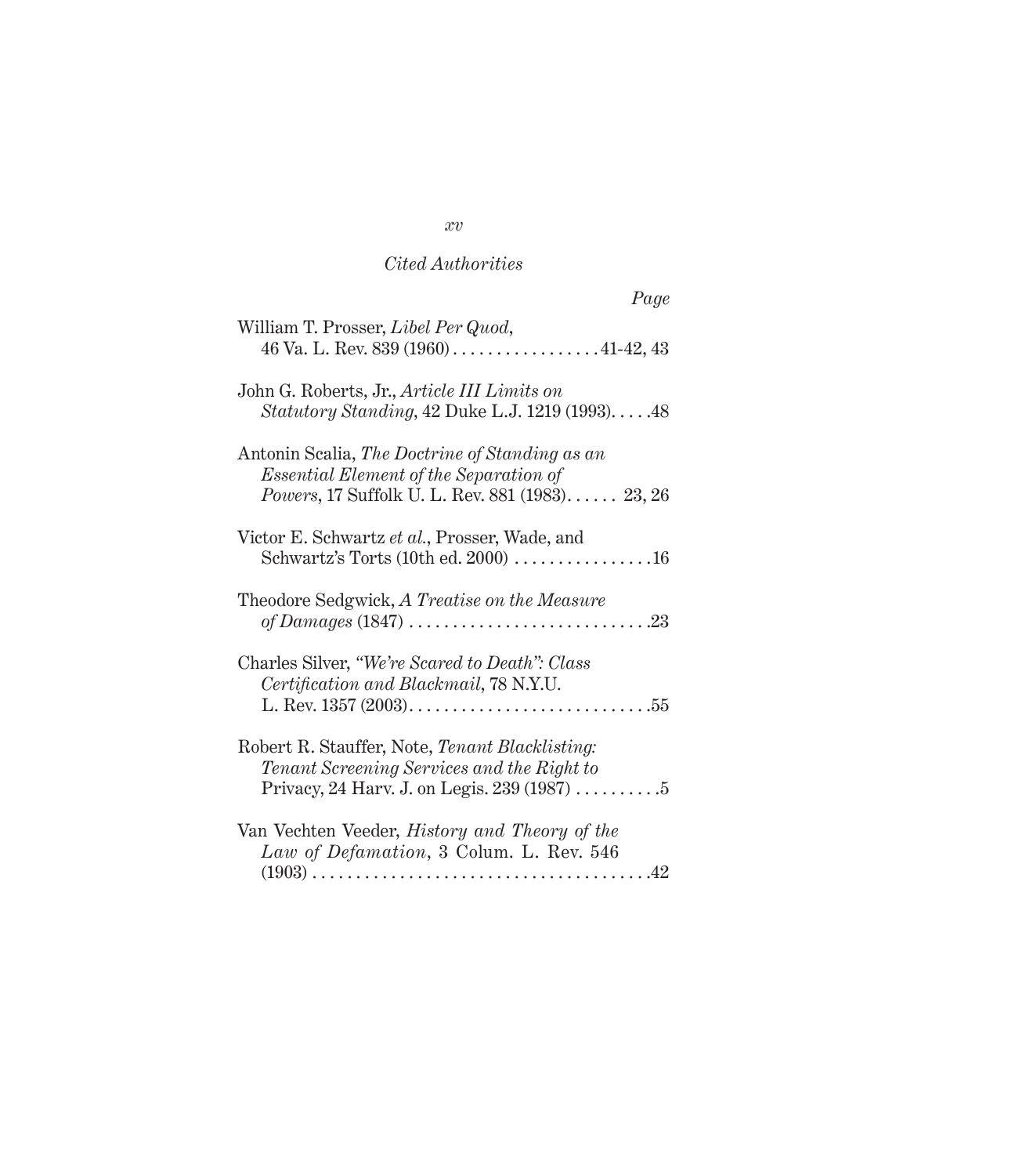*Cited Authorities*

*Page*

William T. Prosser, *Libel Per Quod*, 46 Va. L. Rev. 839 (1960) . . . . . . . . . . . . . . . . . 41-42, 43

John G. Roberts, Jr., *Article III Limits on Statutory Standing*, 42 Duke L.J. 1219 (1993). . . . .48

Antonin Scalia, *The Doctrine of Standing as an Essential Element of the Separation of Powers*, 17 Suffolk U. L. Rev. 881 (1983). . . . . . 23, 26

Victor E. Schwartz *et al.*, Prosser, Wade, and Schwartz's Torts (10th ed. 2000) . . . . . . . . . . . . . . . .16

Theodore Sedgwick, *A Treatise on the Measure of Damages* (1847) . . . . . . . . . . . . . . . . . . . . . . . . . . . .23

Charles Silver, *"We're Scared to Death": Class Certification and Blackmail*, 78 N.Y.U. L. Rev. 1357 (2003). . . . . . . . . . . . . . . . . . . . . . . . . . . .55

Robert R. Stauffer, Note, *Tenant Blacklisting: Tenant Screening Services and the Right to* Privacy, 24 Harv. J. on Legis. 239 (1987) . . . . . . . . . .5

Van Vechten Veeder, *History and Theory of the Law of Defamation*, 3 Colum. L. Rev. 546 (1903) . . . . . . . . . . . . . . . . . . . . . . . . . . . . . . . . . . . . . . .42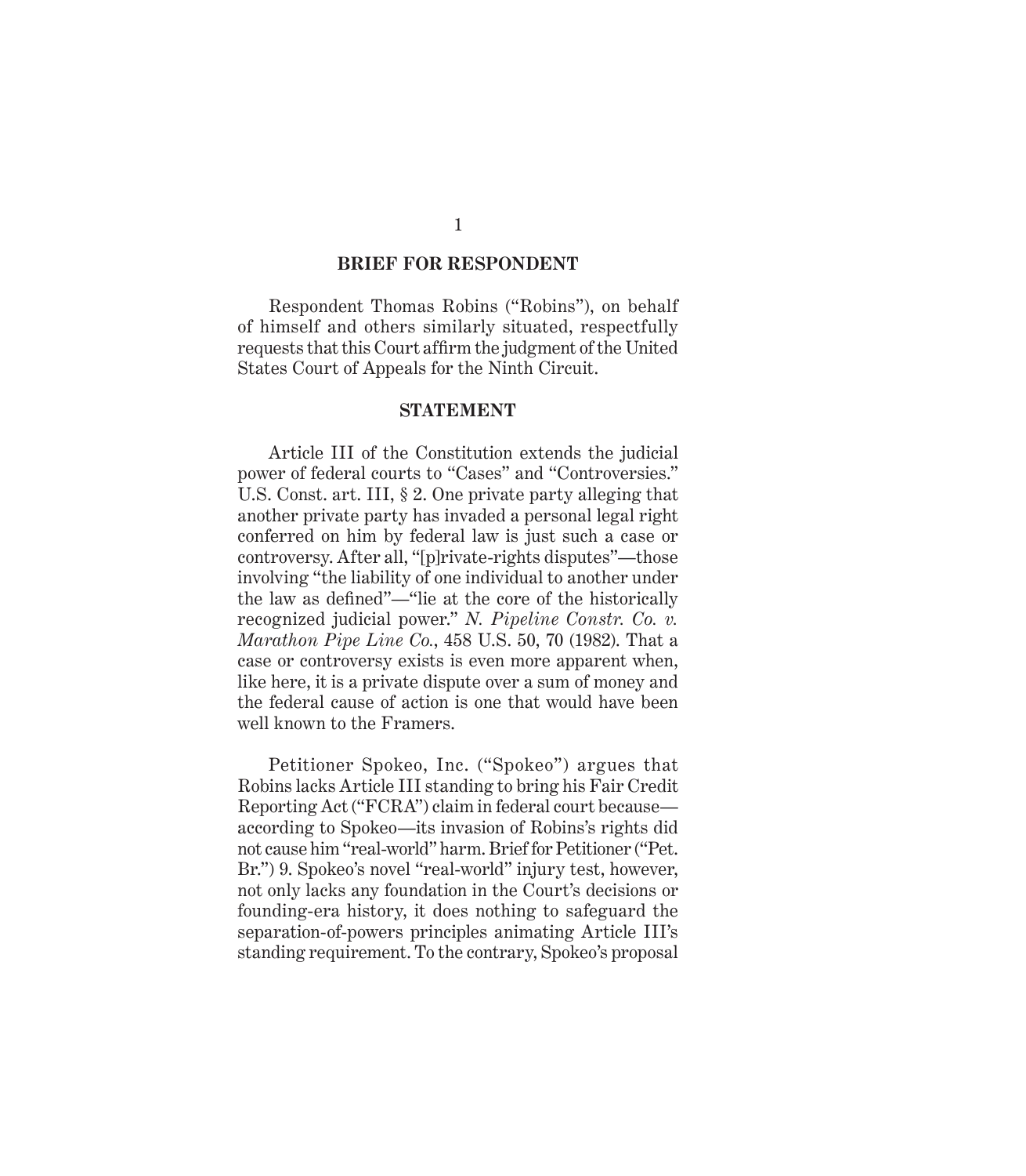## BRIEF FOR RESPONDENT

Respondent Thomas Robins ("Robins"), on behalf of himself and others similarly situated, respectfully requests that this Court affirm the judgment of the United States Court of Appeals for the Ninth Circuit.

## STATEMENT

Article III of the Constitution extends the judicial power of federal courts to "Cases" and "Controversies." U.S. Const. art. III, § 2. One private party alleging that another private party has invaded a personal legal right conferred on him by federal law is just such a case or controversy. After all, "[p]rivate-rights disputes"—those involving "the liability of one individual to another under the law as defined"—"lie at the core of the historically recognized judicial power." *N. Pipeline Constr. Co. v. Marathon Pipe Line Co.*, 458 U.S. 50, 70 (1982). That a case or controversy exists is even more apparent when, like here, it is a private dispute over a sum of money and the federal cause of action is one that would have been well known to the Framers.

Petitioner Spokeo, Inc. ("Spokeo") argues that Robins lacks Article III standing to bring his Fair Credit Reporting Act ("FCRA") claim in federal court because—according to Spokeo—its invasion of Robins's rights did not cause him "real-world" harm. Brief for Petitioner ("Pet. Br.") 9. Spokeo's novel "real-world" injury test, however, not only lacks any foundation in the Court's decisions or founding-era history, it does nothing to safeguard the separation-of-powers principles animating Article III's standing requirement. To the contrary, Spokeo's proposal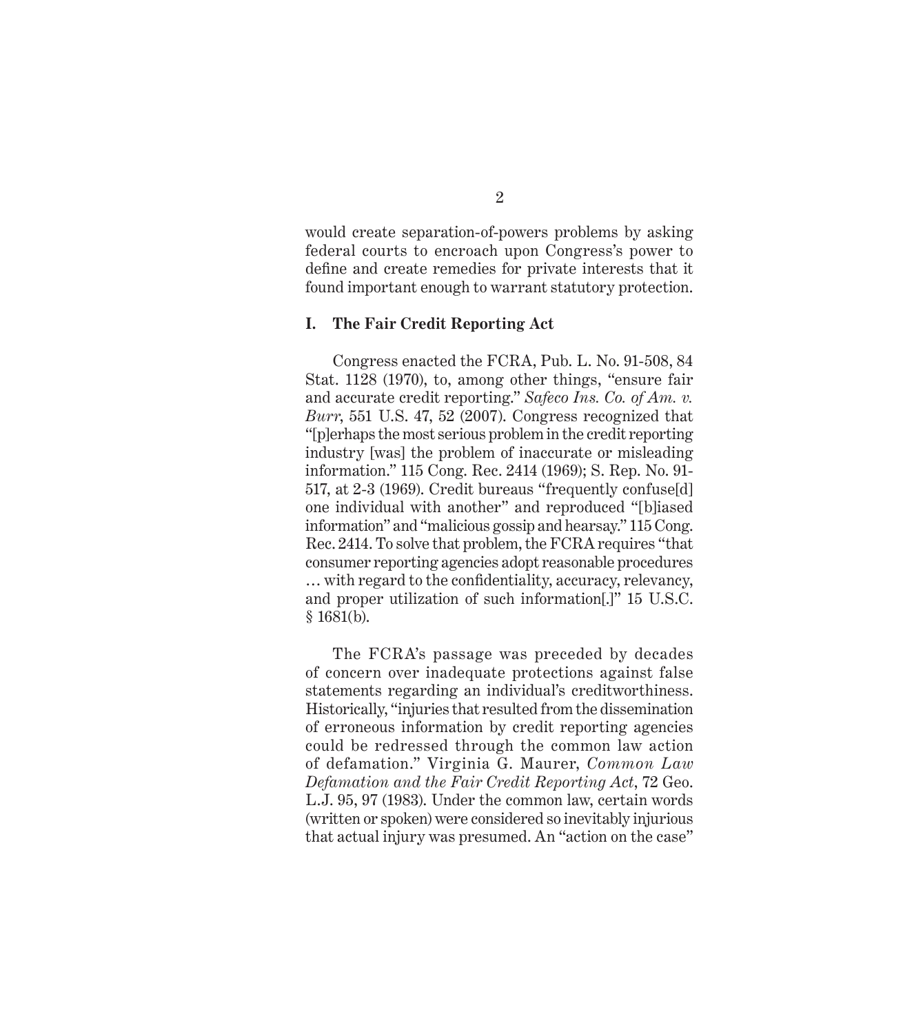would create separation-of-powers problems by asking federal courts to encroach upon Congress's power to define and create remedies for private interests that it found important enough to warrant statutory protection.

## I. The Fair Credit Reporting Act

Congress enacted the FCRA, Pub. L. No. 91-508, 84 Stat. 1128 (1970), to, among other things, "ensure fair and accurate credit reporting." *Safeco Ins. Co. of Am. v. Burr*, 551 U.S. 47, 52 (2007). Congress recognized that "[p]erhaps the most serious problem in the credit reporting industry [was] the problem of inaccurate or misleading information." 115 Cong. Rec. 2414 (1969); S. Rep. No. 91-517, at 2-3 (1969). Credit bureaus "frequently confuse[d] one individual with another" and reproduced "[b]iased information" and "malicious gossip and hearsay." 115 Cong. Rec. 2414. To solve that problem, the FCRA requires "that consumer reporting agencies adopt reasonable procedures … with regard to the confidentiality, accuracy, relevancy, and proper utilization of such information[.]" 15 U.S.C. § 1681(b).

The FCRA's passage was preceded by decades of concern over inadequate protections against false statements regarding an individual's creditworthiness. Historically, "injuries that resulted from the dissemination of erroneous information by credit reporting agencies could be redressed through the common law action of defamation." Virginia G. Maurer, *Common Law Defamation and the Fair Credit Reporting Act*, 72 Geo. L.J. 95, 97 (1983). Under the common law, certain words (written or spoken) were considered so inevitably injurious that actual injury was presumed. An "action on the case"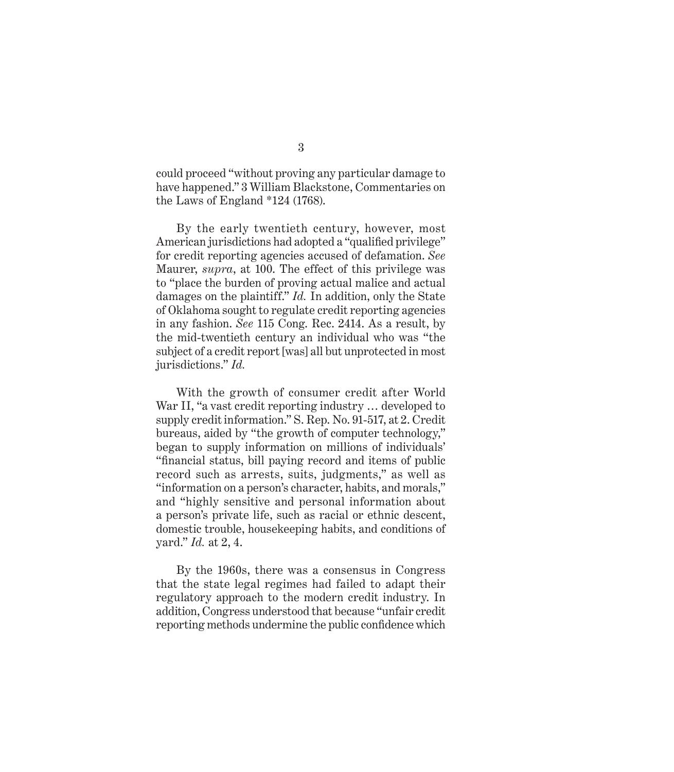could proceed "without proving any particular damage to have happened." 3 William Blackstone, Commentaries on the Laws of England *124 (1768).

By the early twentieth century, however, most American jurisdictions had adopted a "qualified privilege" for credit reporting agencies accused of defamation. *See* Maurer, *supra*, at 100. The effect of this privilege was to "place the burden of proving actual malice and actual damages on the plaintiff." *Id.* In addition, only the State of Oklahoma sought to regulate credit reporting agencies in any fashion. *See* 115 Cong. Rec. 2414. As a result, by the mid-twentieth century an individual who was "the subject of a credit report [was] all but unprotected in most jurisdictions." *Id.*

With the growth of consumer credit after World War II, "a vast credit reporting industry … developed to supply credit information." S. Rep. No. 91-517, at 2. Credit bureaus, aided by "the growth of computer technology," began to supply information on millions of individuals' "financial status, bill paying record and items of public record such as arrests, suits, judgments," as well as "information on a person's character, habits, and morals," and "highly sensitive and personal information about a person's private life, such as racial or ethnic descent, domestic trouble, housekeeping habits, and conditions of yard." *Id.* at 2, 4.

By the 1960s, there was a consensus in Congress that the state legal regimes had failed to adapt their regulatory approach to the modern credit industry. In addition, Congress understood that because "unfair credit reporting methods undermine the public confidence which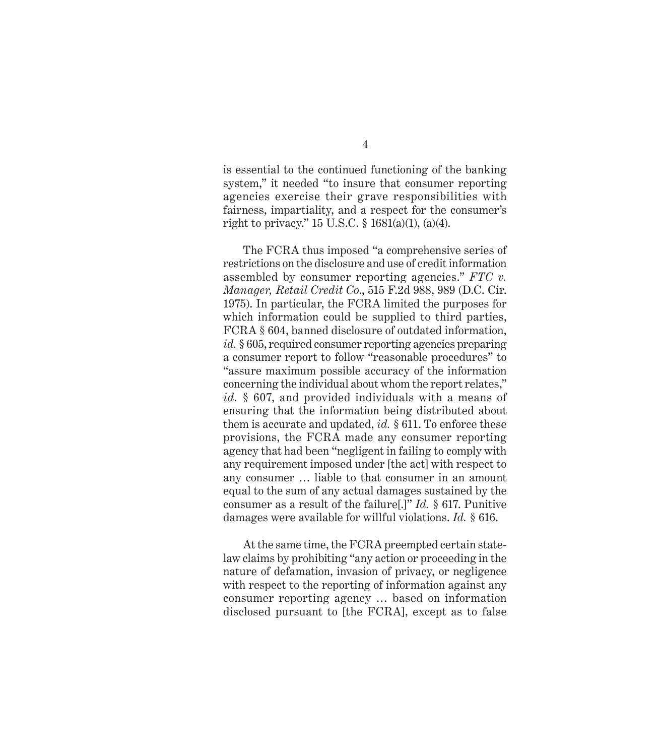is essential to the continued functioning of the banking system," it needed "to insure that consumer reporting agencies exercise their grave responsibilities with fairness, impartiality, and a respect for the consumer's right to privacy." 15 U.S.C. § 1681(a)(1), (a)(4).

The FCRA thus imposed "a comprehensive series of restrictions on the disclosure and use of credit information assembled by consumer reporting agencies." *FTC v. Manager, Retail Credit Co.*, 515 F.2d 988, 989 (D.C. Cir. 1975). In particular, the FCRA limited the purposes for which information could be supplied to third parties, FCRA § 604, banned disclosure of outdated information, *id.* § 605, required consumer reporting agencies preparing a consumer report to follow "reasonable procedures" to "assure maximum possible accuracy of the information concerning the individual about whom the report relates," *id.* § 607, and provided individuals with a means of ensuring that the information being distributed about them is accurate and updated, *id.* § 611. To enforce these provisions, the FCRA made any consumer reporting agency that had been "negligent in failing to comply with any requirement imposed under [the act] with respect to any consumer … liable to that consumer in an amount equal to the sum of any actual damages sustained by the consumer as a result of the failure[.]" *Id.* § 617. Punitive damages were available for willful violations. *Id.* § 616.

At the same time, the FCRA preempted certain state-law claims by prohibiting "any action or proceeding in the nature of defamation, invasion of privacy, or negligence with respect to the reporting of information against any consumer reporting agency … based on information disclosed pursuant to [the FCRA], except as to false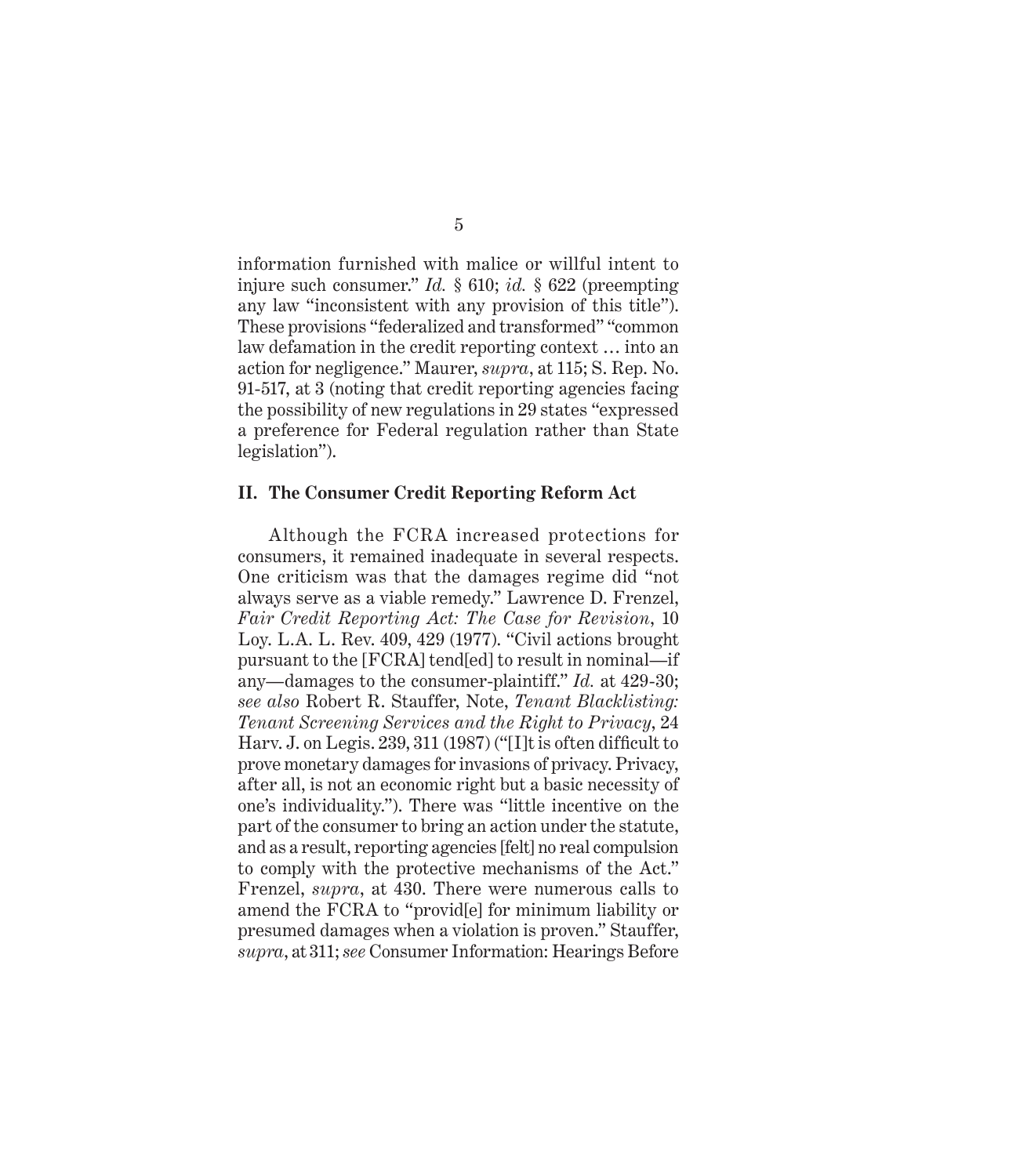information furnished with malice or willful intent to injure such consumer." *Id.* § 610; *id.* § 622 (preempting any law "inconsistent with any provision of this title"). These provisions "federalized and transformed" "common law defamation in the credit reporting context … into an action for negligence." Maurer, *supra*, at 115; S. Rep. No. 91-517, at 3 (noting that credit reporting agencies facing the possibility of new regulations in 29 states "expressed a preference for Federal regulation rather than State legislation").

## II. The Consumer Credit Reporting Reform Act

Although the FCRA increased protections for consumers, it remained inadequate in several respects. One criticism was that the damages regime did "not always serve as a viable remedy." Lawrence D. Frenzel, *Fair Credit Reporting Act: The Case for Revision*, 10 Loy. L.A. L. Rev. 409, 429 (1977). "Civil actions brought pursuant to the [FCRA] tend[ed] to result in nominal—if any—damages to the consumer-plaintiff." *Id.* at 429-30; *see also* Robert R. Stauffer, Note, *Tenant Blacklisting: Tenant Screening Services and the Right to Privacy*, 24 Harv. J. on Legis. 239, 311 (1987) ("[I]t is often difficult to prove monetary damages for invasions of privacy. Privacy, after all, is not an economic right but a basic necessity of one's individuality."). There was "little incentive on the part of the consumer to bring an action under the statute, and as a result, reporting agencies [felt] no real compulsion to comply with the protective mechanisms of the Act." Frenzel, *supra*, at 430. There were numerous calls to amend the FCRA to "provid[e] for minimum liability or presumed damages when a violation is proven." Stauffer, *supra*, at 311; *see* Consumer Information: Hearings Before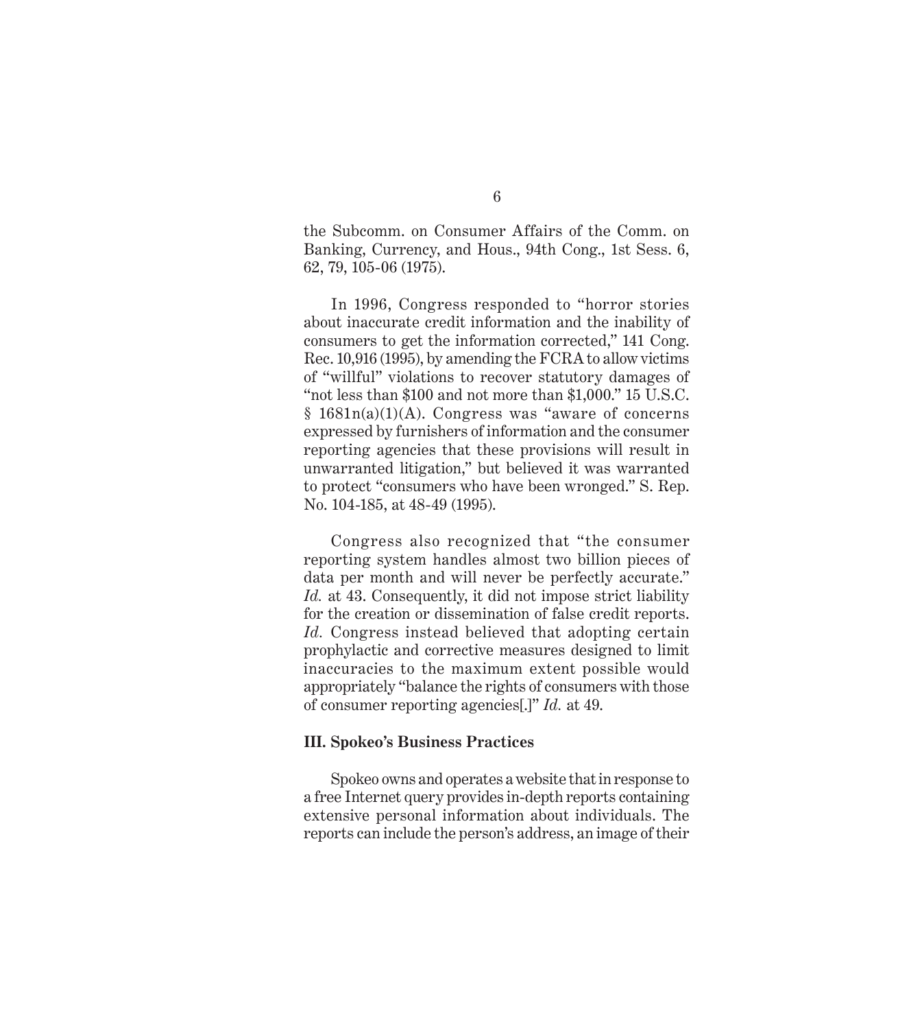the Subcomm. on Consumer Affairs of the Comm. on Banking, Currency, and Hous., 94th Cong., 1st Sess. 6, 62, 79, 105-06 (1975).

In 1996, Congress responded to "horror stories about inaccurate credit information and the inability of consumers to get the information corrected," 141 Cong. Rec. 10,916 (1995), by amending the FCRA to allow victims of "willful" violations to recover statutory damages of "not less than $100 and not more than $1,000." 15 U.S.C. § 1681n(a)(1)(A). Congress was "aware of concerns expressed by furnishers of information and the consumer reporting agencies that these provisions will result in unwarranted litigation," but believed it was warranted to protect "consumers who have been wronged." S. Rep. No. 104-185, at 48-49 (1995).

Congress also recognized that "the consumer reporting system handles almost two billion pieces of data per month and will never be perfectly accurate." *Id.* at 43. Consequently, it did not impose strict liability for the creation or dissemination of false credit reports. *Id.* Congress instead believed that adopting certain prophylactic and corrective measures designed to limit inaccuracies to the maximum extent possible would appropriately "balance the rights of consumers with those of consumer reporting agencies[.]" *Id.* at 49.

### III. Spokeo's Business Practices

Spokeo owns and operates a website that in response to a free Internet query provides in-depth reports containing extensive personal information about individuals. The reports can include the person's address, an image of their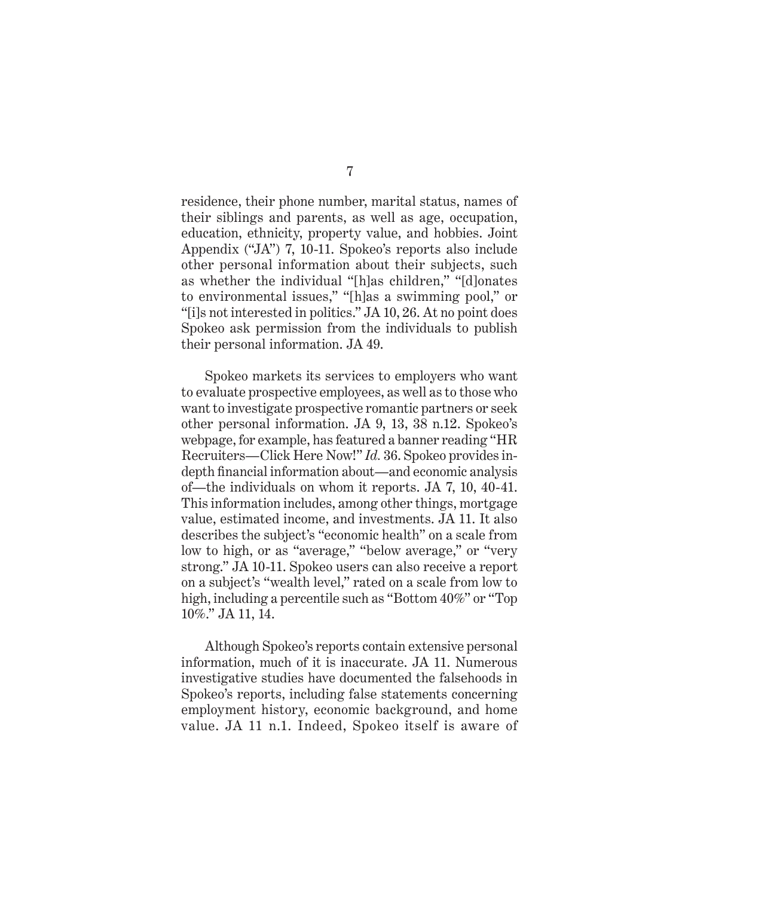residence, their phone number, marital status, names of their siblings and parents, as well as age, occupation, education, ethnicity, property value, and hobbies. Joint Appendix ("JA") 7, 10-11. Spokeo's reports also include other personal information about their subjects, such as whether the individual "[h]as children," "[d]onates to environmental issues," "[h]as a swimming pool," or "[i]s not interested in politics." JA 10, 26. At no point does Spokeo ask permission from the individuals to publish their personal information. JA 49.

Spokeo markets its services to employers who want to evaluate prospective employees, as well as to those who want to investigate prospective romantic partners or seek other personal information. JA 9, 13, 38 n.12. Spokeo's webpage, for example, has featured a banner reading "HR Recruiters—Click Here Now!" *Id.* 36. Spokeo provides in-depth financial information about—and economic analysis of—the individuals on whom it reports. JA 7, 10, 40-41. This information includes, among other things, mortgage value, estimated income, and investments. JA 11. It also describes the subject's "economic health" on a scale from low to high, or as "average," "below average," or "very strong." JA 10-11. Spokeo users can also receive a report on a subject's "wealth level," rated on a scale from low to high, including a percentile such as "Bottom 40%" or "Top 10%." JA 11, 14.

Although Spokeo's reports contain extensive personal information, much of it is inaccurate. JA 11. Numerous investigative studies have documented the falsehoods in Spokeo's reports, including false statements concerning employment history, economic background, and home value. JA 11 n.1. Indeed, Spokeo itself is aware of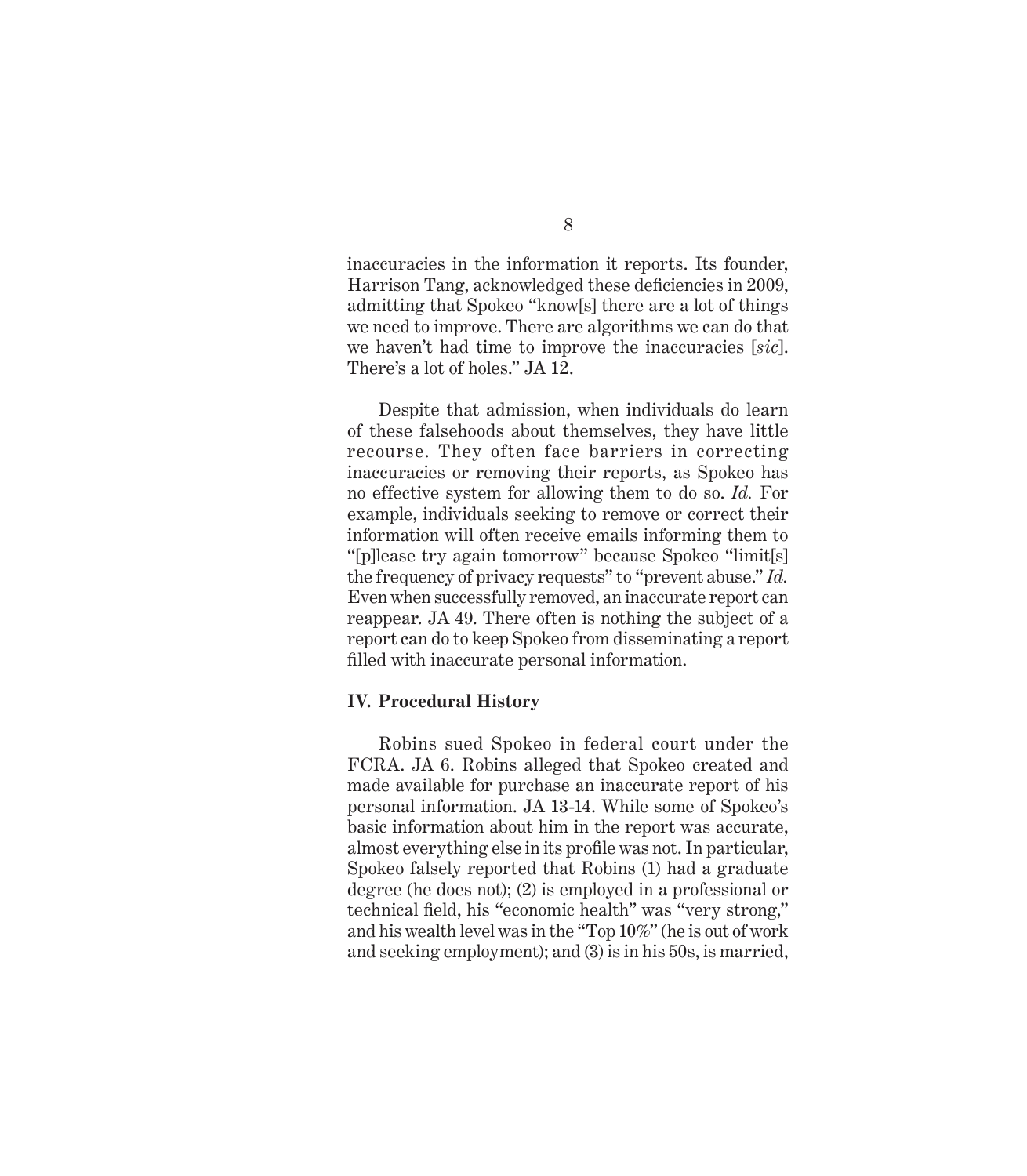inaccuracies in the information it reports. Its founder, Harrison Tang, acknowledged these deficiencies in 2009, admitting that Spokeo "know[s] there are a lot of things we need to improve. There are algorithms we can do that we haven't had time to improve the inaccuracies [*sic*]. There's a lot of holes." JA 12.

Despite that admission, when individuals do learn of these falsehoods about themselves, they have little recourse. They often face barriers in correcting inaccuracies or removing their reports, as Spokeo has no effective system for allowing them to do so. *Id.* For example, individuals seeking to remove or correct their information will often receive emails informing them to "[p]lease try again tomorrow" because Spokeo "limit[s] the frequency of privacy requests" to "prevent abuse." *Id.* Even when successfully removed, an inaccurate report can reappear. JA 49. There often is nothing the subject of a report can do to keep Spokeo from disseminating a report filled with inaccurate personal information.

**IV. Procedural History**

Robins sued Spokeo in federal court under the FCRA. JA 6. Robins alleged that Spokeo created and made available for purchase an inaccurate report of his personal information. JA 13-14. While some of Spokeo's basic information about him in the report was accurate, almost everything else in its profile was not. In particular, Spokeo falsely reported that Robins (1) had a graduate degree (he does not); (2) is employed in a professional or technical field, his "economic health" was "very strong," and his wealth level was in the "Top 10%" (he is out of work and seeking employment); and (3) is in his 50s, is married,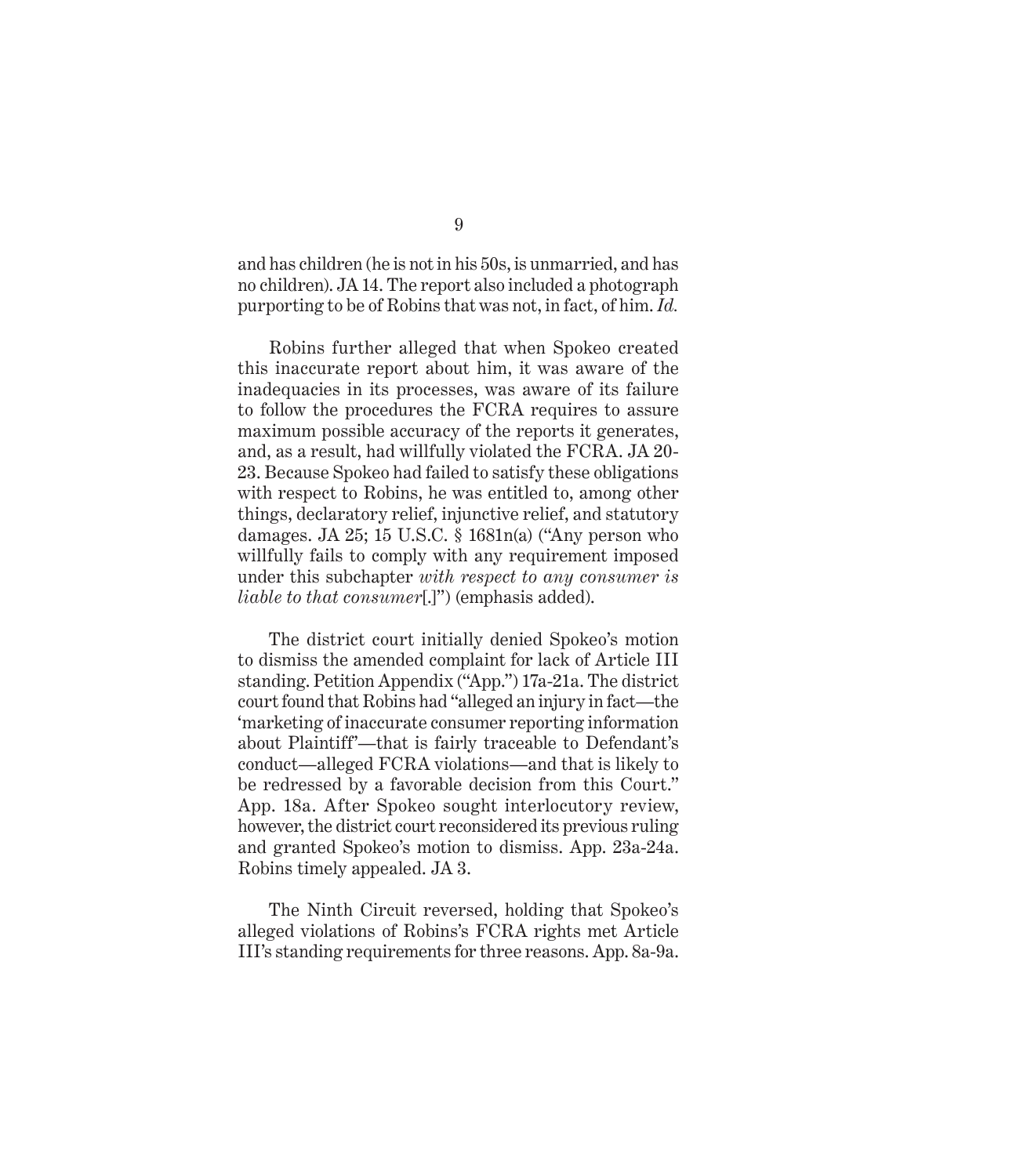and has children (he is not in his 50s, is unmarried, and has no children). JA 14. The report also included a photograph purporting to be of Robins that was not, in fact, of him. *Id.*

Robins further alleged that when Spokeo created this inaccurate report about him, it was aware of the inadequacies in its processes, was aware of its failure to follow the procedures the FCRA requires to assure maximum possible accuracy of the reports it generates, and, as a result, had willfully violated the FCRA. JA 20-23. Because Spokeo had failed to satisfy these obligations with respect to Robins, he was entitled to, among other things, declaratory relief, injunctive relief, and statutory damages. JA 25; 15 U.S.C. § 1681n(a) ("Any person who willfully fails to comply with any requirement imposed under this subchapter *with respect to any consumer is liable to that consumer*[.]") (emphasis added).

The district court initially denied Spokeo's motion to dismiss the amended complaint for lack of Article III standing. Petition Appendix ("App.") 17a-21a. The district court found that Robins had "alleged an injury in fact—the 'marketing of inaccurate consumer reporting information about Plaintiff'—that is fairly traceable to Defendant's conduct—alleged FCRA violations—and that is likely to be redressed by a favorable decision from this Court." App. 18a. After Spokeo sought interlocutory review, however, the district court reconsidered its previous ruling and granted Spokeo's motion to dismiss. App. 23a-24a. Robins timely appealed. JA 3.

The Ninth Circuit reversed, holding that Spokeo's alleged violations of Robins's FCRA rights met Article III's standing requirements for three reasons. App. 8a-9a.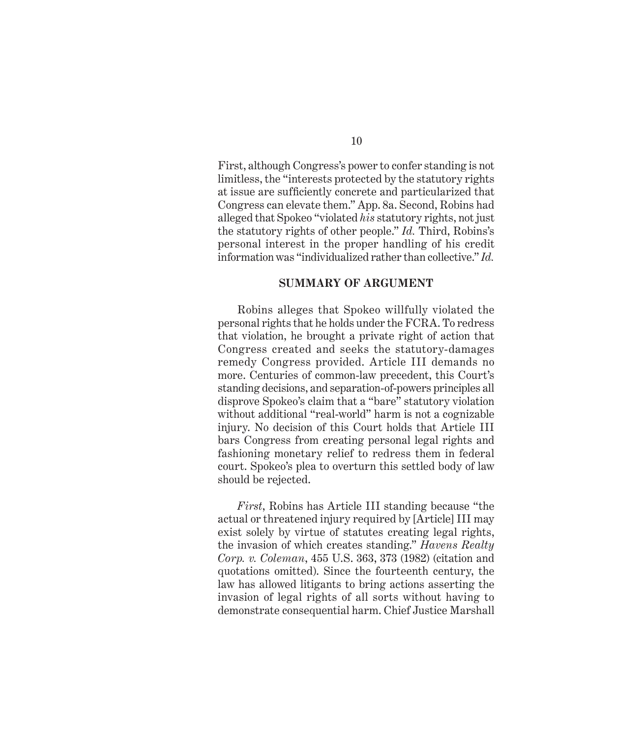First, although Congress's power to confer standing is not limitless, the "interests protected by the statutory rights at issue are sufficiently concrete and particularized that Congress can elevate them." App. 8a. Second, Robins had alleged that Spokeo "violated *his* statutory rights, not just the statutory rights of other people." *Id.* Third, Robins's personal interest in the proper handling of his credit information was "individualized rather than collective." *Id.*

## SUMMARY OF ARGUMENT

Robins alleges that Spokeo willfully violated the personal rights that he holds under the FCRA. To redress that violation, he brought a private right of action that Congress created and seeks the statutory-damages remedy Congress provided. Article III demands no more. Centuries of common-law precedent, this Court's standing decisions, and separation-of-powers principles all disprove Spokeo's claim that a "bare" statutory violation without additional "real-world" harm is not a cognizable injury. No decision of this Court holds that Article III bars Congress from creating personal legal rights and fashioning monetary relief to redress them in federal court. Spokeo's plea to overturn this settled body of law should be rejected.

*First*, Robins has Article III standing because "the actual or threatened injury required by [Article] III may exist solely by virtue of statutes creating legal rights, the invasion of which creates standing." *Havens Realty Corp. v. Coleman*, 455 U.S. 363, 373 (1982) (citation and quotations omitted). Since the fourteenth century, the law has allowed litigants to bring actions asserting the invasion of legal rights of all sorts without having to demonstrate consequential harm. Chief Justice Marshall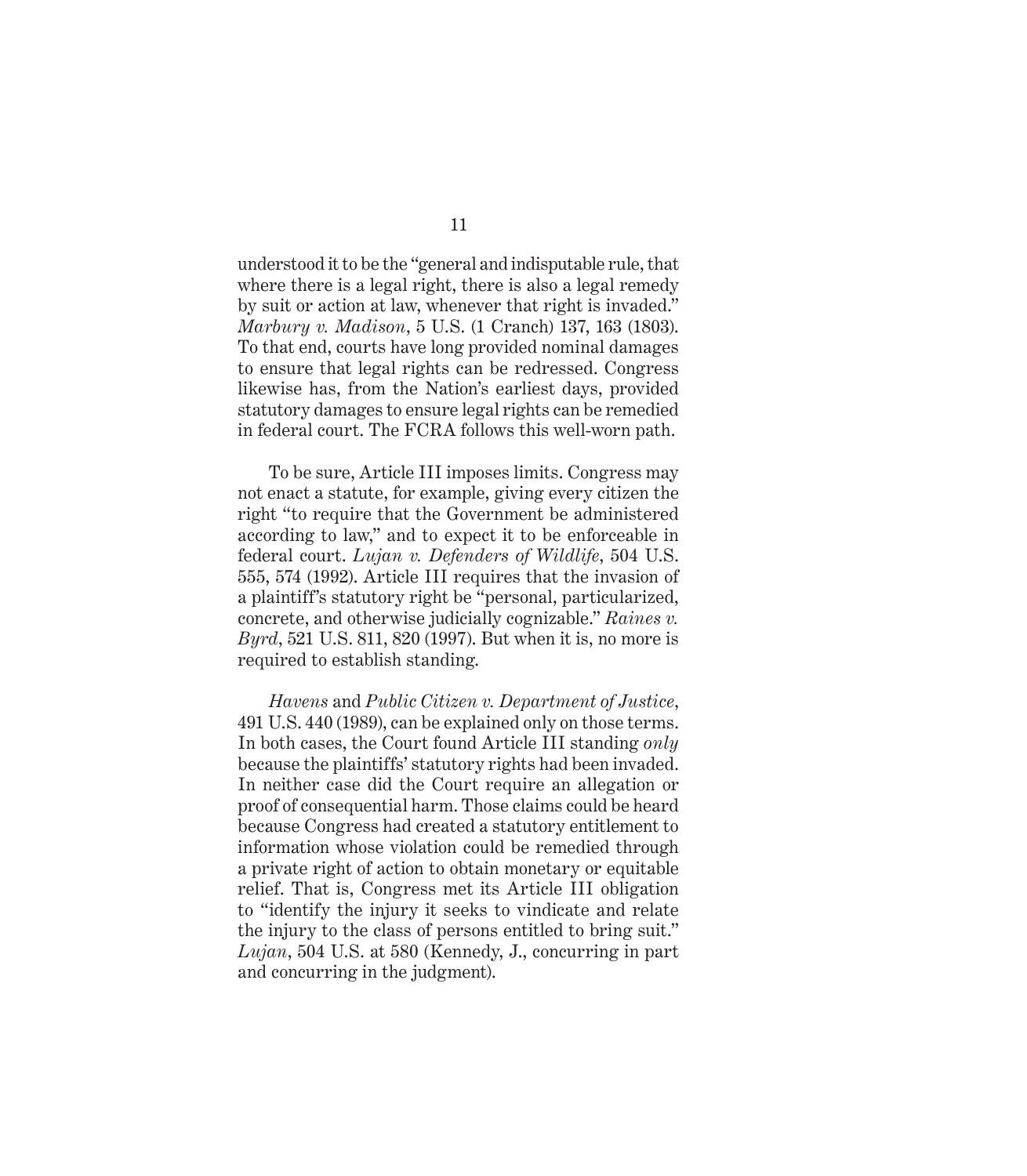understood it to be the "general and indisputable rule, that where there is a legal right, there is also a legal remedy by suit or action at law, whenever that right is invaded." *Marbury v. Madison*, 5 U.S. (1 Cranch) 137, 163 (1803). To that end, courts have long provided nominal damages to ensure that legal rights can be redressed. Congress likewise has, from the Nation's earliest days, provided statutory damages to ensure legal rights can be remedied in federal court. The FCRA follows this well-worn path.

To be sure, Article III imposes limits. Congress may not enact a statute, for example, giving every citizen the right "to require that the Government be administered according to law," and to expect it to be enforceable in federal court. *Lujan v. Defenders of Wildlife*, 504 U.S. 555, 574 (1992). Article III requires that the invasion of a plaintiff's statutory right be "personal, particularized, concrete, and otherwise judicially cognizable." *Raines v. Byrd*, 521 U.S. 811, 820 (1997). But when it is, no more is required to establish standing.

*Havens* and *Public Citizen v. Department of Justice*, 491 U.S. 440 (1989), can be explained only on those terms. In both cases, the Court found Article III standing *only* because the plaintiffs' statutory rights had been invaded. In neither case did the Court require an allegation or proof of consequential harm. Those claims could be heard because Congress had created a statutory entitlement to information whose violation could be remedied through a private right of action to obtain monetary or equitable relief. That is, Congress met its Article III obligation to "identify the injury it seeks to vindicate and relate the injury to the class of persons entitled to bring suit." *Lujan*, 504 U.S. at 580 (Kennedy, J., concurring in part and concurring in the judgment).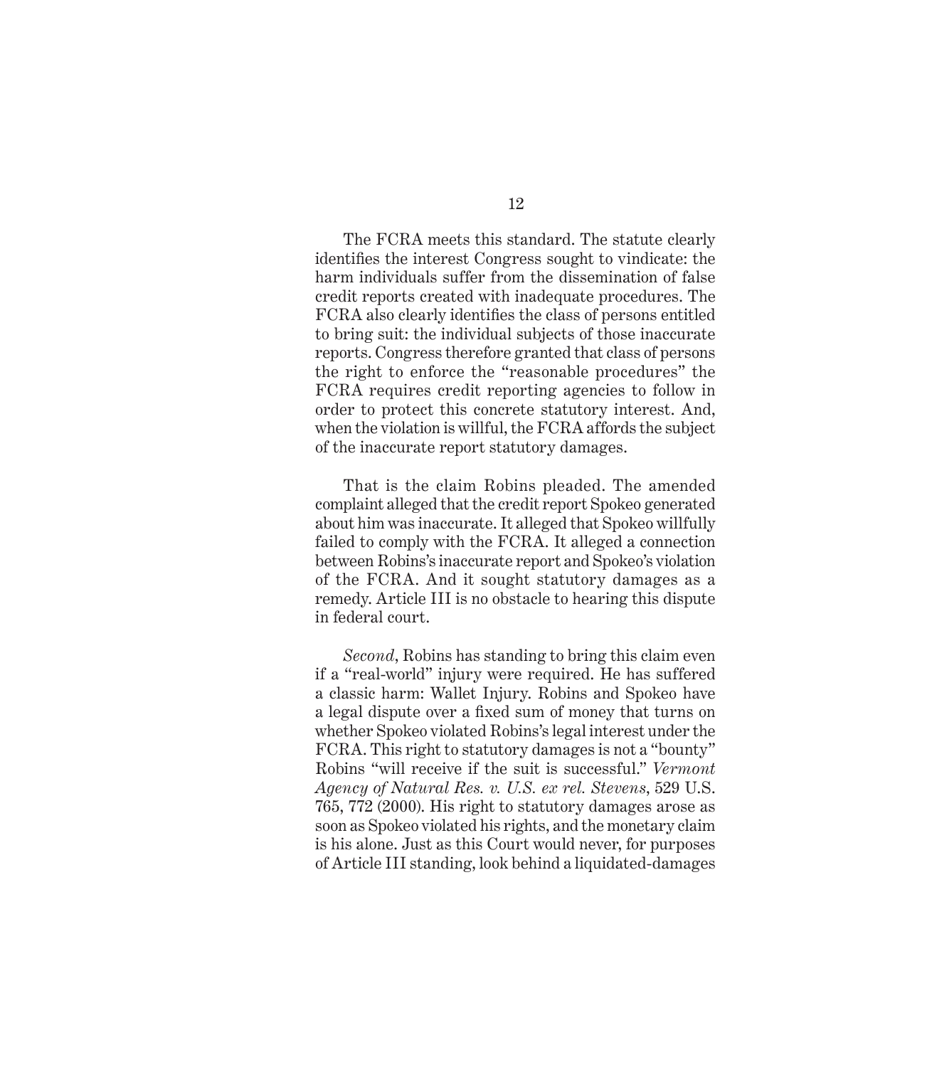The FCRA meets this standard. The statute clearly identifies the interest Congress sought to vindicate: the harm individuals suffer from the dissemination of false credit reports created with inadequate procedures. The FCRA also clearly identifies the class of persons entitled to bring suit: the individual subjects of those inaccurate reports. Congress therefore granted that class of persons the right to enforce the "reasonable procedures" the FCRA requires credit reporting agencies to follow in order to protect this concrete statutory interest. And, when the violation is willful, the FCRA affords the subject of the inaccurate report statutory damages.

That is the claim Robins pleaded. The amended complaint alleged that the credit report Spokeo generated about him was inaccurate. It alleged that Spokeo willfully failed to comply with the FCRA. It alleged a connection between Robins's inaccurate report and Spokeo's violation of the FCRA. And it sought statutory damages as a remedy. Article III is no obstacle to hearing this dispute in federal court.

*Second*, Robins has standing to bring this claim even if a "real-world" injury were required. He has suffered a classic harm: Wallet Injury. Robins and Spokeo have a legal dispute over a fixed sum of money that turns on whether Spokeo violated Robins's legal interest under the FCRA. This right to statutory damages is not a "bounty" Robins "will receive if the suit is successful." *Vermont Agency of Natural Res. v. U.S. ex rel. Stevens*, 529 U.S. 765, 772 (2000). His right to statutory damages arose as soon as Spokeo violated his rights, and the monetary claim is his alone. Just as this Court would never, for purposes of Article III standing, look behind a liquidated-damages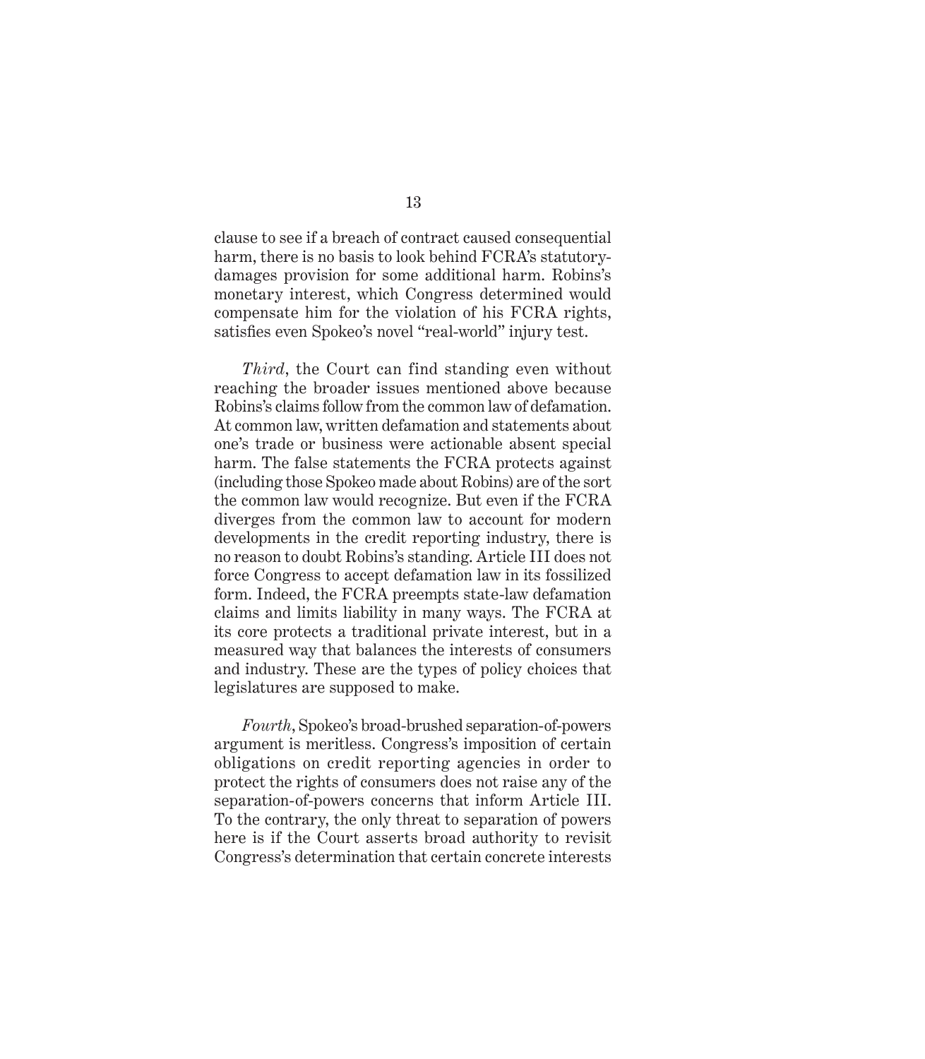clause to see if a breach of contract caused consequential harm, there is no basis to look behind FCRA's statutory-damages provision for some additional harm. Robins's monetary interest, which Congress determined would compensate him for the violation of his FCRA rights, satisfies even Spokeo's novel "real-world" injury test.

*Third*, the Court can find standing even without reaching the broader issues mentioned above because Robins's claims follow from the common law of defamation. At common law, written defamation and statements about one's trade or business were actionable absent special harm. The false statements the FCRA protects against (including those Spokeo made about Robins) are of the sort the common law would recognize. But even if the FCRA diverges from the common law to account for modern developments in the credit reporting industry, there is no reason to doubt Robins's standing. Article III does not force Congress to accept defamation law in its fossilized form. Indeed, the FCRA preempts state-law defamation claims and limits liability in many ways. The FCRA at its core protects a traditional private interest, but in a measured way that balances the interests of consumers and industry. These are the types of policy choices that legislatures are supposed to make.

*Fourth*, Spokeo's broad-brushed separation-of-powers argument is meritless. Congress's imposition of certain obligations on credit reporting agencies in order to protect the rights of consumers does not raise any of the separation-of-powers concerns that inform Article III. To the contrary, the only threat to separation of powers here is if the Court asserts broad authority to revisit Congress's determination that certain concrete interests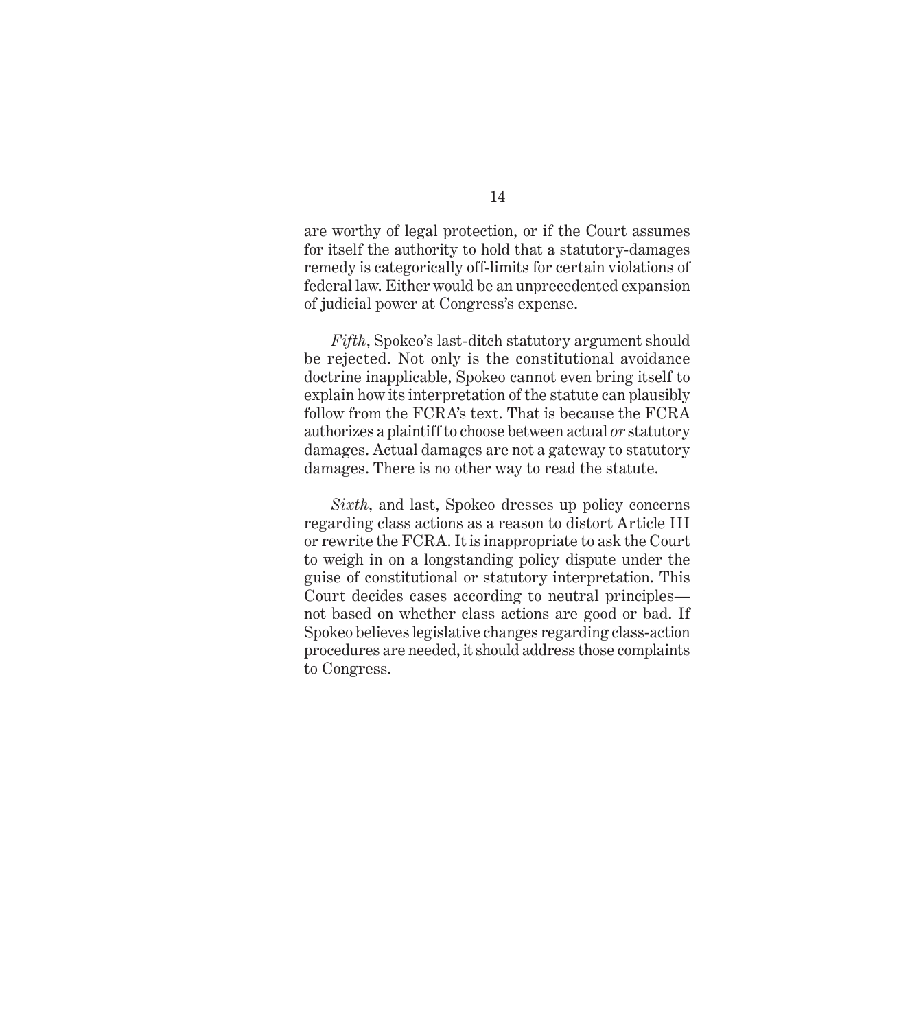are worthy of legal protection, or if the Court assumes for itself the authority to hold that a statutory-damages remedy is categorically off-limits for certain violations of federal law. Either would be an unprecedented expansion of judicial power at Congress's expense.

*Fifth*, Spokeo's last-ditch statutory argument should be rejected. Not only is the constitutional avoidance doctrine inapplicable, Spokeo cannot even bring itself to explain how its interpretation of the statute can plausibly follow from the FCRA's text. That is because the FCRA authorizes a plaintiff to choose between actual *or* statutory damages. Actual damages are not a gateway to statutory damages. There is no other way to read the statute.

*Sixth*, and last, Spokeo dresses up policy concerns regarding class actions as a reason to distort Article III or rewrite the FCRA. It is inappropriate to ask the Court to weigh in on a longstanding policy dispute under the guise of constitutional or statutory interpretation. This Court decides cases according to neutral principles—not based on whether class actions are good or bad. If Spokeo believes legislative changes regarding class-action procedures are needed, it should address those complaints to Congress.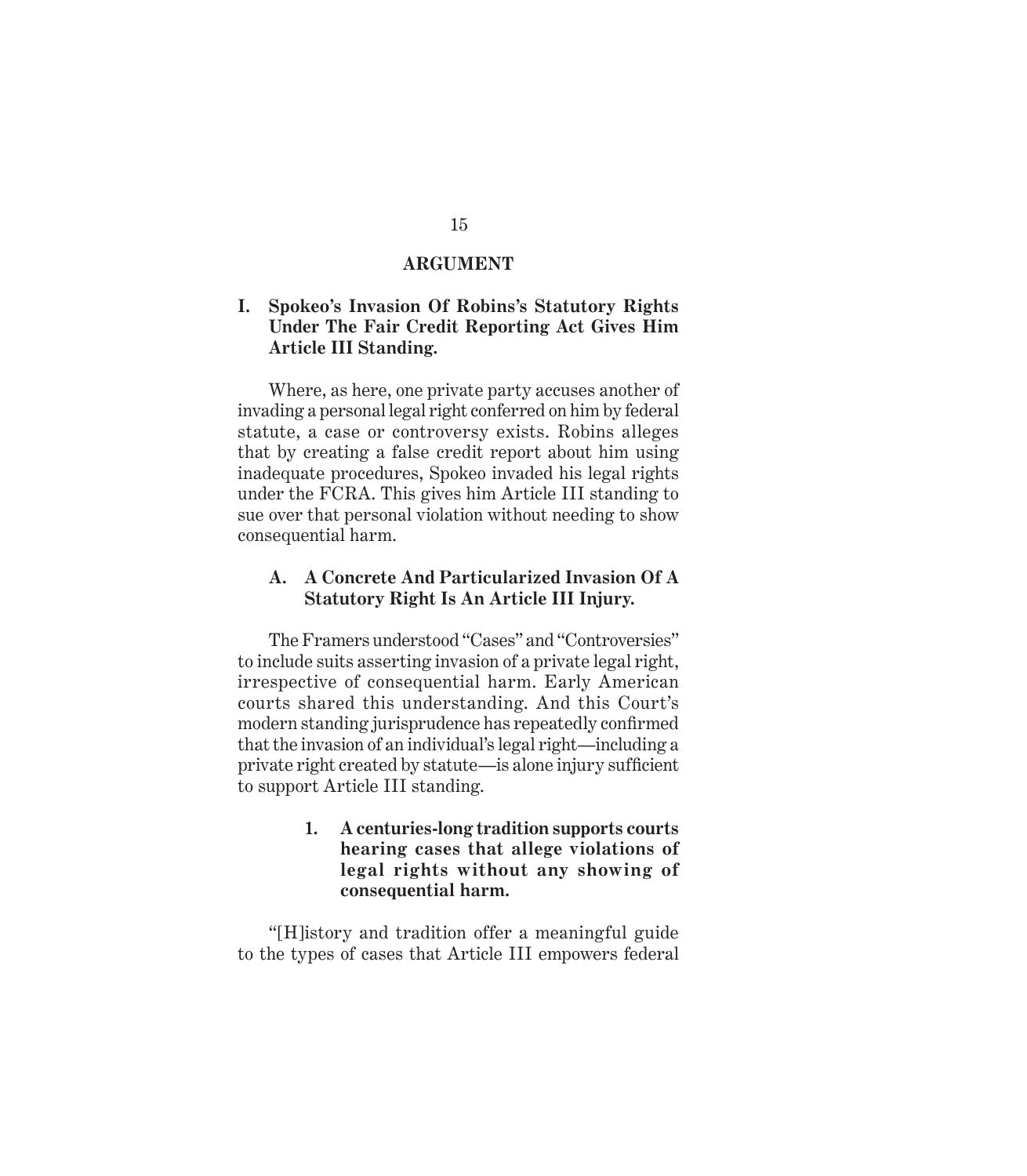# ARGUMENT

## I. Spokeo's Invasion Of Robins's Statutory Rights Under The Fair Credit Reporting Act Gives Him Article III Standing.

Where, as here, one private party accuses another of invading a personal legal right conferred on him by federal statute, a case or controversy exists. Robins alleges that by creating a false credit report about him using inadequate procedures, Spokeo invaded his legal rights under the FCRA. This gives him Article III standing to sue over that personal violation without needing to show consequential harm.

### A. A Concrete And Particularized Invasion Of A Statutory Right Is An Article III Injury.

The Framers understood "Cases" and "Controversies" to include suits asserting invasion of a private legal right, irrespective of consequential harm. Early American courts shared this understanding. And this Court's modern standing jurisprudence has repeatedly confirmed that the invasion of an individual's legal right—including a private right created by statute—is alone injury sufficient to support Article III standing.

#### 1. A centuries-long tradition supports courts hearing cases that allege violations of legal rights without any showing of consequential harm.

"[H]istory and tradition offer a meaningful guide to the types of cases that Article III empowers federal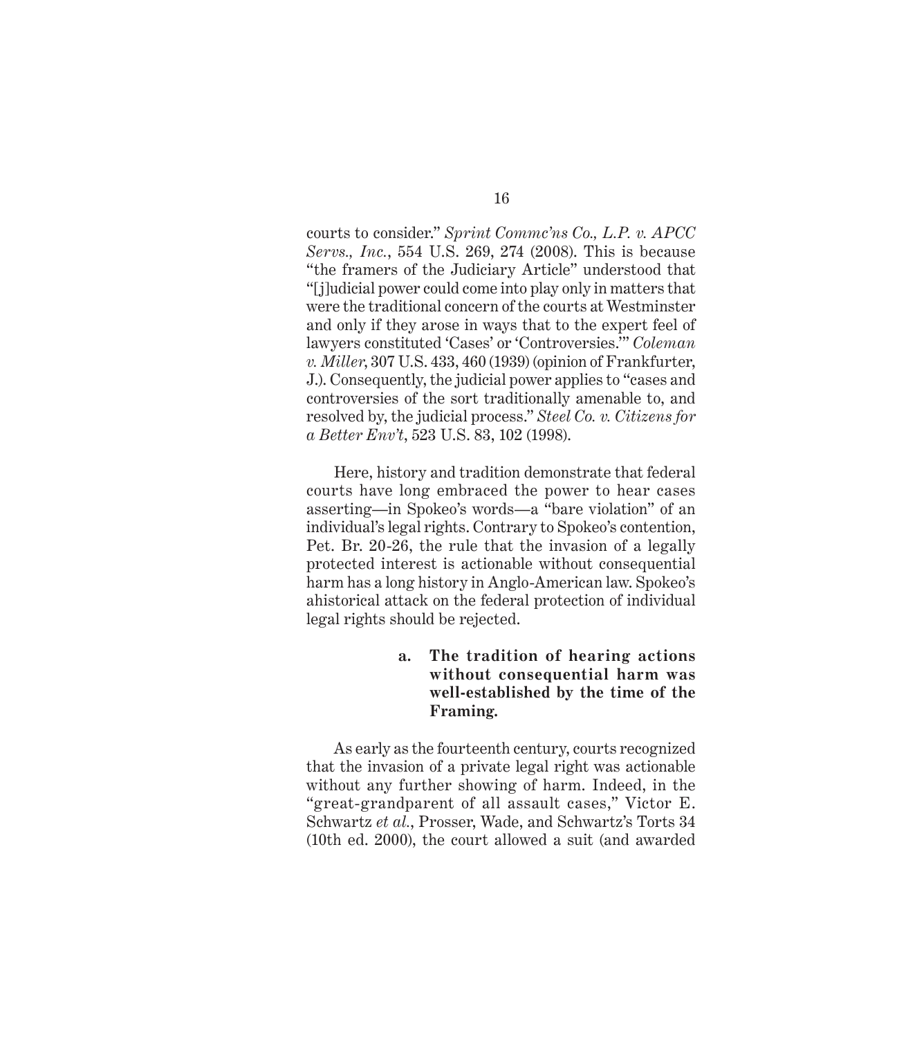courts to consider." *Sprint Commc'ns Co., L.P. v. APCC Servs., Inc.*, 554 U.S. 269, 274 (2008). This is because "the framers of the Judiciary Article" understood that "[j]udicial power could come into play only in matters that were the traditional concern of the courts at Westminster and only if they arose in ways that to the expert feel of lawyers constituted 'Cases' or 'Controversies.'" *Coleman v. Miller*, 307 U.S. 433, 460 (1939) (opinion of Frankfurter, J.). Consequently, the judicial power applies to "cases and controversies of the sort traditionally amenable to, and resolved by, the judicial process." *Steel Co. v. Citizens for a Better Env't*, 523 U.S. 83, 102 (1998).

Here, history and tradition demonstrate that federal courts have long embraced the power to hear cases asserting—in Spokeo's words—a "bare violation" of an individual's legal rights. Contrary to Spokeo's contention, Pet. Br. 20-26, the rule that the invasion of a legally protected interest is actionable without consequential harm has a long history in Anglo-American law. Spokeo's ahistorical attack on the federal protection of individual legal rights should be rejected.

**a. The tradition of hearing actions without consequential harm was well-established by the time of the Framing.**

As early as the fourteenth century, courts recognized that the invasion of a private legal right was actionable without any further showing of harm. Indeed, in the "great-grandparent of all assault cases," Victor E. Schwartz *et al.*, Prosser, Wade, and Schwartz's Torts 34 (10th ed. 2000), the court allowed a suit (and awarded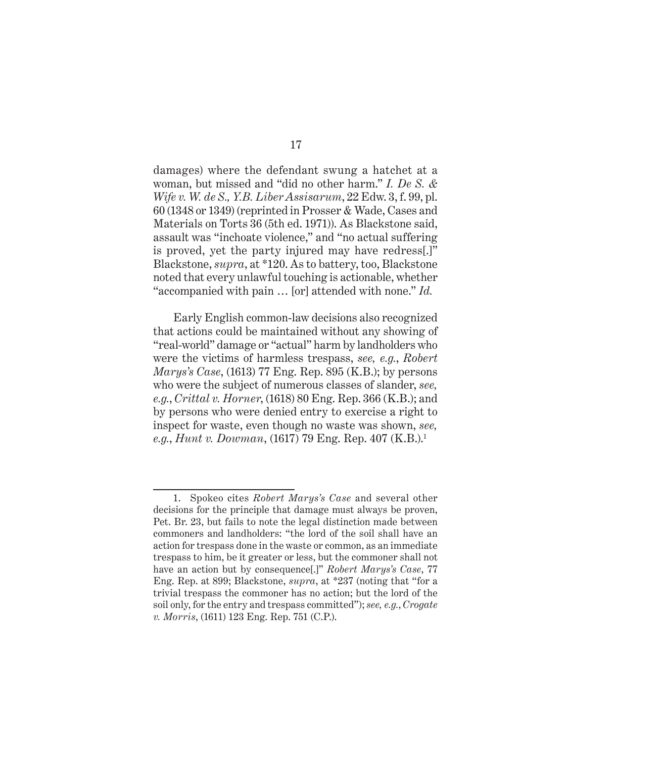damages) where the defendant swung a hatchet at a woman, but missed and "did no other harm." *I. De S. & Wife v. W. de S., Y.B. Liber Assisarum*, 22 Edw. 3, f. 99, pl. 60 (1348 or 1349) (reprinted in Prosser & Wade, Cases and Materials on Torts 36 (5th ed. 1971)). As Blackstone said, assault was "inchoate violence," and "no actual suffering is proved, yet the party injured may have redress[.]" Blackstone, *supra*, at *120. As to battery, too, Blackstone noted that every unlawful touching is actionable, whether "accompanied with pain … [or] attended with none." *Id.*

Early English common-law decisions also recognized that actions could be maintained without any showing of "real-world" damage or "actual" harm by landholders who were the victims of harmless trespass, *see, e.g.*, *Robert Marys's Case*, (1613) 77 Eng. Rep. 895 (K.B.); by persons who were the subject of numerous classes of slander, *see, e.g.*, *Crittal v. Horner*, (1618) 80 Eng. Rep. 366 (K.B.); and by persons who were denied entry to exercise a right to inspect for waste, even though no waste was shown, *see, e.g.*, *Hunt v. Dowman*, (1617) 79 Eng. Rep. 407 (K.B.).[1]

---

1. Spokeo cites *Robert Marys's Case* and several other decisions for the principle that damage must always be proven, Pet. Br. 23, but fails to note the legal distinction made between commoners and landholders: "the lord of the soil shall have an action for trespass done in the waste or common, as an immediate trespass to him, be it greater or less, but the commoner shall not have an action but by consequence[.]" *Robert Marys's Case*, 77 Eng. Rep. at 899; Blackstone, *supra*, at *237 (noting that "for a trivial trespass the commoner has no action; but the lord of the soil only, for the entry and trespass committed"); *see, e.g.*, *Crogate v. Morris*, (1611) 123 Eng. Rep. 751 (C.P.).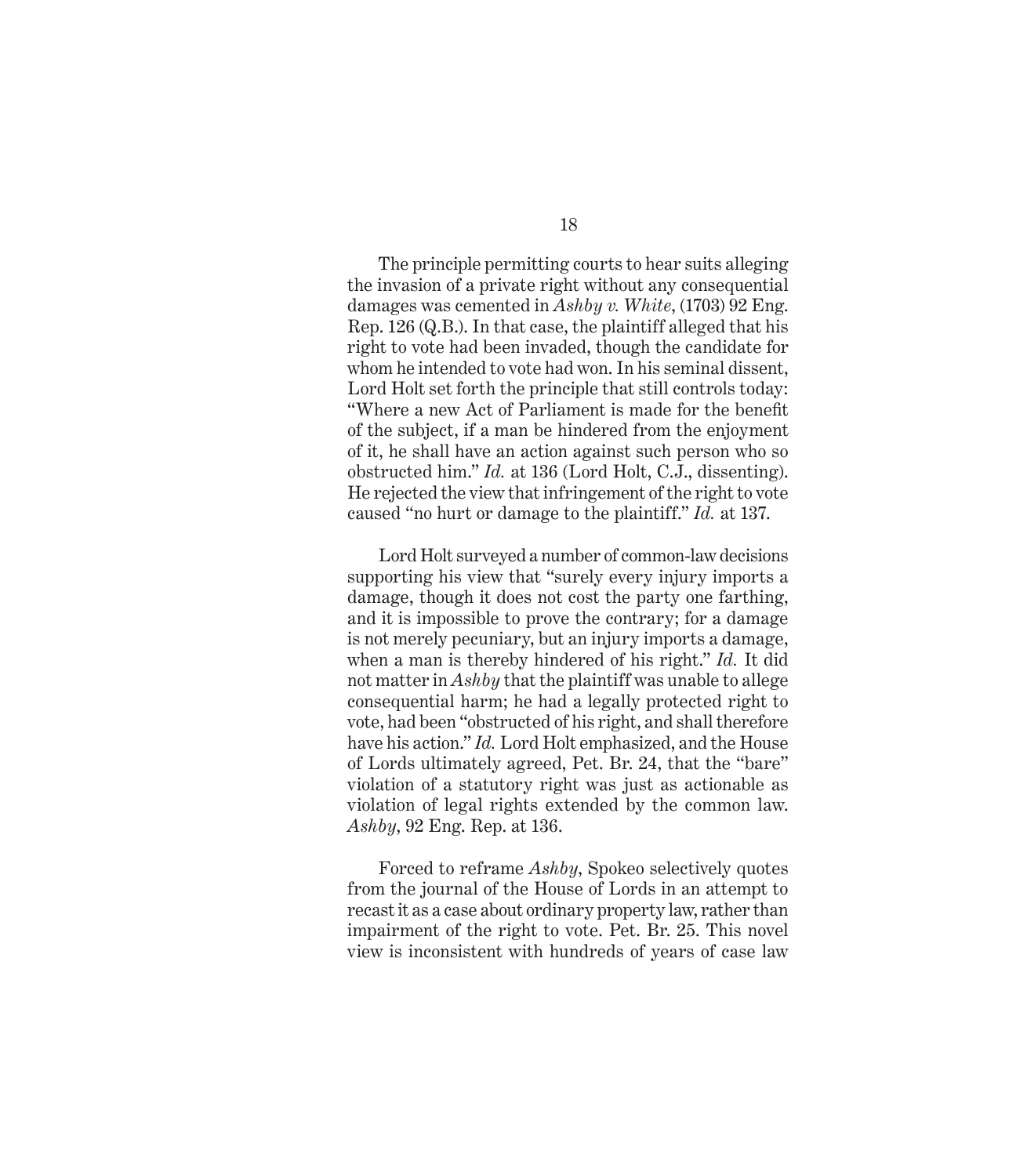The principle permitting courts to hear suits alleging the invasion of a private right without any consequential damages was cemented in *Ashby v. White*, (1703) 92 Eng. Rep. 126 (Q.B.). In that case, the plaintiff alleged that his right to vote had been invaded, though the candidate for whom he intended to vote had won. In his seminal dissent, Lord Holt set forth the principle that still controls today: "Where a new Act of Parliament is made for the benefit of the subject, if a man be hindered from the enjoyment of it, he shall have an action against such person who so obstructed him." *Id.* at 136 (Lord Holt, C.J., dissenting). He rejected the view that infringement of the right to vote caused "no hurt or damage to the plaintiff." *Id.* at 137.

Lord Holt surveyed a number of common-law decisions supporting his view that "surely every injury imports a damage, though it does not cost the party one farthing, and it is impossible to prove the contrary; for a damage is not merely pecuniary, but an injury imports a damage, when a man is thereby hindered of his right." *Id.* It did not matter in *Ashby* that the plaintiff was unable to allege consequential harm; he had a legally protected right to vote, had been "obstructed of his right, and shall therefore have his action." *Id.* Lord Holt emphasized, and the House of Lords ultimately agreed, Pet. Br. 24, that the "bare" violation of a statutory right was just as actionable as violation of legal rights extended by the common law. *Ashby*, 92 Eng. Rep. at 136.

Forced to reframe *Ashby*, Spokeo selectively quotes from the journal of the House of Lords in an attempt to recast it as a case about ordinary property law, rather than impairment of the right to vote. Pet. Br. 25. This novel view is inconsistent with hundreds of years of case law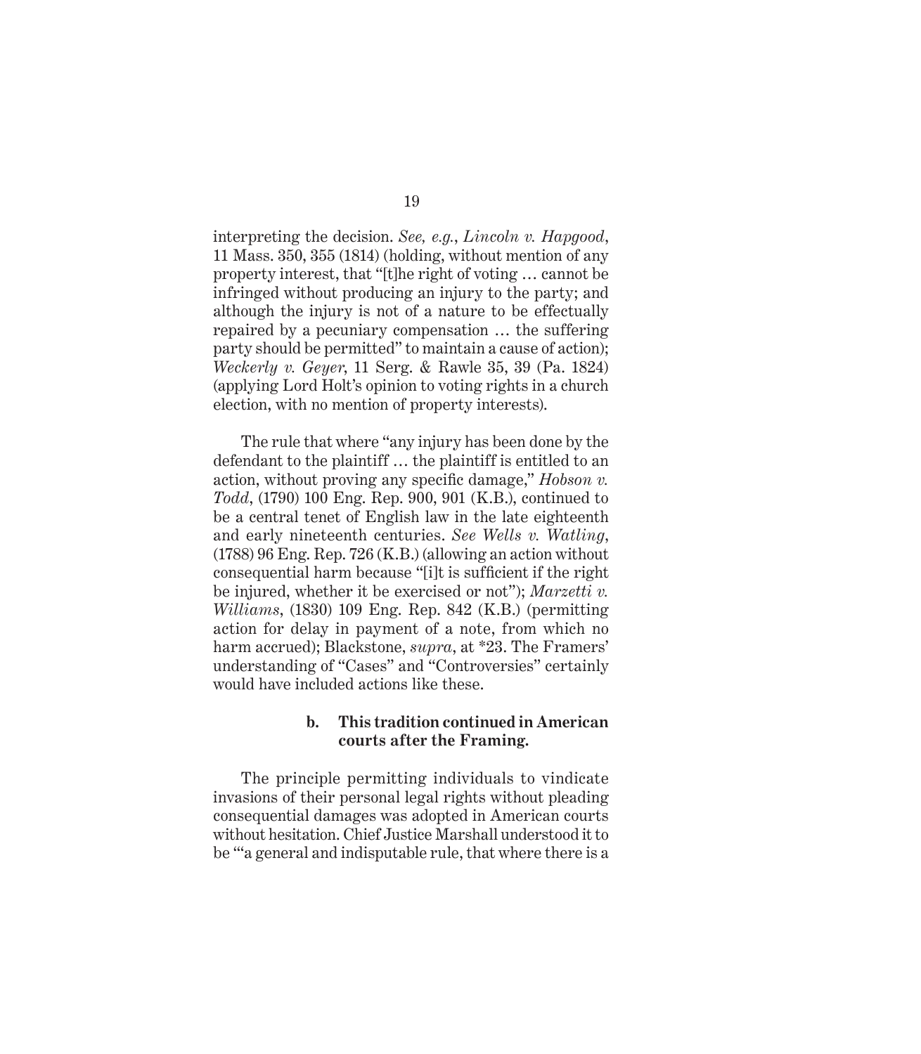interpreting the decision. *See, e.g.*, *Lincoln v. Hapgood*, 11 Mass. 350, 355 (1814) (holding, without mention of any property interest, that "[t]he right of voting … cannot be infringed without producing an injury to the party; and although the injury is not of a nature to be effectually repaired by a pecuniary compensation … the suffering party should be permitted" to maintain a cause of action); *Weckerly v. Geyer*, 11 Serg. & Rawle 35, 39 (Pa. 1824) (applying Lord Holt's opinion to voting rights in a church election, with no mention of property interests).

The rule that where "any injury has been done by the defendant to the plaintiff … the plaintiff is entitled to an action, without proving any specific damage," *Hobson v. Todd*, (1790) 100 Eng. Rep. 900, 901 (K.B.), continued to be a central tenet of English law in the late eighteenth and early nineteenth centuries. *See Wells v. Watling*, (1788) 96 Eng. Rep. 726 (K.B.) (allowing an action without consequential harm because "[i]t is sufficient if the right be injured, whether it be exercised or not"); *Marzetti v. Williams*, (1830) 109 Eng. Rep. 842 (K.B.) (permitting action for delay in payment of a note, from which no harm accrued); Blackstone, *supra*, at *23. The Framers' understanding of "Cases" and "Controversies" certainly would have included actions like these.

#### b. This tradition continued in American courts after the Framing.

The principle permitting individuals to vindicate invasions of their personal legal rights without pleading consequential damages was adopted in American courts without hesitation. Chief Justice Marshall understood it to be "'a general and indisputable rule, that where there is a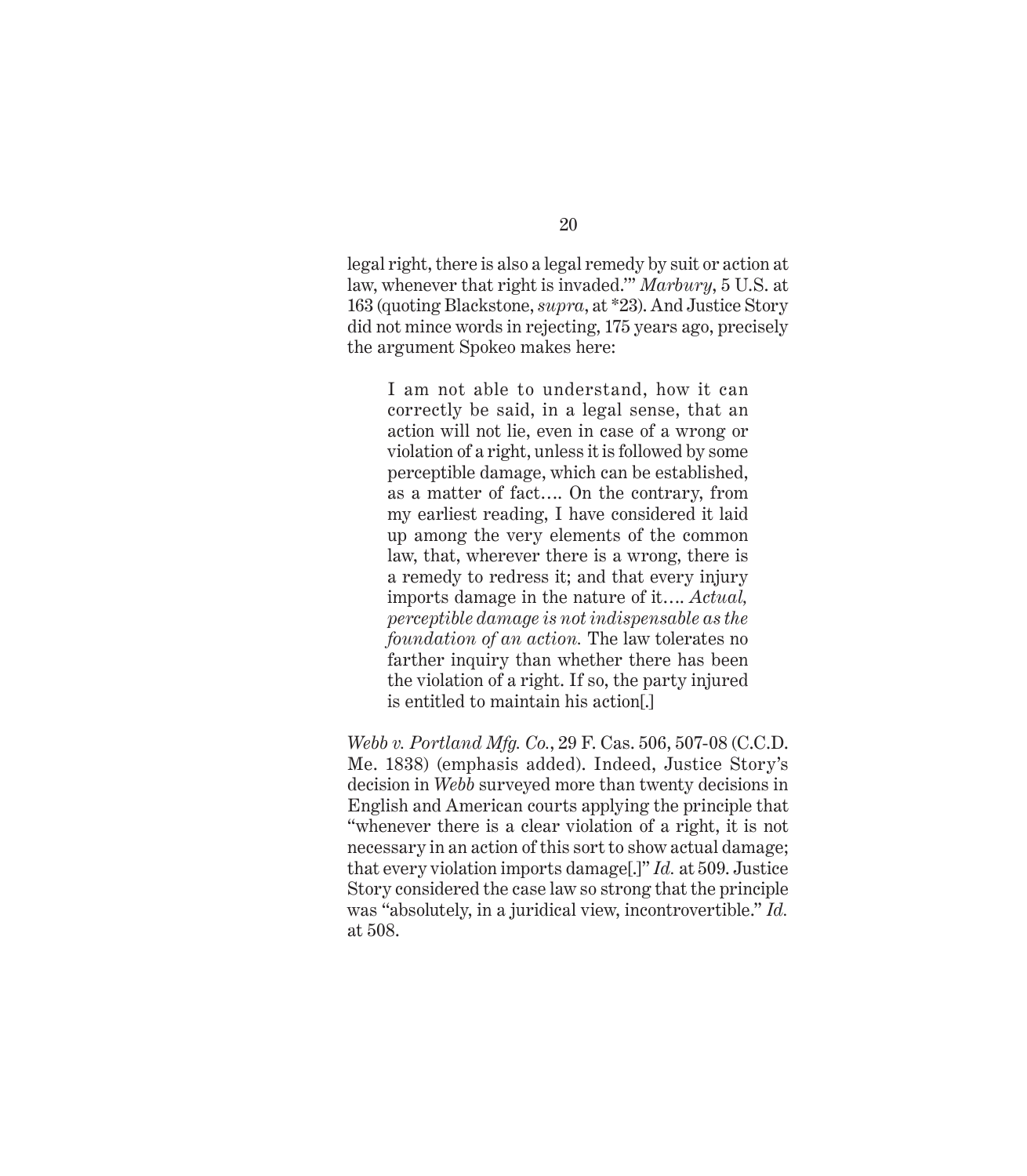legal right, there is also a legal remedy by suit or action at law, whenever that right is invaded.'" *Marbury*, 5 U.S. at 163 (quoting Blackstone, *supra*, at *23). And Justice Story did not mince words in rejecting, 175 years ago, precisely the argument Spokeo makes here:

> I am not able to understand, how it can correctly be said, in a legal sense, that an action will not lie, even in case of a wrong or violation of a right, unless it is followed by some perceptible damage, which can be established, as a matter of fact…. On the contrary, from my earliest reading, I have considered it laid up among the very elements of the common law, that, wherever there is a wrong, there is a remedy to redress it; and that every injury imports damage in the nature of it…. *Actual, perceptible damage is not indispensable as the foundation of an action.* The law tolerates no farther inquiry than whether there has been the violation of a right. If so, the party injured is entitled to maintain his action[.]

*Webb v. Portland Mfg. Co.*, 29 F. Cas. 506, 507-08 (C.C.D. Me. 1838) (emphasis added). Indeed, Justice Story's decision in *Webb* surveyed more than twenty decisions in English and American courts applying the principle that "whenever there is a clear violation of a right, it is not necessary in an action of this sort to show actual damage; that every violation imports damage[.]" *Id.* at 509. Justice Story considered the case law so strong that the principle was "absolutely, in a juridical view, incontrovertible." *Id.* at 508.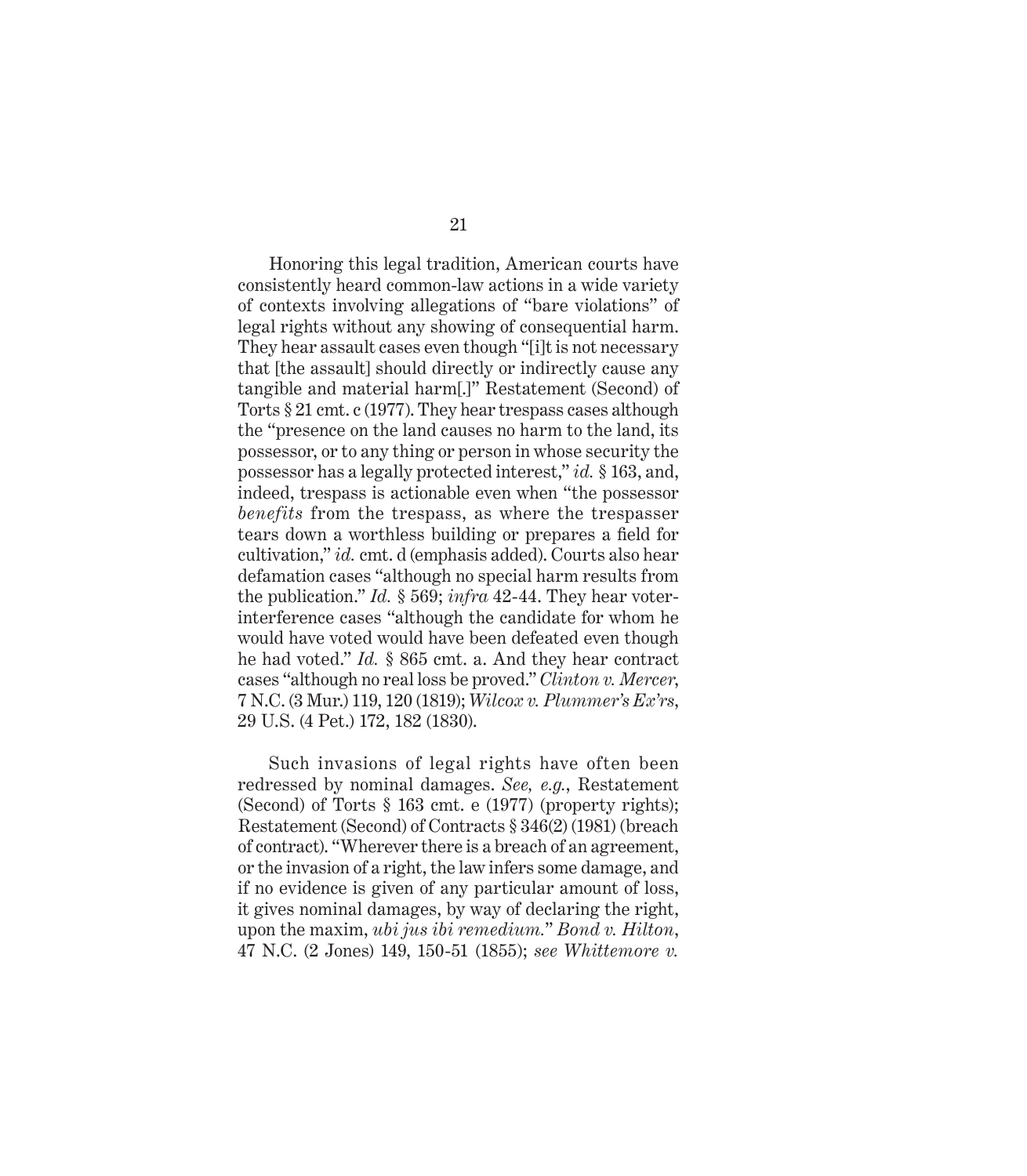Honoring this legal tradition, American courts have consistently heard common-law actions in a wide variety of contexts involving allegations of "bare violations" of legal rights without any showing of consequential harm. They hear assault cases even though "[i]t is not necessary that [the assault] should directly or indirectly cause any tangible and material harm[.]" Restatement (Second) of Torts § 21 cmt. c (1977). They hear trespass cases although the "presence on the land causes no harm to the land, its possessor, or to any thing or person in whose security the possessor has a legally protected interest," *id.* § 163, and, indeed, trespass is actionable even when "the possessor *benefits* from the trespass, as where the trespasser tears down a worthless building or prepares a field for cultivation," *id.* cmt. d (emphasis added). Courts also hear defamation cases "although no special harm results from the publication." *Id.* § 569; *infra* 42-44. They hear voter-interference cases "although the candidate for whom he would have voted would have been defeated even though he had voted." *Id.* § 865 cmt. a. And they hear contract cases "although no real loss be proved." *Clinton v. Mercer*, 7 N.C. (3 Mur.) 119, 120 (1819); *Wilcox v. Plummer's Ex'rs*, 29 U.S. (4 Pet.) 172, 182 (1830).

Such invasions of legal rights have often been redressed by nominal damages. *See, e.g.*, Restatement (Second) of Torts § 163 cmt. e (1977) (property rights); Restatement (Second) of Contracts § 346(2) (1981) (breach of contract). "Wherever there is a breach of an agreement, or the invasion of a right, the law infers some damage, and if no evidence is given of any particular amount of loss, it gives nominal damages, by way of declaring the right, upon the maxim, *ubi jus ibi remedium.*" *Bond v. Hilton*, 47 N.C. (2 Jones) 149, 150-51 (1855); *see Whittemore v.*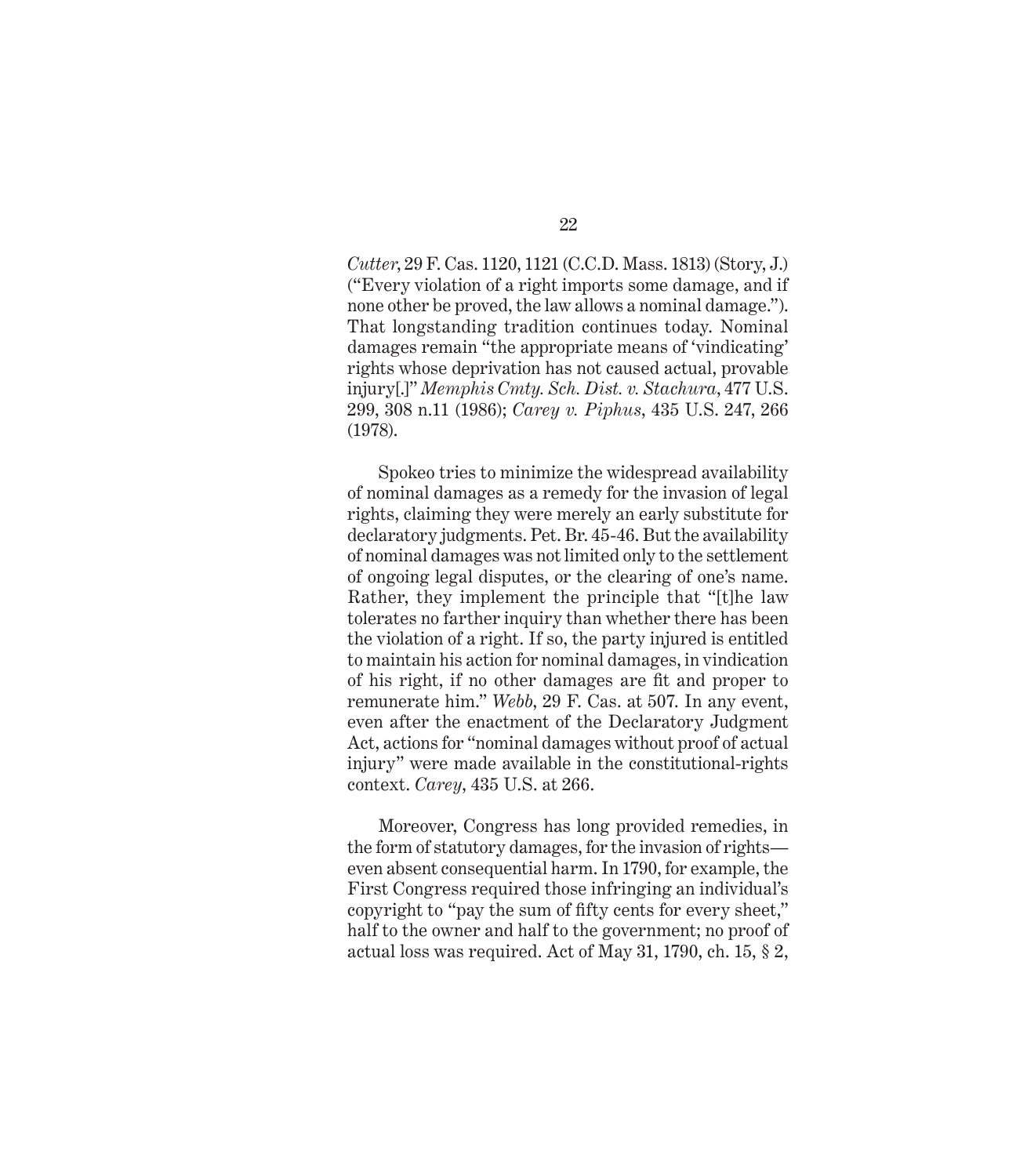*Cutter*, 29 F. Cas. 1120, 1121 (C.C.D. Mass. 1813) (Story, J.) ("Every violation of a right imports some damage, and if none other be proved, the law allows a nominal damage."). That longstanding tradition continues today. Nominal damages remain "the appropriate means of 'vindicating' rights whose deprivation has not caused actual, provable injury[.]" *Memphis Cmty. Sch. Dist. v. Stachura*, 477 U.S. 299, 308 n.11 (1986); *Carey v. Piphus*, 435 U.S. 247, 266 (1978).

Spokeo tries to minimize the widespread availability of nominal damages as a remedy for the invasion of legal rights, claiming they were merely an early substitute for declaratory judgments. Pet. Br. 45-46. But the availability of nominal damages was not limited only to the settlement of ongoing legal disputes, or the clearing of one's name. Rather, they implement the principle that "[t]he law tolerates no farther inquiry than whether there has been the violation of a right. If so, the party injured is entitled to maintain his action for nominal damages, in vindication of his right, if no other damages are fit and proper to remunerate him." *Webb*, 29 F. Cas. at 507. In any event, even after the enactment of the Declaratory Judgment Act, actions for "nominal damages without proof of actual injury" were made available in the constitutional-rights context. *Carey*, 435 U.S. at 266.

Moreover, Congress has long provided remedies, in the form of statutory damages, for the invasion of rights—even absent consequential harm. In 1790, for example, the First Congress required those infringing an individual's copyright to "pay the sum of fifty cents for every sheet," half to the owner and half to the government; no proof of actual loss was required. Act of May 31, 1790, ch. 15, § 2,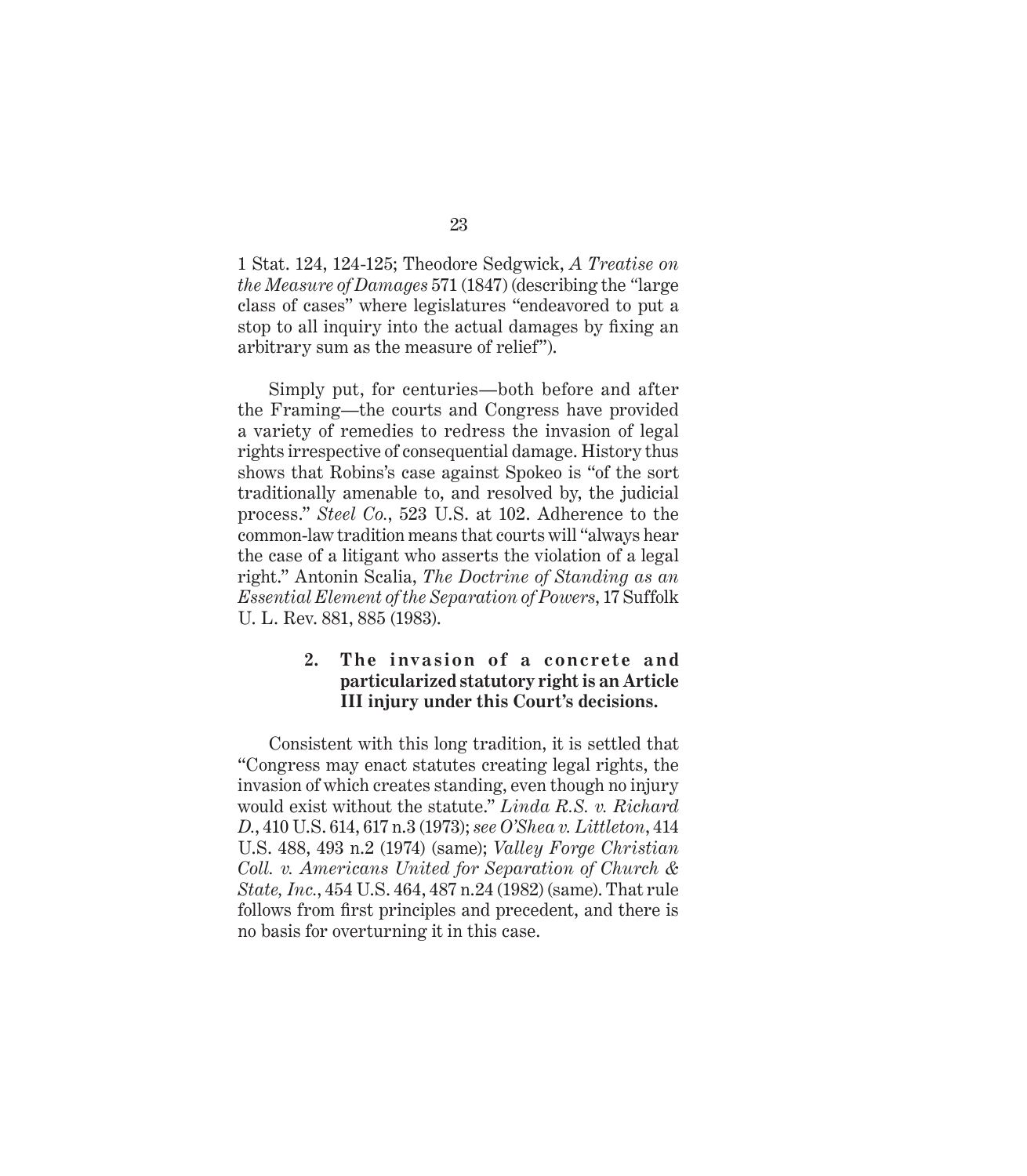1 Stat. 124, 124-125; Theodore Sedgwick, *A Treatise on the Measure of Damages* 571 (1847) (describing the "large class of cases" where legislatures "endeavored to put a stop to all inquiry into the actual damages by fixing an arbitrary sum as the measure of relief").

Simply put, for centuries—both before and after the Framing—the courts and Congress have provided a variety of remedies to redress the invasion of legal rights irrespective of consequential damage. History thus shows that Robins's case against Spokeo is "of the sort traditionally amenable to, and resolved by, the judicial process." *Steel Co.*, 523 U.S. at 102. Adherence to the common-law tradition means that courts will "always hear the case of a litigant who asserts the violation of a legal right." Antonin Scalia, *The Doctrine of Standing as an Essential Element of the Separation of Powers*, 17 Suffolk U. L. Rev. 881, 885 (1983).

#### 2. The invasion of a concrete and particularized statutory right is an Article III injury under this Court's decisions.

Consistent with this long tradition, it is settled that "Congress may enact statutes creating legal rights, the invasion of which creates standing, even though no injury would exist without the statute." *Linda R.S. v. Richard D.*, 410 U.S. 614, 617 n.3 (1973); *see O'Shea v. Littleton*, 414 U.S. 488, 493 n.2 (1974) (same); *Valley Forge Christian Coll. v. Americans United for Separation of Church & State, Inc.*, 454 U.S. 464, 487 n.24 (1982) (same). That rule follows from first principles and precedent, and there is no basis for overturning it in this case.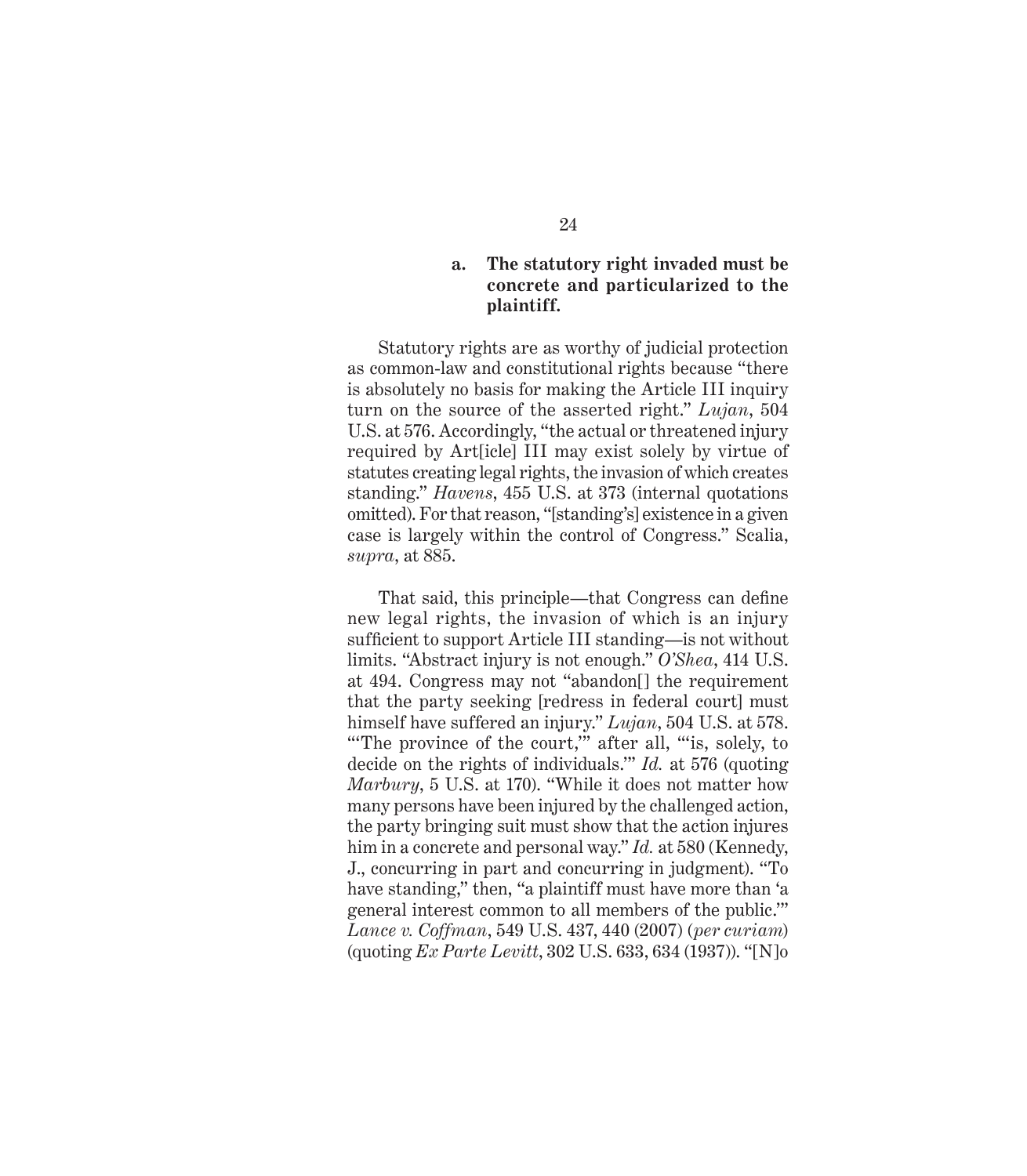#### a. The statutory right invaded must be concrete and particularized to the plaintiff.

Statutory rights are as worthy of judicial protection as common-law and constitutional rights because "there is absolutely no basis for making the Article III inquiry turn on the source of the asserted right." *Lujan*, 504 U.S. at 576. Accordingly, "the actual or threatened injury required by Art[icle] III may exist solely by virtue of statutes creating legal rights, the invasion of which creates standing." *Havens*, 455 U.S. at 373 (internal quotations omitted). For that reason, "[standing's] existence in a given case is largely within the control of Congress." Scalia, *supra*, at 885.

That said, this principle—that Congress can define new legal rights, the invasion of which is an injury sufficient to support Article III standing—is not without limits. "Abstract injury is not enough." *O'Shea*, 414 U.S. at 494. Congress may not "abandon[] the requirement that the party seeking [redress in federal court] must himself have suffered an injury." *Lujan*, 504 U.S. at 578. "'The province of the court,'" after all, "'is, solely, to decide on the rights of individuals.'" *Id.* at 576 (quoting *Marbury*, 5 U.S. at 170). "While it does not matter how many persons have been injured by the challenged action, the party bringing suit must show that the action injures him in a concrete and personal way." *Id.* at 580 (Kennedy, J., concurring in part and concurring in judgment). "To have standing," then, "a plaintiff must have more than 'a general interest common to all members of the public.'" *Lance v. Coffman*, 549 U.S. 437, 440 (2007) (*per curiam*) (quoting *Ex Parte Levitt*, 302 U.S. 633, 634 (1937)). "[N]o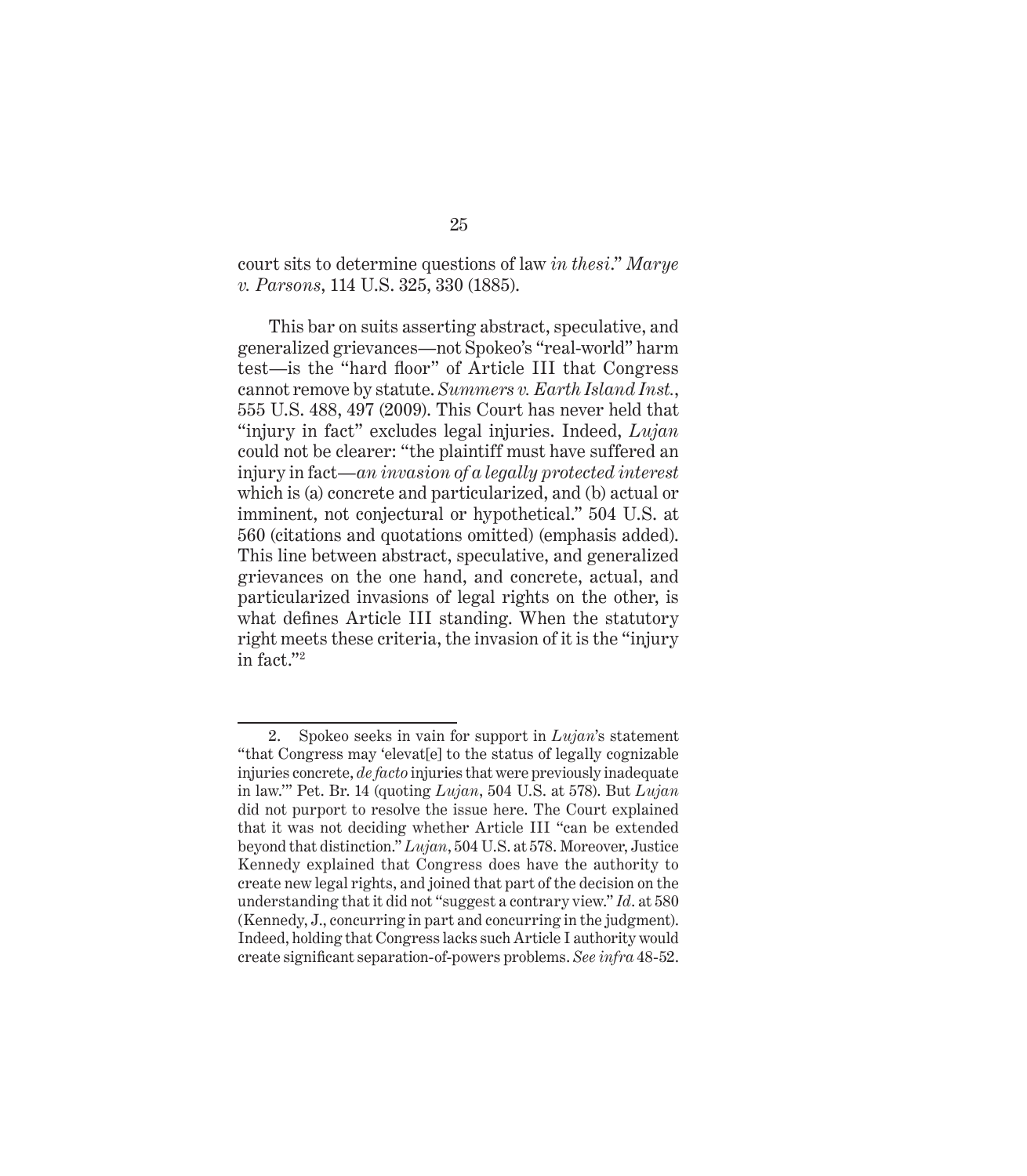court sits to determine questions of law *in thesi*." *Marye v. Parsons*, 114 U.S. 325, 330 (1885).

This bar on suits asserting abstract, speculative, and generalized grievances—not Spokeo's "real-world" harm test—is the "hard floor" of Article III that Congress cannot remove by statute. *Summers v. Earth Island Inst.*, 555 U.S. 488, 497 (2009). This Court has never held that "injury in fact" excludes legal injuries. Indeed, *Lujan* could not be clearer: "the plaintiff must have suffered an injury in fact—*an invasion of a legally protected interest* which is (a) concrete and particularized, and (b) actual or imminent, not conjectural or hypothetical." 504 U.S. at 560 (citations and quotations omitted) (emphasis added). This line between abstract, speculative, and generalized grievances on the one hand, and concrete, actual, and particularized invasions of legal rights on the other, is what defines Article III standing. When the statutory right meets these criteria, the invasion of it is the "injury in fact."[2]

---

2. Spokeo seeks in vain for support in *Lujan*'s statement "that Congress may 'elevat[e] to the status of legally cognizable injuries concrete, *de facto* injuries that were previously inadequate in law.'" Pet. Br. 14 (quoting *Lujan*, 504 U.S. at 578). But *Lujan* did not purport to resolve the issue here. The Court explained that it was not deciding whether Article III "can be extended beyond that distinction." *Lujan*, 504 U.S. at 578. Moreover, Justice Kennedy explained that Congress does have the authority to create new legal rights, and joined that part of the decision on the understanding that it did not "suggest a contrary view." *Id*. at 580 (Kennedy, J., concurring in part and concurring in the judgment). Indeed, holding that Congress lacks such Article I authority would create significant separation-of-powers problems. *See infra* 48-52.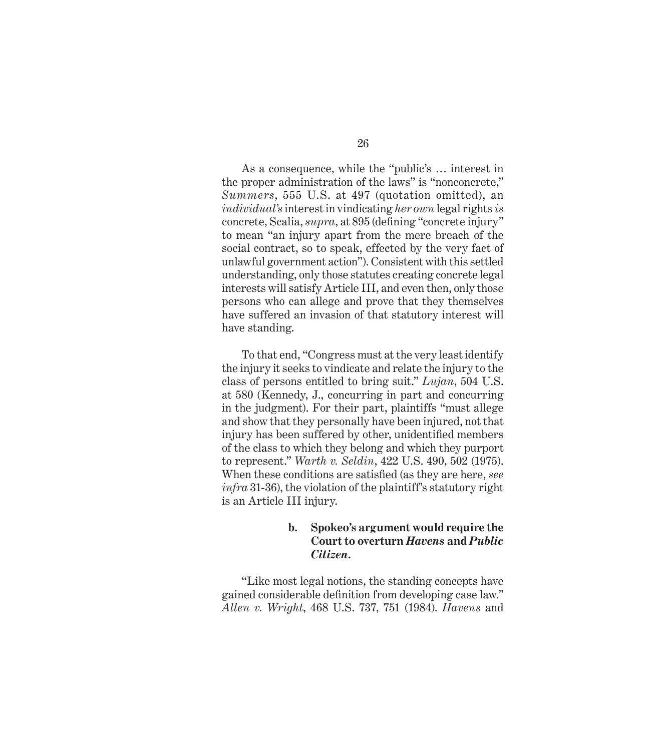As a consequence, while the "public's … interest in the proper administration of the laws" is "nonconcrete," *Summers*, 555 U.S. at 497 (quotation omitted), an *individual's* interest in vindicating *her own* legal rights *is* concrete, Scalia, *supra*, at 895 (defining "concrete injury" to mean "an injury apart from the mere breach of the social contract, so to speak, effected by the very fact of unlawful government action"). Consistent with this settled understanding, only those statutes creating concrete legal interests will satisfy Article III, and even then, only those persons who can allege and prove that they themselves have suffered an invasion of that statutory interest will have standing.

To that end, "Congress must at the very least identify the injury it seeks to vindicate and relate the injury to the class of persons entitled to bring suit." *Lujan*, 504 U.S. at 580 (Kennedy, J., concurring in part and concurring in the judgment). For their part, plaintiffs "must allege and show that they personally have been injured, not that injury has been suffered by other, unidentified members of the class to which they belong and which they purport to represent." *Warth v. Seldin*, 422 U.S. 490, 502 (1975). When these conditions are satisfied (as they are here, *see infra* 31-36), the violation of the plaintiff's statutory right is an Article III injury.

#### b. Spokeo's argument would require the Court to overturn *Havens* and *Public Citizen*.

"Like most legal notions, the standing concepts have gained considerable definition from developing case law." *Allen v. Wright*, 468 U.S. 737, 751 (1984). *Havens* and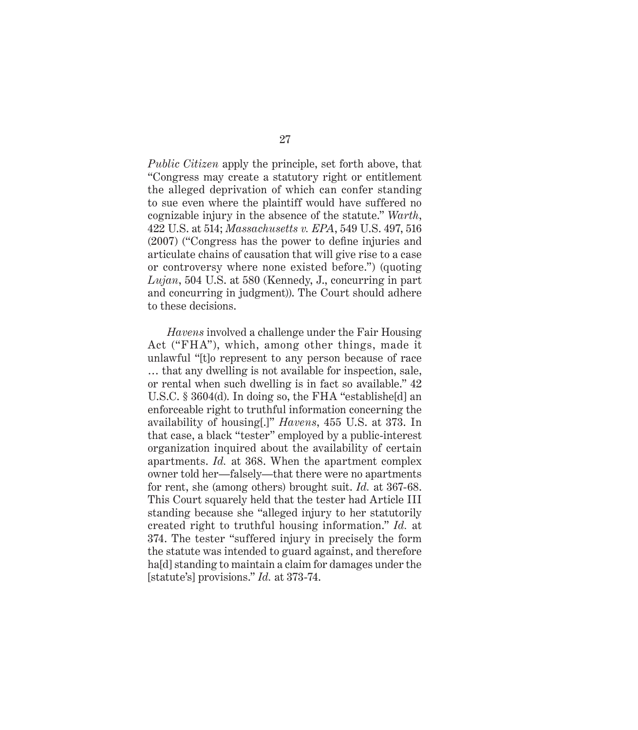*Public Citizen* apply the principle, set forth above, that "Congress may create a statutory right or entitlement the alleged deprivation of which can confer standing to sue even where the plaintiff would have suffered no cognizable injury in the absence of the statute." *Warth*, 422 U.S. at 514; *Massachusetts v. EPA*, 549 U.S. 497, 516 (2007) ("Congress has the power to define injuries and articulate chains of causation that will give rise to a case or controversy where none existed before.") (quoting *Lujan*, 504 U.S. at 580 (Kennedy, J., concurring in part and concurring in judgment)). The Court should adhere to these decisions.

*Havens* involved a challenge under the Fair Housing Act ("FHA"), which, among other things, made it unlawful "[t]o represent to any person because of race … that any dwelling is not available for inspection, sale, or rental when such dwelling is in fact so available." 42 U.S.C. § 3604(d). In doing so, the FHA "establishe[d] an enforceable right to truthful information concerning the availability of housing[.]" *Havens*, 455 U.S. at 373. In that case, a black "tester" employed by a public-interest organization inquired about the availability of certain apartments. *Id.* at 368. When the apartment complex owner told her—falsely—that there were no apartments for rent, she (among others) brought suit. *Id.* at 367-68. This Court squarely held that the tester had Article III standing because she "alleged injury to her statutorily created right to truthful housing information." *Id.* at 374. The tester "suffered injury in precisely the form the statute was intended to guard against, and therefore ha[d] standing to maintain a claim for damages under the [statute's] provisions." *Id.* at 373-74.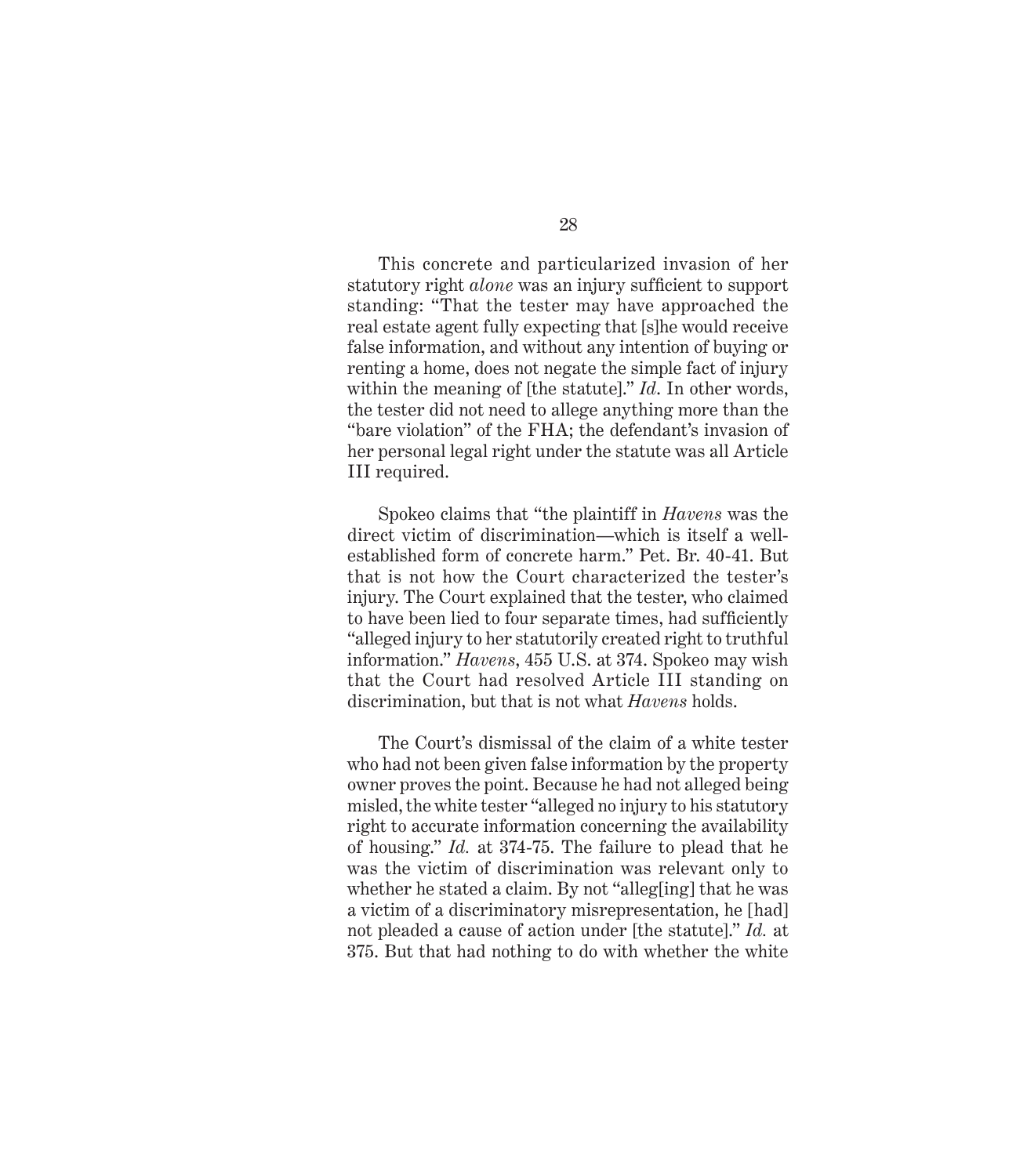This concrete and particularized invasion of her statutory right *alone* was an injury sufficient to support standing: "That the tester may have approached the real estate agent fully expecting that [s]he would receive false information, and without any intention of buying or renting a home, does not negate the simple fact of injury within the meaning of [the statute]." *Id.* In other words, the tester did not need to allege anything more than the "bare violation" of the FHA; the defendant's invasion of her personal legal right under the statute was all Article III required.

Spokeo claims that "the plaintiff in *Havens* was the direct victim of discrimination—which is itself a well-established form of concrete harm." Pet. Br. 40-41. But that is not how the Court characterized the tester's injury. The Court explained that the tester, who claimed to have been lied to four separate times, had sufficiently "alleged injury to her statutorily created right to truthful information." *Havens*, 455 U.S. at 374. Spokeo may wish that the Court had resolved Article III standing on discrimination, but that is not what *Havens* holds.

The Court's dismissal of the claim of a white tester who had not been given false information by the property owner proves the point. Because he had not alleged being misled, the white tester "alleged no injury to his statutory right to accurate information concerning the availability of housing." *Id.* at 374-75. The failure to plead that he was the victim of discrimination was relevant only to whether he stated a claim. By not "alleg[ing] that he was a victim of a discriminatory misrepresentation, he [had] not pleaded a cause of action under [the statute]." *Id.* at 375. But that had nothing to do with whether the white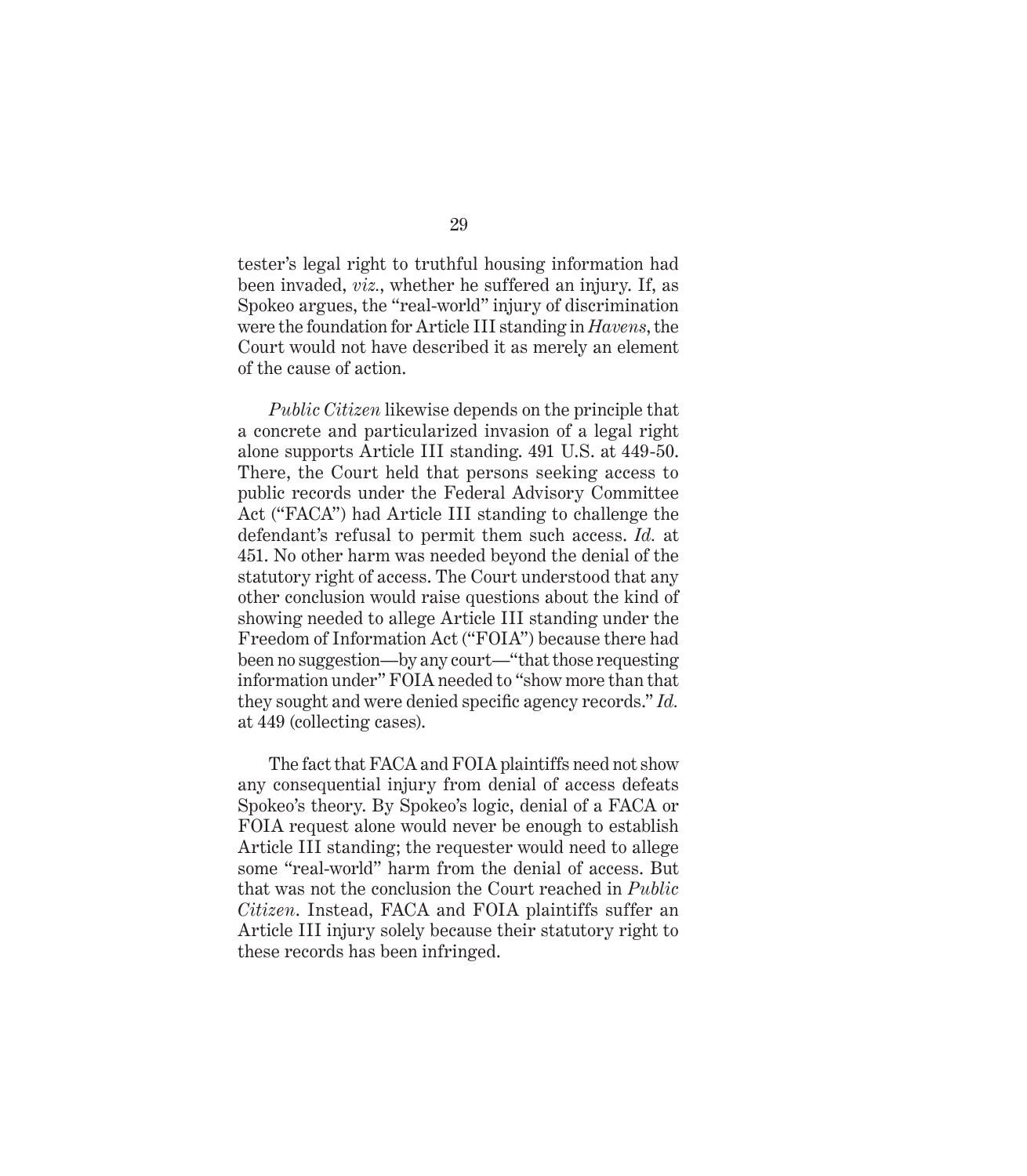tester's legal right to truthful housing information had been invaded, *viz.*, whether he suffered an injury. If, as Spokeo argues, the "real-world" injury of discrimination were the foundation for Article III standing in *Havens*, the Court would not have described it as merely an element of the cause of action.

*Public Citizen* likewise depends on the principle that a concrete and particularized invasion of a legal right alone supports Article III standing. 491 U.S. at 449-50. There, the Court held that persons seeking access to public records under the Federal Advisory Committee Act ("FACA") had Article III standing to challenge the defendant's refusal to permit them such access. *Id.* at 451. No other harm was needed beyond the denial of the statutory right of access. The Court understood that any other conclusion would raise questions about the kind of showing needed to allege Article III standing under the Freedom of Information Act ("FOIA") because there had been no suggestion—by any court—"that those requesting information under" FOIA needed to "show more than that they sought and were denied specific agency records." *Id.* at 449 (collecting cases).

The fact that FACA and FOIA plaintiffs need not show any consequential injury from denial of access defeats Spokeo's theory. By Spokeo's logic, denial of a FACA or FOIA request alone would never be enough to establish Article III standing; the requester would need to allege some "real-world" harm from the denial of access. But that was not the conclusion the Court reached in *Public Citizen*. Instead, FACA and FOIA plaintiffs suffer an Article III injury solely because their statutory right to these records has been infringed.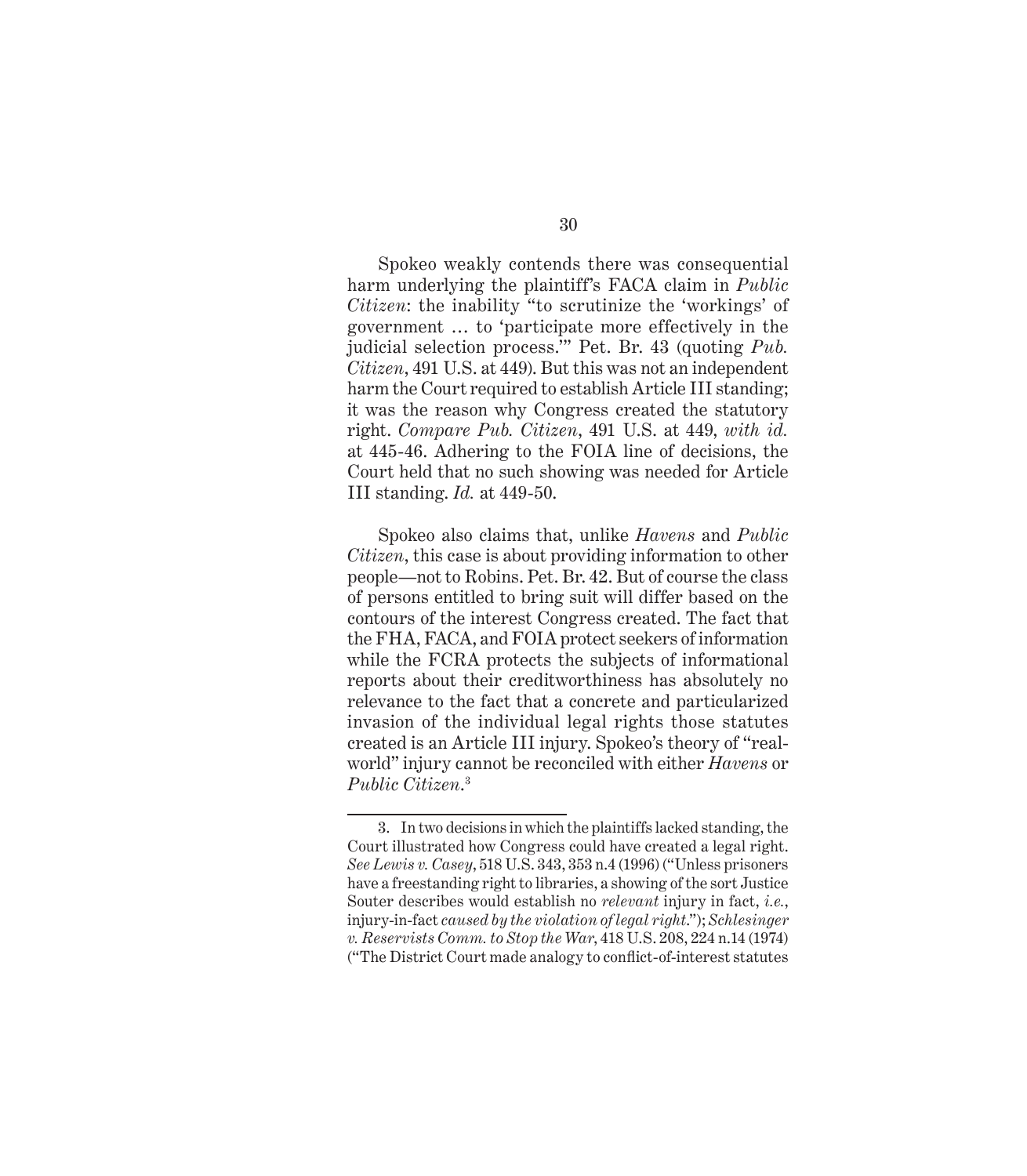Spokeo weakly contends there was consequential harm underlying the plaintiff's FACA claim in *Public Citizen*: the inability "to scrutinize the 'workings' of government … to 'participate more effectively in the judicial selection process.'" Pet. Br. 43 (quoting *Pub. Citizen*, 491 U.S. at 449). But this was not an independent harm the Court required to establish Article III standing; it was the reason why Congress created the statutory right. *Compare Pub. Citizen*, 491 U.S. at 449, *with id.* at 445-46. Adhering to the FOIA line of decisions, the Court held that no such showing was needed for Article III standing. *Id.* at 449-50.

Spokeo also claims that, unlike *Havens* and *Public Citizen*, this case is about providing information to other people—not to Robins. Pet. Br. 42. But of course the class of persons entitled to bring suit will differ based on the contours of the interest Congress created. The fact that the FHA, FACA, and FOIA protect seekers of information while the FCRA protects the subjects of informational reports about their creditworthiness has absolutely no relevance to the fact that a concrete and particularized invasion of the individual legal rights those statutes created is an Article III injury. Spokeo's theory of "real-world" injury cannot be reconciled with either *Havens* or *Public Citizen*.[3]

---

3. In two decisions in which the plaintiffs lacked standing, the Court illustrated how Congress could have created a legal right. *See Lewis v. Casey*, 518 U.S. 343, 353 n.4 (1996) ("Unless prisoners have a freestanding right to libraries, a showing of the sort Justice Souter describes would establish no *relevant* injury in fact, *i.e.*, injury-in-fact *caused by the violation of legal right*."); *Schlesinger v. Reservists Comm. to Stop the War*, 418 U.S. 208, 224 n.14 (1974) ("The District Court made analogy to conflict-of-interest statutes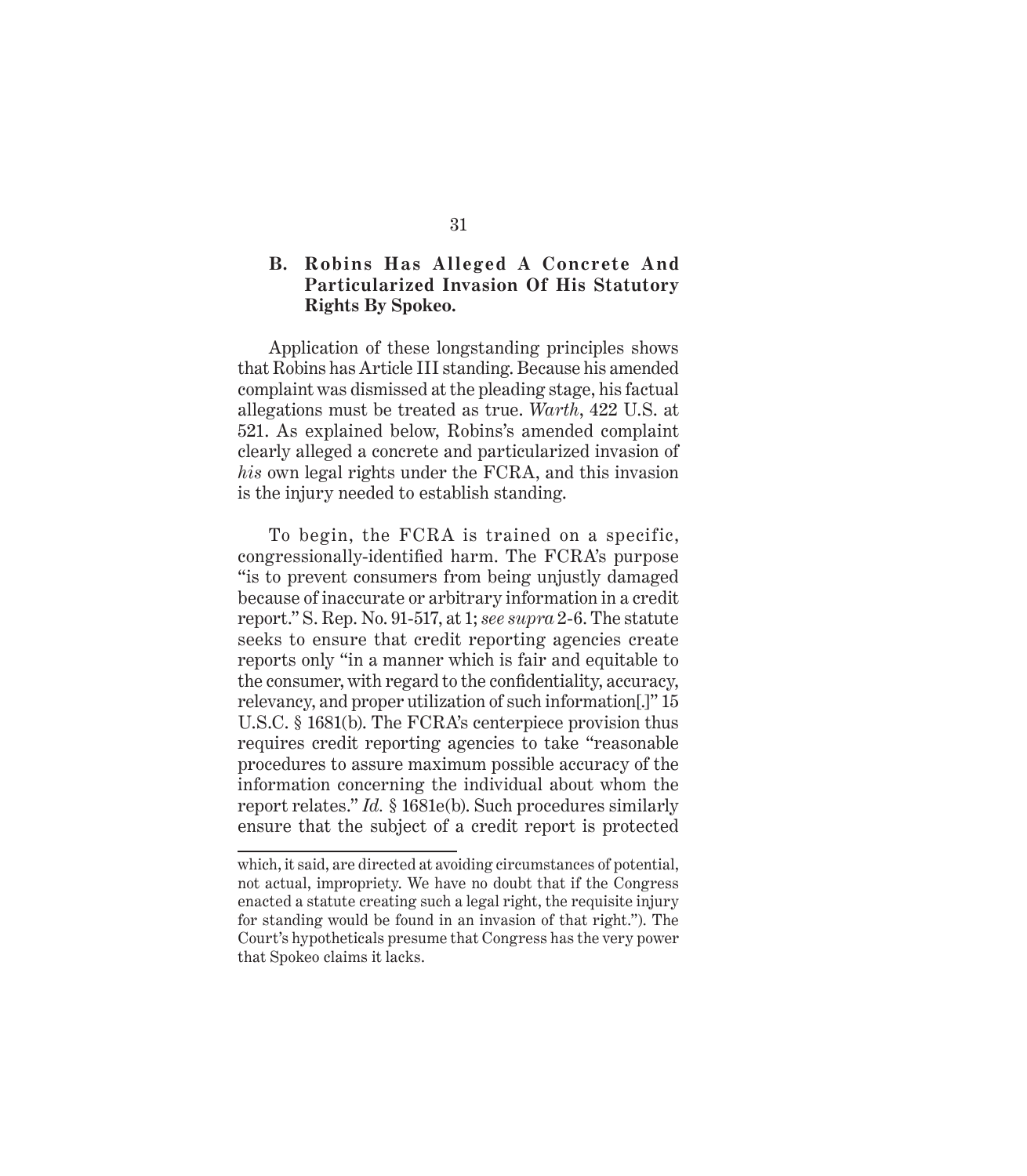### B. Robins Has Alleged A Concrete And Particularized Invasion Of His Statutory Rights By Spokeo.

Application of these longstanding principles shows that Robins has Article III standing. Because his amended complaint was dismissed at the pleading stage, his factual allegations must be treated as true. *Warth*, 422 U.S. at 521. As explained below, Robins's amended complaint clearly alleged a concrete and particularized invasion of *his* own legal rights under the FCRA, and this invasion is the injury needed to establish standing.

To begin, the FCRA is trained on a specific, congressionally-identified harm. The FCRA's purpose "is to prevent consumers from being unjustly damaged because of inaccurate or arbitrary information in a credit report." S. Rep. No. 91-517, at 1; *see supra* 2-6. The statute seeks to ensure that credit reporting agencies create reports only "in a manner which is fair and equitable to the consumer, with regard to the confidentiality, accuracy, relevancy, and proper utilization of such information[.]" 15 U.S.C. § 1681(b). The FCRA's centerpiece provision thus requires credit reporting agencies to take "reasonable procedures to assure maximum possible accuracy of the information concerning the individual about whom the report relates." *Id.* § 1681e(b). Such procedures similarly ensure that the subject of a credit report is protected

---

which, it said, are directed at avoiding circumstances of potential, not actual, impropriety. We have no doubt that if the Congress enacted a statute creating such a legal right, the requisite injury for standing would be found in an invasion of that right."). The Court's hypotheticals presume that Congress has the very power that Spokeo claims it lacks.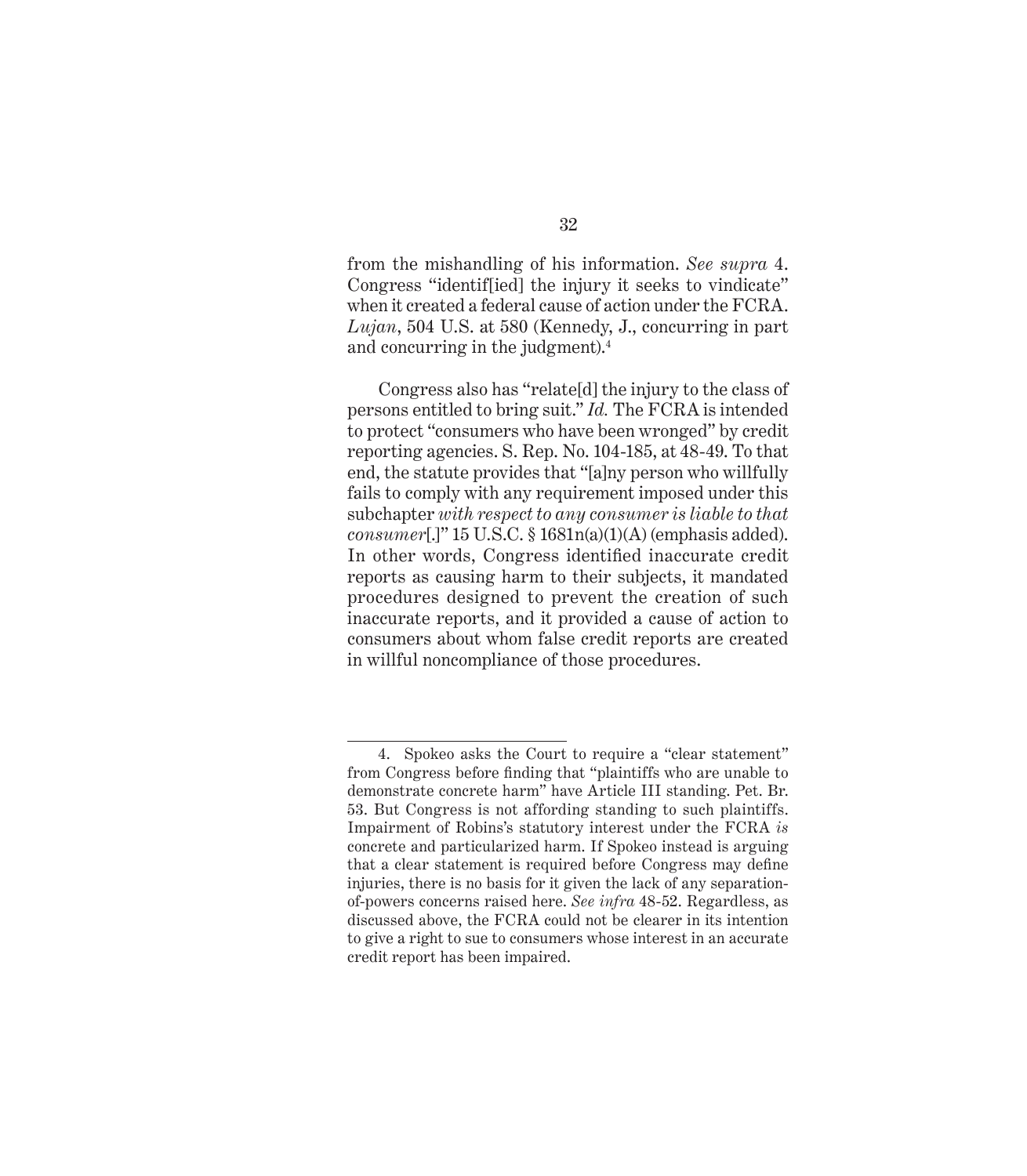from the mishandling of his information. *See supra* 4. Congress "identif[ied] the injury it seeks to vindicate" when it created a federal cause of action under the FCRA. *Lujan*, 504 U.S. at 580 (Kennedy, J., concurring in part and concurring in the judgment).[4]

Congress also has "relate[d] the injury to the class of persons entitled to bring suit." *Id.* The FCRA is intended to protect "consumers who have been wronged" by credit reporting agencies. S. Rep. No. 104-185, at 48-49. To that end, the statute provides that "[a]ny person who willfully fails to comply with any requirement imposed under this subchapter *with respect to any consumer is liable to that consumer*[.]" 15 U.S.C. § 1681n(a)(1)(A) (emphasis added). In other words, Congress identified inaccurate credit reports as causing harm to their subjects, it mandated procedures designed to prevent the creation of such inaccurate reports, and it provided a cause of action to consumers about whom false credit reports are created in willful noncompliance of those procedures.

---

4. Spokeo asks the Court to require a "clear statement" from Congress before finding that "plaintiffs who are unable to demonstrate concrete harm" have Article III standing. Pet. Br. 53. But Congress is not affording standing to such plaintiffs. Impairment of Robins's statutory interest under the FCRA *is* concrete and particularized harm. If Spokeo instead is arguing that a clear statement is required before Congress may define injuries, there is no basis for it given the lack of any separation-of-powers concerns raised here. *See infra* 48-52. Regardless, as discussed above, the FCRA could not be clearer in its intention to give a right to sue to consumers whose interest in an accurate credit report has been impaired.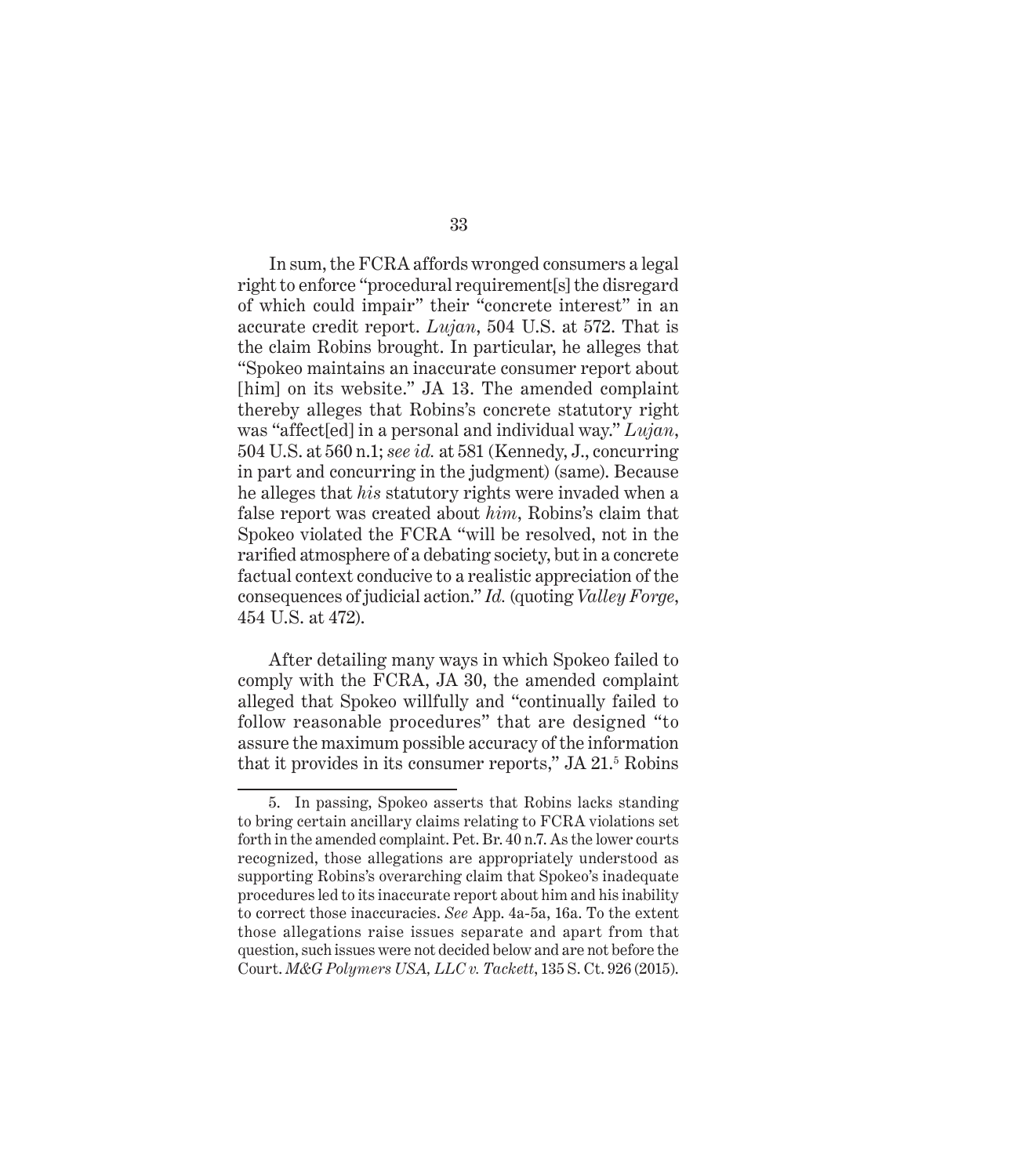In sum, the FCRA affords wronged consumers a legal right to enforce "procedural requirement[s] the disregard of which could impair" their "concrete interest" in an accurate credit report. *Lujan*, 504 U.S. at 572. That is the claim Robins brought. In particular, he alleges that "Spokeo maintains an inaccurate consumer report about [him] on its website." JA 13. The amended complaint thereby alleges that Robins's concrete statutory right was "affect[ed] in a personal and individual way." *Lujan*, 504 U.S. at 560 n.1; *see id.* at 581 (Kennedy, J., concurring in part and concurring in the judgment) (same). Because he alleges that *his* statutory rights were invaded when a false report was created about *him*, Robins's claim that Spokeo violated the FCRA "will be resolved, not in the rarified atmosphere of a debating society, but in a concrete factual context conducive to a realistic appreciation of the consequences of judicial action." *Id.* (quoting *Valley Forge*, 454 U.S. at 472).

After detailing many ways in which Spokeo failed to comply with the FCRA, JA 30, the amended complaint alleged that Spokeo willfully and "continually failed to follow reasonable procedures" that are designed "to assure the maximum possible accuracy of the information that it provides in its consumer reports," JA 21.[5] Robins

---

5. In passing, Spokeo asserts that Robins lacks standing to bring certain ancillary claims relating to FCRA violations set forth in the amended complaint. Pet. Br. 40 n.7. As the lower courts recognized, those allegations are appropriately understood as supporting Robins's overarching claim that Spokeo's inadequate procedures led to its inaccurate report about him and his inability to correct those inaccuracies. *See* App. 4a-5a, 16a. To the extent those allegations raise issues separate and apart from that question, such issues were not decided below and are not before the Court. *M&G Polymers USA, LLC v. Tackett*, 135 S. Ct. 926 (2015).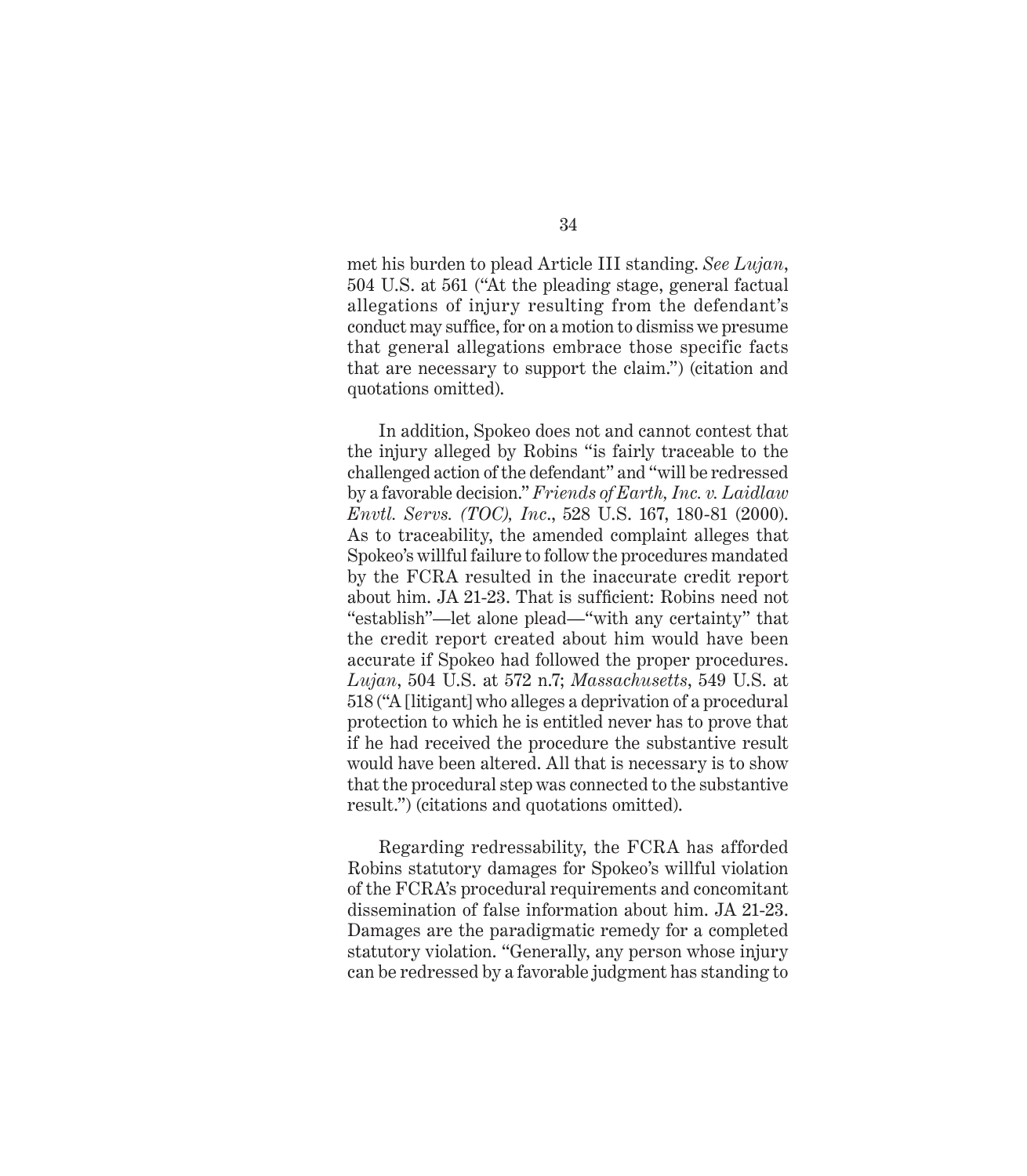met his burden to plead Article III standing. *See Lujan*, 504 U.S. at 561 ("At the pleading stage, general factual allegations of injury resulting from the defendant's conduct may suffice, for on a motion to dismiss we presume that general allegations embrace those specific facts that are necessary to support the claim.") (citation and quotations omitted).

In addition, Spokeo does not and cannot contest that the injury alleged by Robins "is fairly traceable to the challenged action of the defendant" and "will be redressed by a favorable decision." *Friends of Earth, Inc. v. Laidlaw Envtl. Servs. (TOC), Inc*., 528 U.S. 167, 180-81 (2000). As to traceability, the amended complaint alleges that Spokeo's willful failure to follow the procedures mandated by the FCRA resulted in the inaccurate credit report about him. JA 21-23. That is sufficient: Robins need not "establish"—let alone plead—"with any certainty" that the credit report created about him would have been accurate if Spokeo had followed the proper procedures. *Lujan*, 504 U.S. at 572 n.7; *Massachusetts*, 549 U.S. at 518 ("A [litigant] who alleges a deprivation of a procedural protection to which he is entitled never has to prove that if he had received the procedure the substantive result would have been altered. All that is necessary is to show that the procedural step was connected to the substantive result.") (citations and quotations omitted).

Regarding redressability, the FCRA has afforded Robins statutory damages for Spokeo's willful violation of the FCRA's procedural requirements and concomitant dissemination of false information about him. JA 21-23. Damages are the paradigmatic remedy for a completed statutory violation. "Generally, any person whose injury can be redressed by a favorable judgment has standing to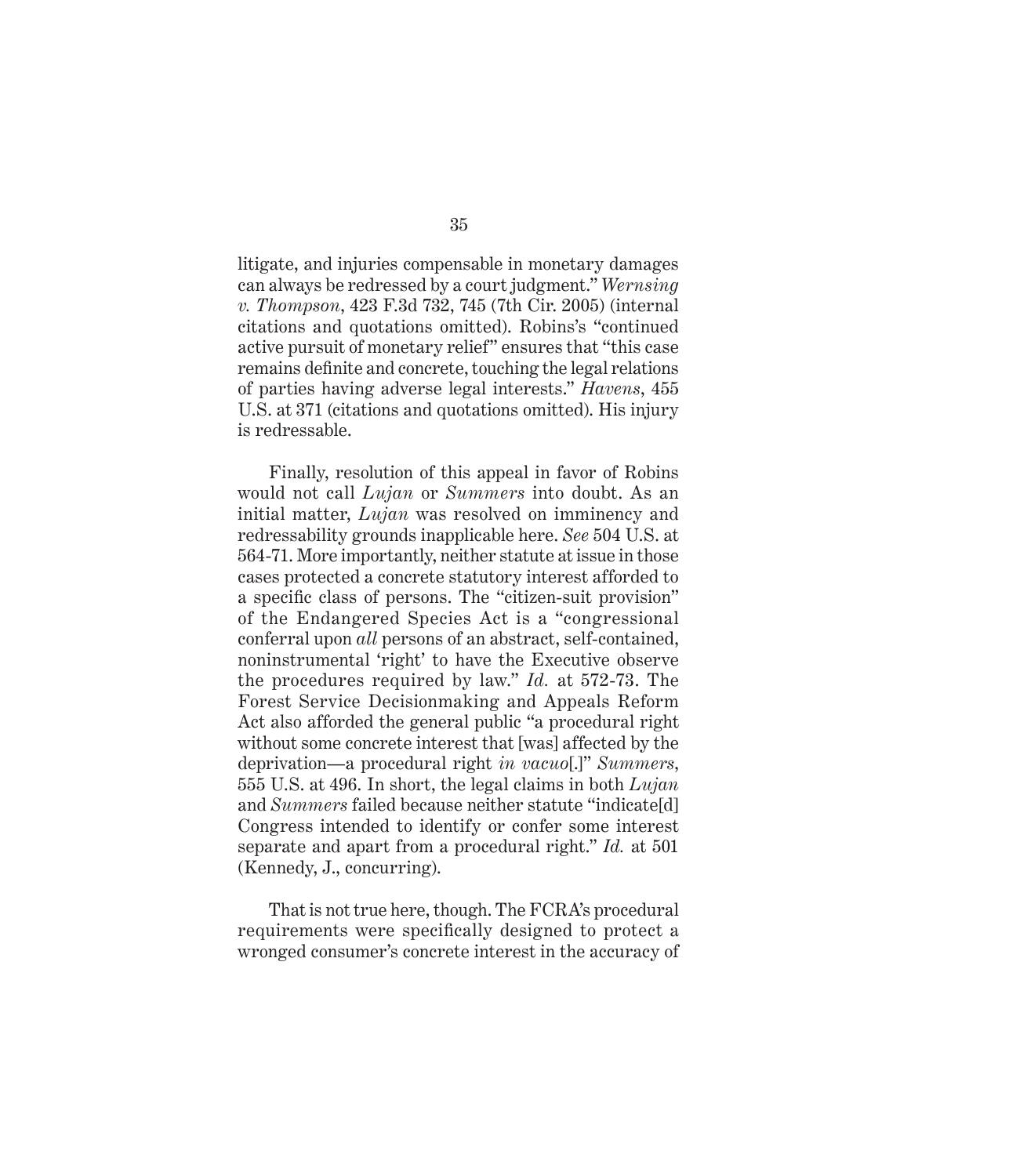litigate, and injuries compensable in monetary damages can always be redressed by a court judgment." *Wernsing v. Thompson*, 423 F.3d 732, 745 (7th Cir. 2005) (internal citations and quotations omitted). Robins's "continued active pursuit of monetary relief" ensures that "this case remains definite and concrete, touching the legal relations of parties having adverse legal interests." *Havens*, 455 U.S. at 371 (citations and quotations omitted). His injury is redressable.

Finally, resolution of this appeal in favor of Robins would not call *Lujan* or *Summers* into doubt. As an initial matter, *Lujan* was resolved on imminency and redressability grounds inapplicable here. *See* 504 U.S. at 564-71. More importantly, neither statute at issue in those cases protected a concrete statutory interest afforded to a specific class of persons. The "citizen-suit provision" of the Endangered Species Act is a "congressional conferral upon *all* persons of an abstract, self-contained, noninstrumental 'right' to have the Executive observe the procedures required by law." *Id.* at 572-73. The Forest Service Decisionmaking and Appeals Reform Act also afforded the general public "a procedural right without some concrete interest that [was] affected by the deprivation—a procedural right *in vacuo*[.]" *Summers*, 555 U.S. at 496. In short, the legal claims in both *Lujan* and *Summers* failed because neither statute "indicate[d] Congress intended to identify or confer some interest separate and apart from a procedural right." *Id.* at 501 (Kennedy, J., concurring).

That is not true here, though. The FCRA's procedural requirements were specifically designed to protect a wronged consumer's concrete interest in the accuracy of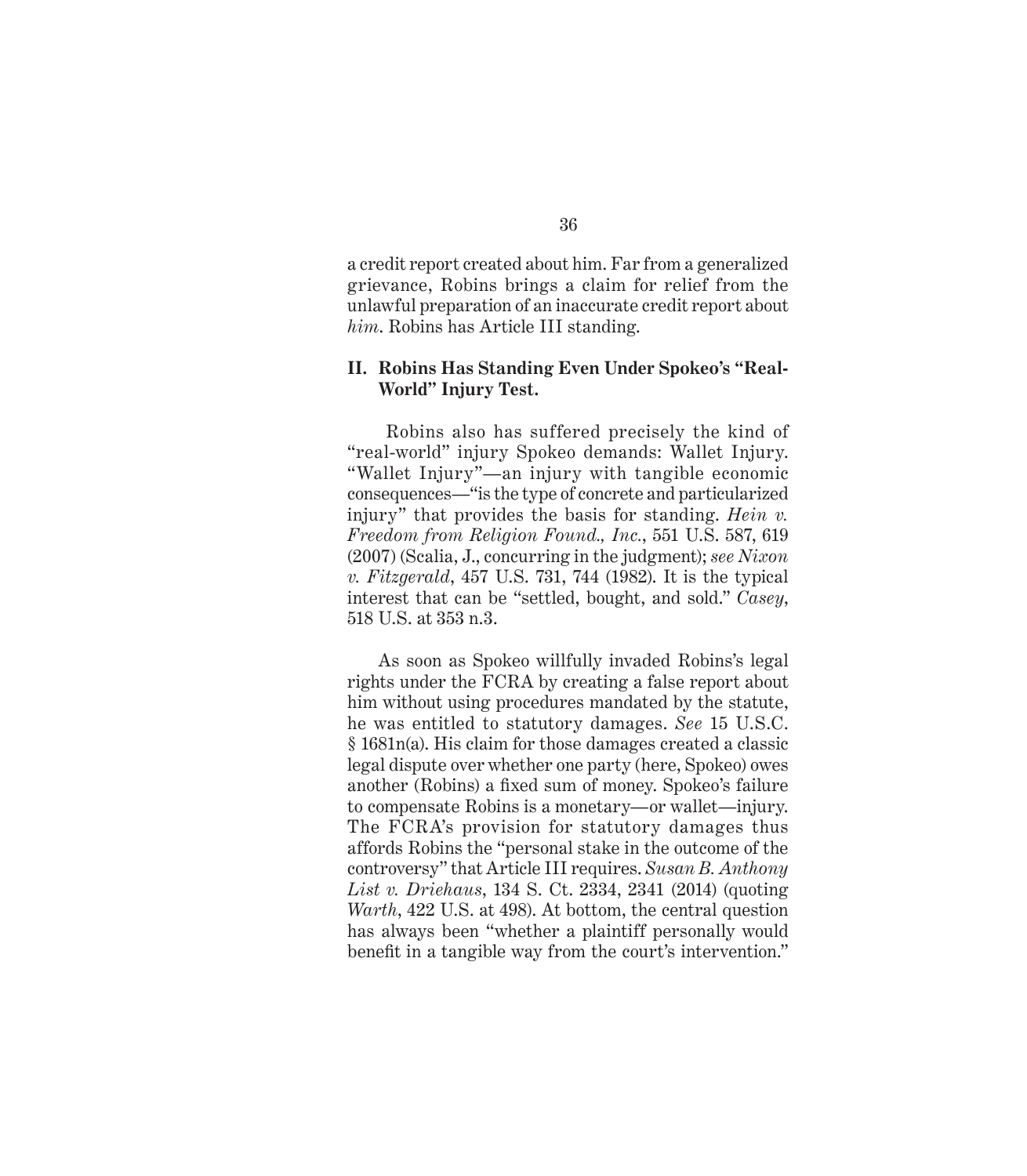a credit report created about him. Far from a generalized grievance, Robins brings a claim for relief from the unlawful preparation of an inaccurate credit report about *him*. Robins has Article III standing.

## II. Robins Has Standing Even Under Spokeo's "Real-World" Injury Test.

Robins also has suffered precisely the kind of "real-world" injury Spokeo demands: Wallet Injury. "Wallet Injury"—an injury with tangible economic consequences—"is the type of concrete and particularized injury" that provides the basis for standing. *Hein v. Freedom from Religion Found., Inc.*, 551 U.S. 587, 619 (2007) (Scalia, J., concurring in the judgment); *see Nixon v. Fitzgerald*, 457 U.S. 731, 744 (1982). It is the typical interest that can be "settled, bought, and sold." *Casey*, 518 U.S. at 353 n.3.

As soon as Spokeo willfully invaded Robins's legal rights under the FCRA by creating a false report about him without using procedures mandated by the statute, he was entitled to statutory damages. *See* 15 U.S.C. § 1681n(a). His claim for those damages created a classic legal dispute over whether one party (here, Spokeo) owes another (Robins) a fixed sum of money. Spokeo's failure to compensate Robins is a monetary—or wallet—injury. The FCRA's provision for statutory damages thus affords Robins the "personal stake in the outcome of the controversy" that Article III requires. *Susan B. Anthony List v. Driehaus*, 134 S. Ct. 2334, 2341 (2014) (quoting *Warth*, 422 U.S. at 498). At bottom, the central question has always been "whether a plaintiff personally would benefit in a tangible way from the court's intervention."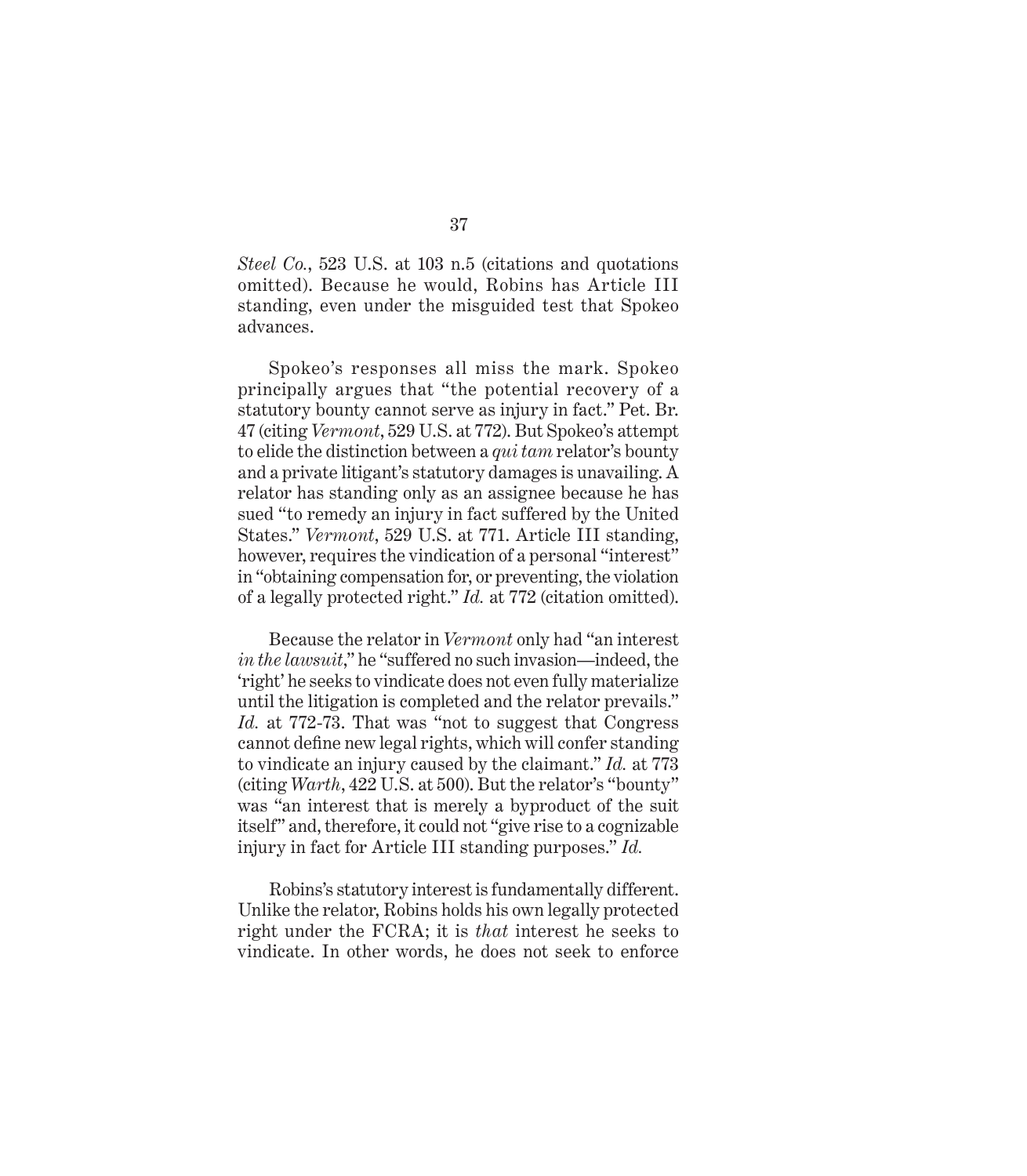*Steel Co.*, 523 U.S. at 103 n.5 (citations and quotations omitted). Because he would, Robins has Article III standing, even under the misguided test that Spokeo advances.

Spokeo's responses all miss the mark. Spokeo principally argues that "the potential recovery of a statutory bounty cannot serve as injury in fact." Pet. Br. 47 (citing *Vermont*, 529 U.S. at 772). But Spokeo's attempt to elide the distinction between a *qui tam* relator's bounty and a private litigant's statutory damages is unavailing. A relator has standing only as an assignee because he has sued "to remedy an injury in fact suffered by the United States." *Vermont*, 529 U.S. at 771. Article III standing, however, requires the vindication of a personal "interest" in "obtaining compensation for, or preventing, the violation of a legally protected right." *Id.* at 772 (citation omitted).

Because the relator in *Vermont* only had "an interest *in the lawsuit*," he "suffered no such invasion—indeed, the 'right' he seeks to vindicate does not even fully materialize until the litigation is completed and the relator prevails." *Id.* at 772-73. That was "not to suggest that Congress cannot define new legal rights, which will confer standing to vindicate an injury caused by the claimant." *Id.* at 773 (citing *Warth*, 422 U.S. at 500). But the relator's "bounty" was "an interest that is merely a byproduct of the suit itself" and, therefore, it could not "give rise to a cognizable injury in fact for Article III standing purposes." *Id.*

Robins's statutory interest is fundamentally different. Unlike the relator, Robins holds his own legally protected right under the FCRA; it is *that* interest he seeks to vindicate. In other words, he does not seek to enforce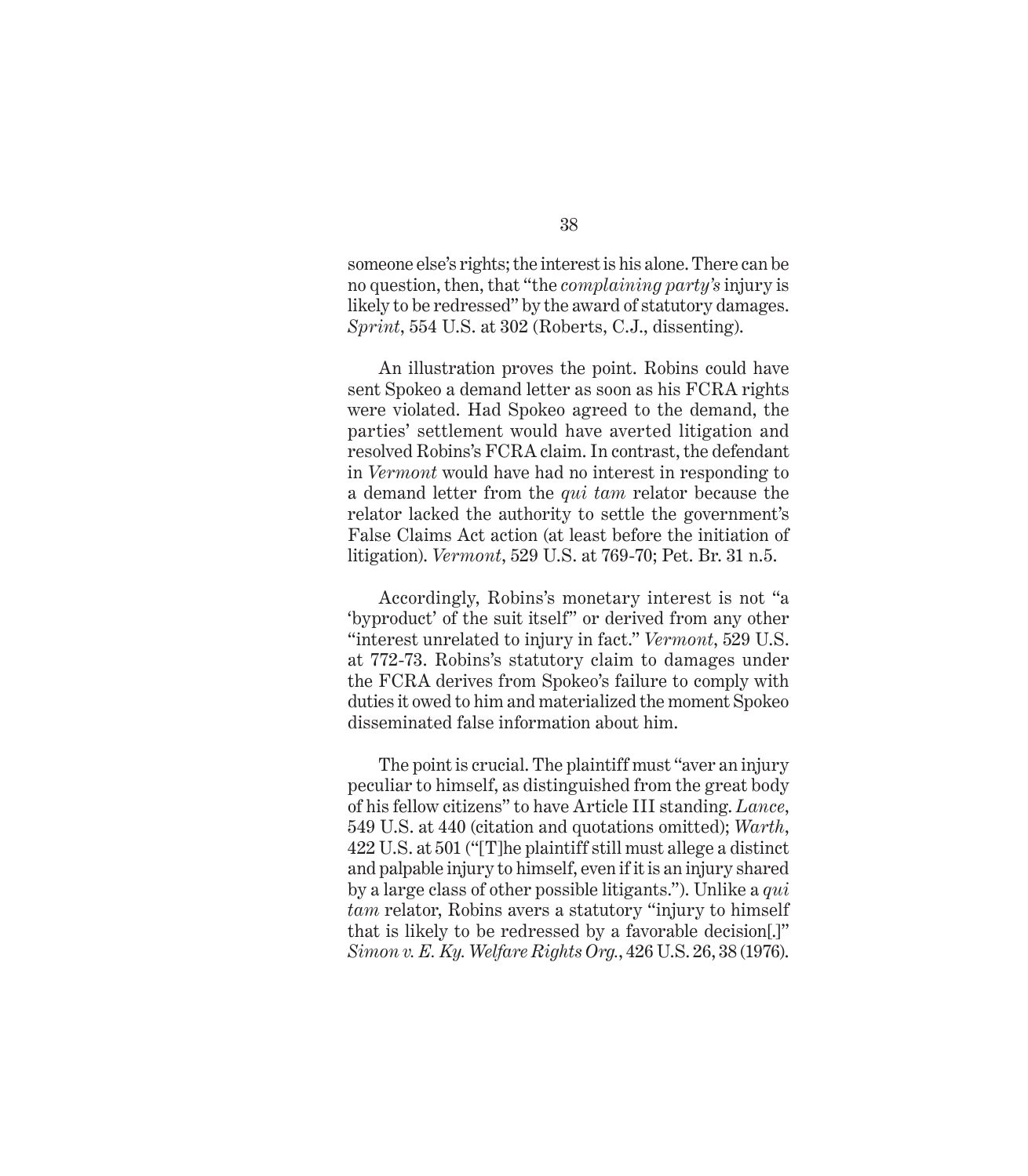someone else's rights; the interest is his alone. There can be no question, then, that "the *complaining party's* injury is likely to be redressed" by the award of statutory damages. *Sprint*, 554 U.S. at 302 (Roberts, C.J., dissenting).

An illustration proves the point. Robins could have sent Spokeo a demand letter as soon as his FCRA rights were violated. Had Spokeo agreed to the demand, the parties' settlement would have averted litigation and resolved Robins's FCRA claim. In contrast, the defendant in *Vermont* would have had no interest in responding to a demand letter from the *qui tam* relator because the relator lacked the authority to settle the government's False Claims Act action (at least before the initiation of litigation). *Vermont*, 529 U.S. at 769-70; Pet. Br. 31 n.5.

Accordingly, Robins's monetary interest is not "a 'byproduct' of the suit itself" or derived from any other "interest unrelated to injury in fact." *Vermont*, 529 U.S. at 772-73. Robins's statutory claim to damages under the FCRA derives from Spokeo's failure to comply with duties it owed to him and materialized the moment Spokeo disseminated false information about him.

The point is crucial. The plaintiff must "aver an injury peculiar to himself, as distinguished from the great body of his fellow citizens" to have Article III standing. *Lance*, 549 U.S. at 440 (citation and quotations omitted); *Warth*, 422 U.S. at 501 ("[T]he plaintiff still must allege a distinct and palpable injury to himself, even if it is an injury shared by a large class of other possible litigants."). Unlike a *qui tam* relator, Robins avers a statutory "injury to himself that is likely to be redressed by a favorable decision[.]" *Simon v. E. Ky. Welfare Rights Org.*, 426 U.S. 26, 38 (1976).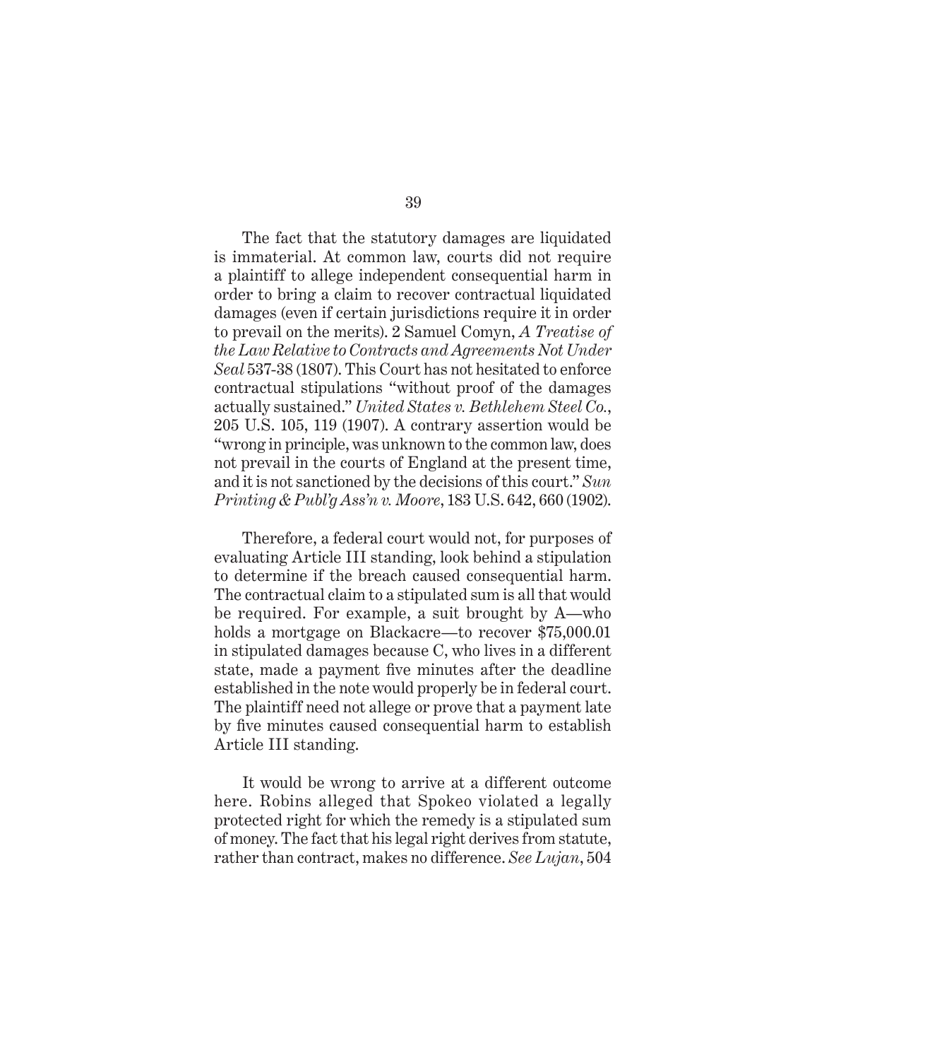The fact that the statutory damages are liquidated is immaterial. At common law, courts did not require a plaintiff to allege independent consequential harm in order to bring a claim to recover contractual liquidated damages (even if certain jurisdictions require it in order to prevail on the merits). 2 Samuel Comyn, *A Treatise of the Law Relative to Contracts and Agreements Not Under Seal* 537-38 (1807). This Court has not hesitated to enforce contractual stipulations "without proof of the damages actually sustained." *United States v. Bethlehem Steel Co.*, 205 U.S. 105, 119 (1907). A contrary assertion would be "wrong in principle, was unknown to the common law, does not prevail in the courts of England at the present time, and it is not sanctioned by the decisions of this court." *Sun Printing & Publ'g Ass'n v. Moore*, 183 U.S. 642, 660 (1902).

Therefore, a federal court would not, for purposes of evaluating Article III standing, look behind a stipulation to determine if the breach caused consequential harm. The contractual claim to a stipulated sum is all that would be required. For example, a suit brought by A—who holds a mortgage on Blackacre—to recover $75,000.01 in stipulated damages because C, who lives in a different state, made a payment five minutes after the deadline established in the note would properly be in federal court. The plaintiff need not allege or prove that a payment late by five minutes caused consequential harm to establish Article III standing.

It would be wrong to arrive at a different outcome here. Robins alleged that Spokeo violated a legally protected right for which the remedy is a stipulated sum of money. The fact that his legal right derives from statute, rather than contract, makes no difference. *See Lujan*, 504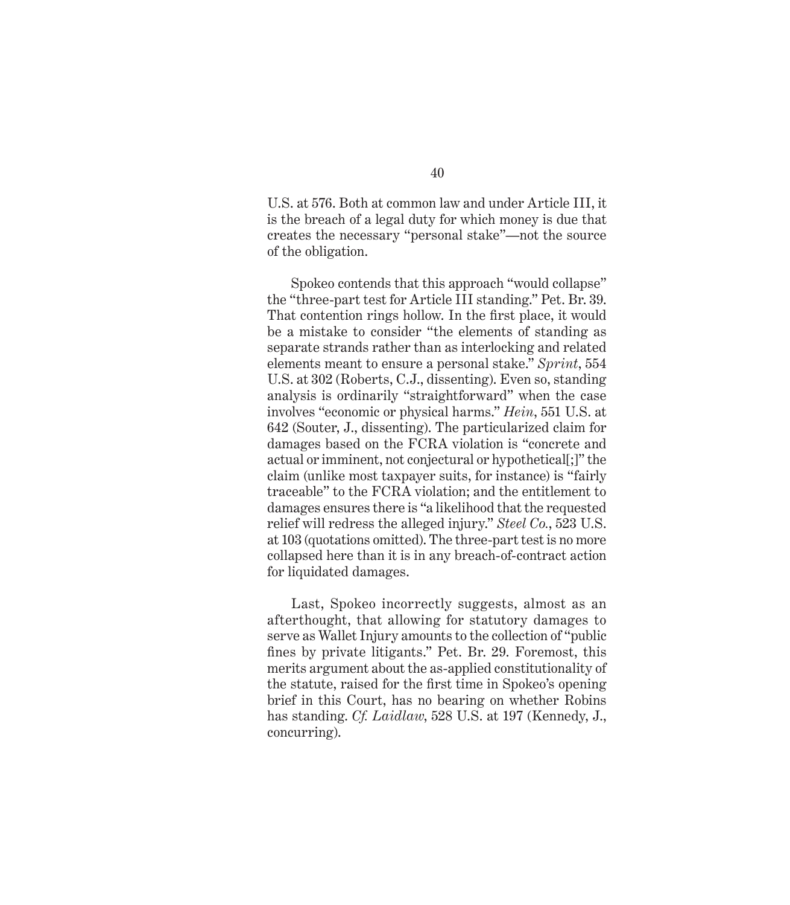U.S. at 576. Both at common law and under Article III, it is the breach of a legal duty for which money is due that creates the necessary "personal stake"—not the source of the obligation.

Spokeo contends that this approach "would collapse" the "three-part test for Article III standing." Pet. Br. 39. That contention rings hollow. In the first place, it would be a mistake to consider "the elements of standing as separate strands rather than as interlocking and related elements meant to ensure a personal stake." *Sprint*, 554 U.S. at 302 (Roberts, C.J., dissenting). Even so, standing analysis is ordinarily "straightforward" when the case involves "economic or physical harms." *Hein*, 551 U.S. at 642 (Souter, J., dissenting). The particularized claim for damages based on the FCRA violation is "concrete and actual or imminent, not conjectural or hypothetical[;]" the claim (unlike most taxpayer suits, for instance) is "fairly traceable" to the FCRA violation; and the entitlement to damages ensures there is "a likelihood that the requested relief will redress the alleged injury." *Steel Co.*, 523 U.S. at 103 (quotations omitted). The three-part test is no more collapsed here than it is in any breach-of-contract action for liquidated damages.

Last, Spokeo incorrectly suggests, almost as an afterthought, that allowing for statutory damages to serve as Wallet Injury amounts to the collection of "public fines by private litigants." Pet. Br. 29. Foremost, this merits argument about the as-applied constitutionality of the statute, raised for the first time in Spokeo's opening brief in this Court, has no bearing on whether Robins has standing. *Cf. Laidlaw*, 528 U.S. at 197 (Kennedy, J., concurring).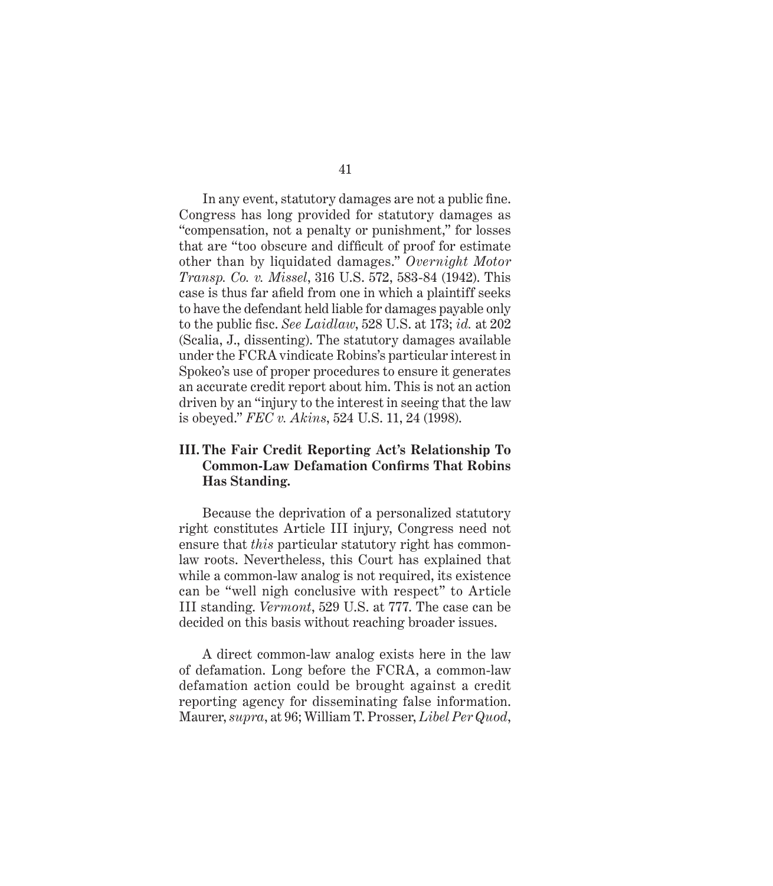In any event, statutory damages are not a public fine. Congress has long provided for statutory damages as "compensation, not a penalty or punishment," for losses that are "too obscure and difficult of proof for estimate other than by liquidated damages." *Overnight Motor Transp. Co. v. Missel*, 316 U.S. 572, 583-84 (1942). This case is thus far afield from one in which a plaintiff seeks to have the defendant held liable for damages payable only to the public fisc. *See Laidlaw*, 528 U.S. at 173; *id.* at 202 (Scalia, J., dissenting). The statutory damages available under the FCRA vindicate Robins's particular interest in Spokeo's use of proper procedures to ensure it generates an accurate credit report about him. This is not an action driven by an "injury to the interest in seeing that the law is obeyed." *FEC v. Akins*, 524 U.S. 11, 24 (1998).

## III. The Fair Credit Reporting Act's Relationship To Common-Law Defamation Confirms That Robins Has Standing.

Because the deprivation of a personalized statutory right constitutes Article III injury, Congress need not ensure that *this* particular statutory right has common-law roots. Nevertheless, this Court has explained that while a common-law analog is not required, its existence can be "well nigh conclusive with respect" to Article III standing. *Vermont*, 529 U.S. at 777. The case can be decided on this basis without reaching broader issues.

A direct common-law analog exists here in the law of defamation. Long before the FCRA, a common-law defamation action could be brought against a credit reporting agency for disseminating false information. Maurer, *supra*, at 96; William T. Prosser, *Libel Per Quod*,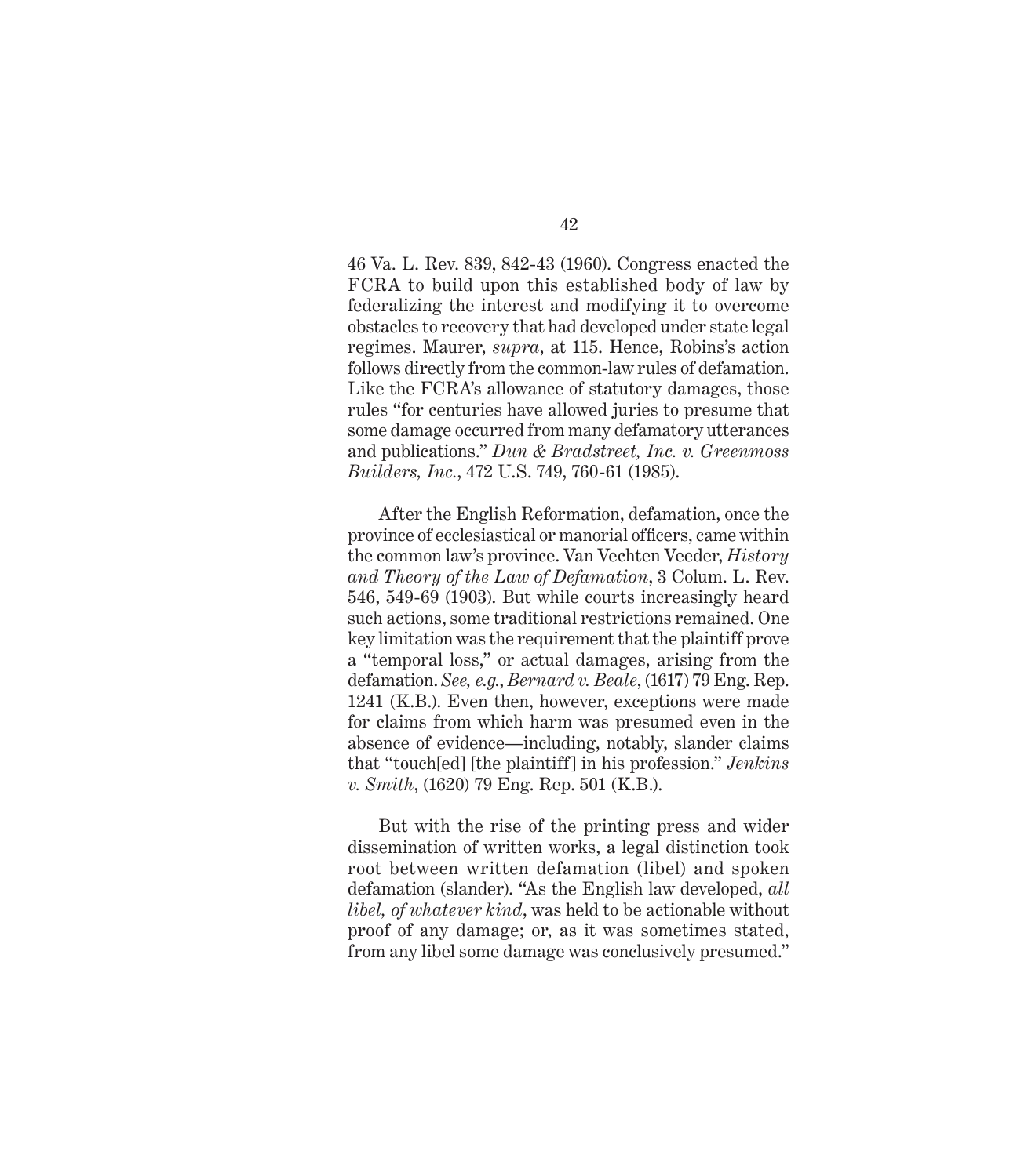46 Va. L. Rev. 839, 842-43 (1960). Congress enacted the FCRA to build upon this established body of law by federalizing the interest and modifying it to overcome obstacles to recovery that had developed under state legal regimes. Maurer, *supra*, at 115. Hence, Robins's action follows directly from the common-law rules of defamation. Like the FCRA's allowance of statutory damages, those rules "for centuries have allowed juries to presume that some damage occurred from many defamatory utterances and publications." *Dun & Bradstreet, Inc. v. Greenmoss Builders, Inc.*, 472 U.S. 749, 760-61 (1985).

After the English Reformation, defamation, once the province of ecclesiastical or manorial officers, came within the common law's province. Van Vechten Veeder, *History and Theory of the Law of Defamation*, 3 Colum. L. Rev. 546, 549-69 (1903). But while courts increasingly heard such actions, some traditional restrictions remained. One key limitation was the requirement that the plaintiff prove a "temporal loss," or actual damages, arising from the defamation. *See, e.g.*, *Bernard v. Beale*, (1617) 79 Eng. Rep. 1241 (K.B.). Even then, however, exceptions were made for claims from which harm was presumed even in the absence of evidence—including, notably, slander claims that "touch[ed] [the plaintiff] in his profession." *Jenkins v. Smith*, (1620) 79 Eng. Rep. 501 (K.B.).

But with the rise of the printing press and wider dissemination of written works, a legal distinction took root between written defamation (libel) and spoken defamation (slander). "As the English law developed, *all libel, of whatever kind*, was held to be actionable without proof of any damage; or, as it was sometimes stated, from any libel some damage was conclusively presumed."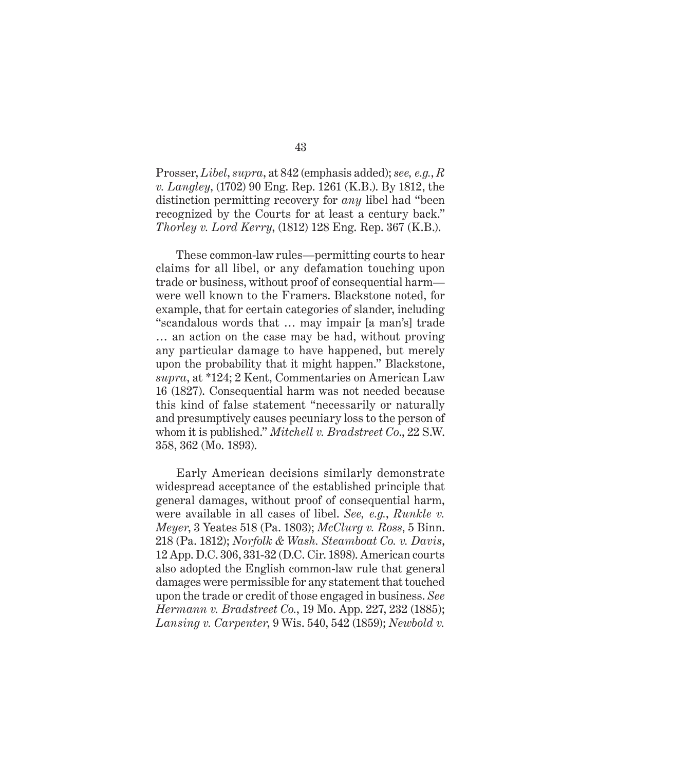Prosser, *Libel*, *supra*, at 842 (emphasis added); *see, e.g.*, *R v. Langley*, (1702) 90 Eng. Rep. 1261 (K.B.). By 1812, the distinction permitting recovery for *any* libel had "been recognized by the Courts for at least a century back." *Thorley v. Lord Kerry*, (1812) 128 Eng. Rep. 367 (K.B.).

These common-law rules—permitting courts to hear claims for all libel, or any defamation touching upon trade or business, without proof of consequential harm—were well known to the Framers. Blackstone noted, for example, that for certain categories of slander, including "scandalous words that … may impair [a man's] trade … an action on the case may be had, without proving any particular damage to have happened, but merely upon the probability that it might happen." Blackstone, *supra*, at *124; 2 Kent, Commentaries on American Law 16 (1827). Consequential harm was not needed because this kind of false statement "necessarily or naturally and presumptively causes pecuniary loss to the person of whom it is published." *Mitchell v. Bradstreet Co.*, 22 S.W. 358, 362 (Mo. 1893).

Early American decisions similarly demonstrate widespread acceptance of the established principle that general damages, without proof of consequential harm, were available in all cases of libel. *See, e.g.*, *Runkle v. Meyer*, 3 Yeates 518 (Pa. 1803); *McClurg v. Ross*, 5 Binn. 218 (Pa. 1812); *Norfolk & Wash. Steamboat Co. v. Davis*, 12 App. D.C. 306, 331-32 (D.C. Cir. 1898). American courts also adopted the English common-law rule that general damages were permissible for any statement that touched upon the trade or credit of those engaged in business. *See Hermann v. Bradstreet Co.*, 19 Mo. App. 227, 232 (1885); *Lansing v. Carpenter*, 9 Wis. 540, 542 (1859); *Newbold v.*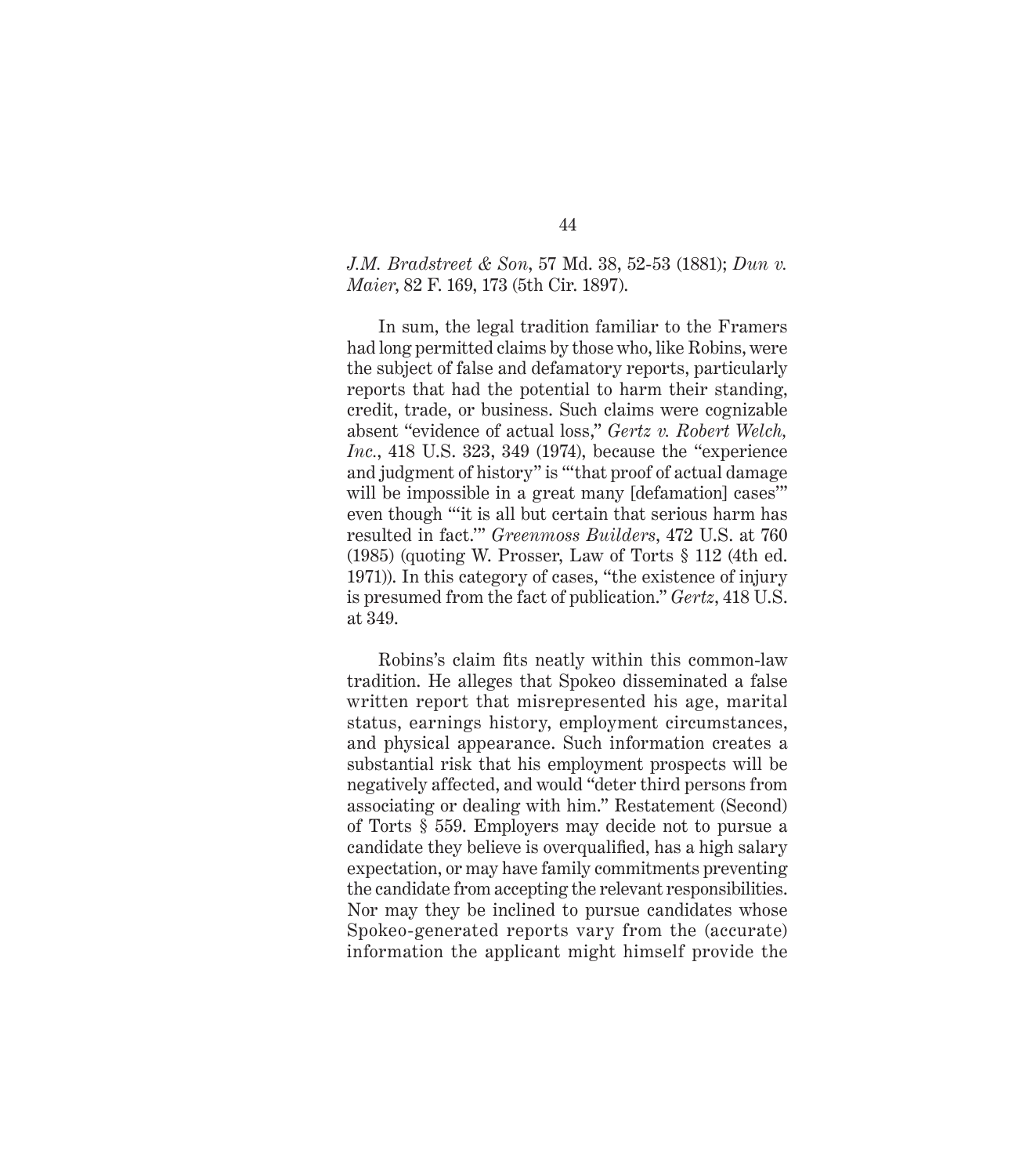*J.M. Bradstreet & Son*, 57 Md. 38, 52-53 (1881); *Dun v. Maier*, 82 F. 169, 173 (5th Cir. 1897).

In sum, the legal tradition familiar to the Framers had long permitted claims by those who, like Robins, were the subject of false and defamatory reports, particularly reports that had the potential to harm their standing, credit, trade, or business. Such claims were cognizable absent "evidence of actual loss," *Gertz v. Robert Welch, Inc.*, 418 U.S. 323, 349 (1974), because the "experience and judgment of history" is "'that proof of actual damage will be impossible in a great many [defamation] cases'" even though "'it is all but certain that serious harm has resulted in fact.'" *Greenmoss Builders*, 472 U.S. at 760 (1985) (quoting W. Prosser, Law of Torts § 112 (4th ed. 1971)). In this category of cases, "the existence of injury is presumed from the fact of publication." *Gertz*, 418 U.S. at 349.

Robins's claim fits neatly within this common-law tradition. He alleges that Spokeo disseminated a false written report that misrepresented his age, marital status, earnings history, employment circumstances, and physical appearance. Such information creates a substantial risk that his employment prospects will be negatively affected, and would "deter third persons from associating or dealing with him." Restatement (Second) of Torts § 559. Employers may decide not to pursue a candidate they believe is overqualified, has a high salary expectation, or may have family commitments preventing the candidate from accepting the relevant responsibilities. Nor may they be inclined to pursue candidates whose Spokeo-generated reports vary from the (accurate) information the applicant might himself provide the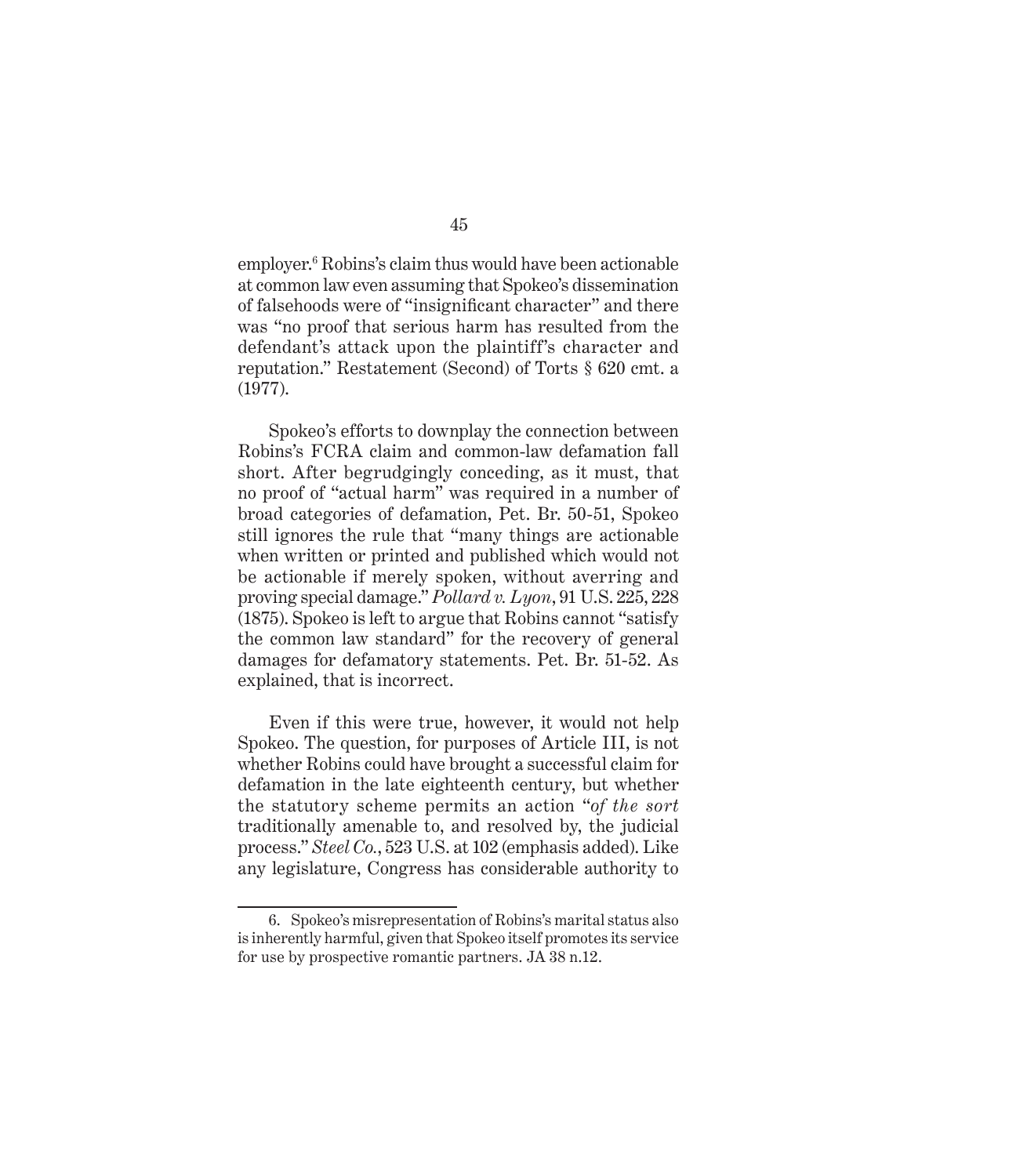employer.[6] Robins's claim thus would have been actionable at common law even assuming that Spokeo's dissemination of falsehoods were of "insignificant character" and there was "no proof that serious harm has resulted from the defendant's attack upon the plaintiff's character and reputation." Restatement (Second) of Torts § 620 cmt. a (1977).

Spokeo's efforts to downplay the connection between Robins's FCRA claim and common-law defamation fall short. After begrudgingly conceding, as it must, that no proof of "actual harm" was required in a number of broad categories of defamation, Pet. Br. 50-51, Spokeo still ignores the rule that "many things are actionable when written or printed and published which would not be actionable if merely spoken, without averring and proving special damage." *Pollard v. Lyon*, 91 U.S. 225, 228 (1875). Spokeo is left to argue that Robins cannot "satisfy the common law standard" for the recovery of general damages for defamatory statements. Pet. Br. 51-52. As explained, that is incorrect.

Even if this were true, however, it would not help Spokeo. The question, for purposes of Article III, is not whether Robins could have brought a successful claim for defamation in the late eighteenth century, but whether the statutory scheme permits an action "*of the sort* traditionally amenable to, and resolved by, the judicial process." *Steel Co.*, 523 U.S. at 102 (emphasis added). Like any legislature, Congress has considerable authority to

---

6. Spokeo's misrepresentation of Robins's marital status also is inherently harmful, given that Spokeo itself promotes its service for use by prospective romantic partners. JA 38 n.12.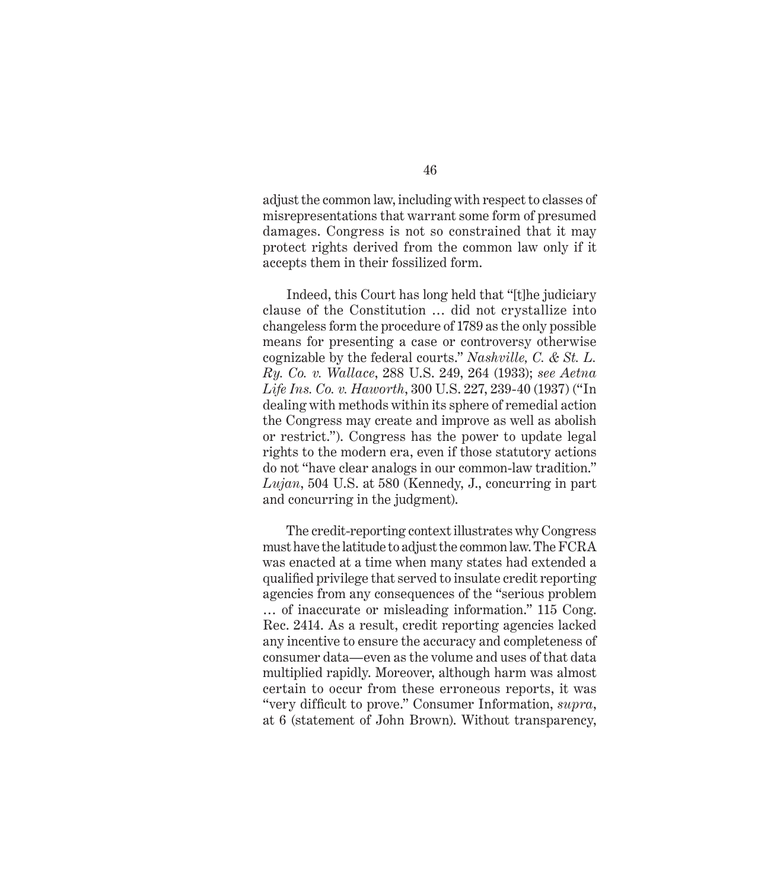adjust the common law, including with respect to classes of misrepresentations that warrant some form of presumed damages. Congress is not so constrained that it may protect rights derived from the common law only if it accepts them in their fossilized form.

Indeed, this Court has long held that "[t]he judiciary clause of the Constitution … did not crystallize into changeless form the procedure of 1789 as the only possible means for presenting a case or controversy otherwise cognizable by the federal courts." *Nashville, C. & St. L. Ry. Co. v. Wallace*, 288 U.S. 249, 264 (1933); *see Aetna Life Ins. Co. v. Haworth*, 300 U.S. 227, 239-40 (1937) ("In dealing with methods within its sphere of remedial action the Congress may create and improve as well as abolish or restrict."). Congress has the power to update legal rights to the modern era, even if those statutory actions do not "have clear analogs in our common-law tradition." *Lujan*, 504 U.S. at 580 (Kennedy, J., concurring in part and concurring in the judgment).

The credit-reporting context illustrates why Congress must have the latitude to adjust the common law. The FCRA was enacted at a time when many states had extended a qualified privilege that served to insulate credit reporting agencies from any consequences of the "serious problem … of inaccurate or misleading information." 115 Cong. Rec. 2414. As a result, credit reporting agencies lacked any incentive to ensure the accuracy and completeness of consumer data—even as the volume and uses of that data multiplied rapidly. Moreover, although harm was almost certain to occur from these erroneous reports, it was "very difficult to prove." Consumer Information, *supra*, at 6 (statement of John Brown). Without transparency,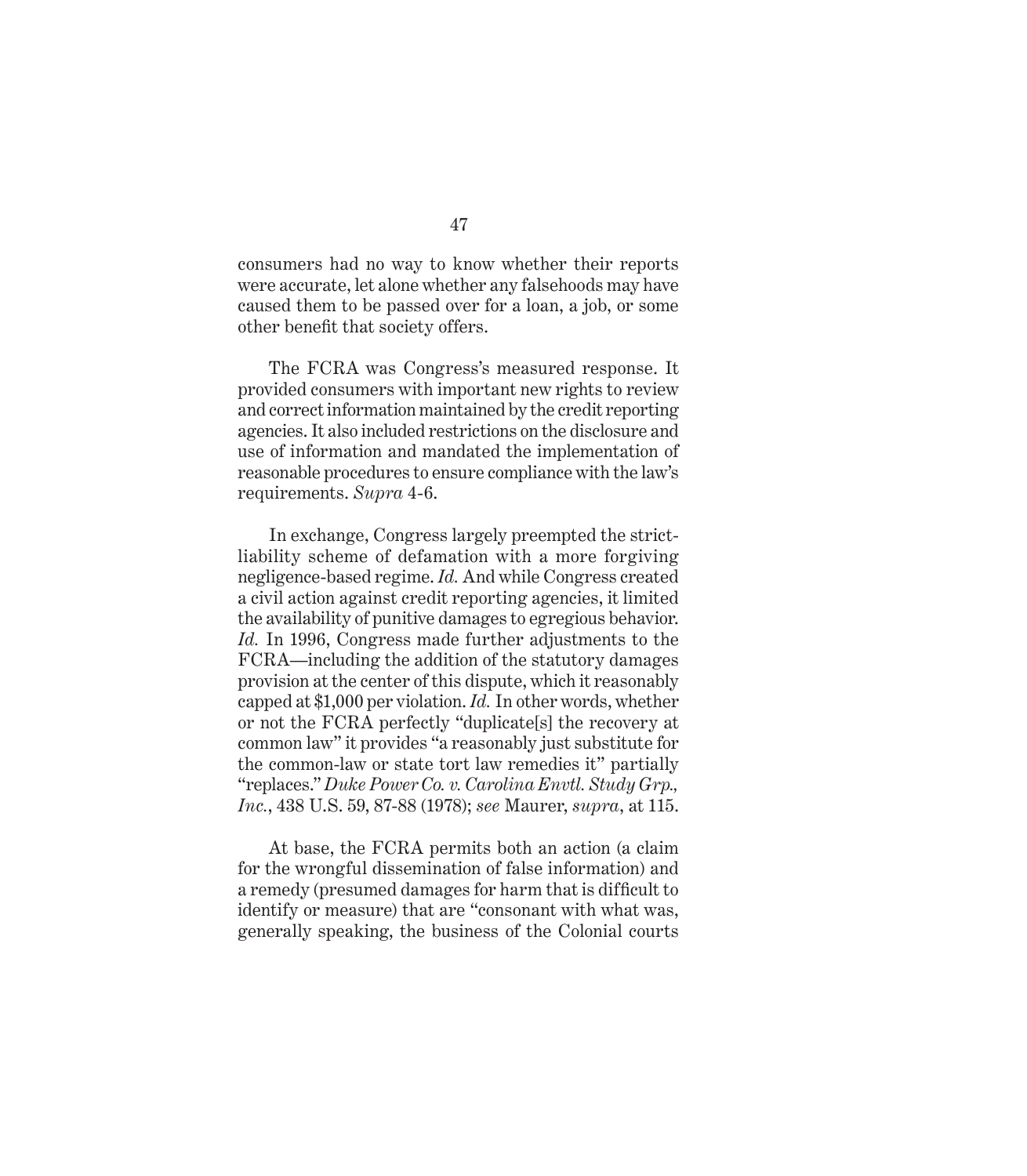consumers had no way to know whether their reports were accurate, let alone whether any falsehoods may have caused them to be passed over for a loan, a job, or some other benefit that society offers.

The FCRA was Congress's measured response. It provided consumers with important new rights to review and correct information maintained by the credit reporting agencies. It also included restrictions on the disclosure and use of information and mandated the implementation of reasonable procedures to ensure compliance with the law's requirements. *Supra* 4-6.

In exchange, Congress largely preempted the strict-liability scheme of defamation with a more forgiving negligence-based regime. *Id.* And while Congress created a civil action against credit reporting agencies, it limited the availability of punitive damages to egregious behavior. *Id.* In 1996, Congress made further adjustments to the FCRA—including the addition of the statutory damages provision at the center of this dispute, which it reasonably capped at $1,000 per violation. *Id.* In other words, whether or not the FCRA perfectly "duplicate[s] the recovery at common law" it provides "a reasonably just substitute for the common-law or state tort law remedies it" partially "replaces." *Duke Power Co. v. Carolina Envtl. Study Grp., Inc.*, 438 U.S. 59, 87-88 (1978); *see* Maurer, *supra*, at 115.

At base, the FCRA permits both an action (a claim for the wrongful dissemination of false information) and a remedy (presumed damages for harm that is difficult to identify or measure) that are "consonant with what was, generally speaking, the business of the Colonial courts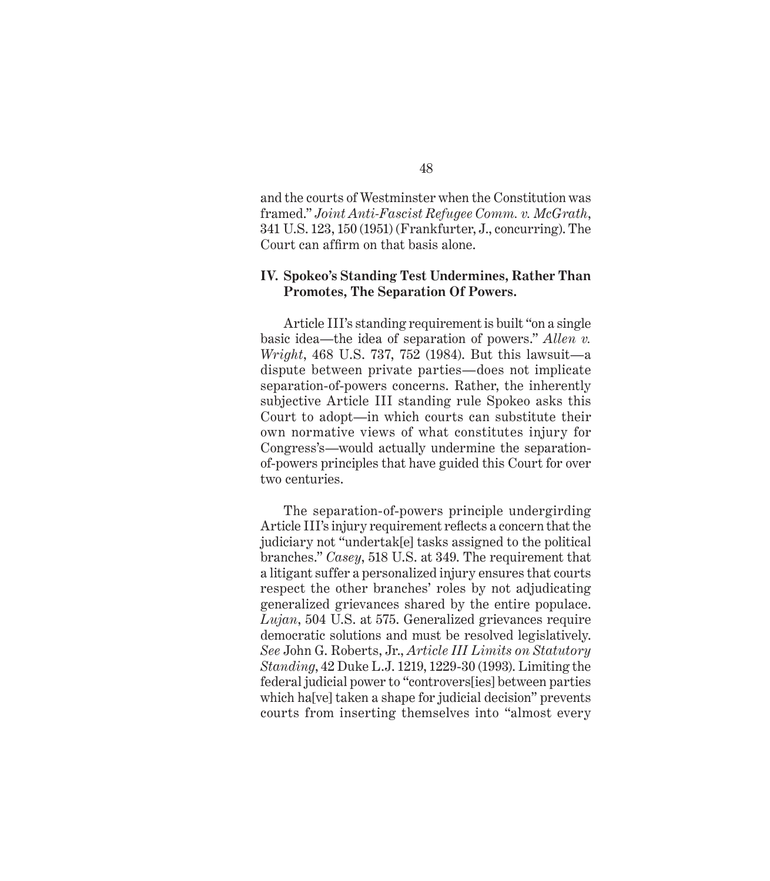and the courts of Westminster when the Constitution was framed." *Joint Anti-Fascist Refugee Comm. v. McGrath*, 341 U.S. 123, 150 (1951) (Frankfurter, J., concurring). The Court can affirm on that basis alone.

## IV. Spokeo's Standing Test Undermines, Rather Than Promotes, The Separation Of Powers.

Article III's standing requirement is built "on a single basic idea—the idea of separation of powers." *Allen v. Wright*, 468 U.S. 737, 752 (1984). But this lawsuit—a dispute between private parties—does not implicate separation-of-powers concerns. Rather, the inherently subjective Article III standing rule Spokeo asks this Court to adopt—in which courts can substitute their own normative views of what constitutes injury for Congress's—would actually undermine the separation-of-powers principles that have guided this Court for over two centuries.

The separation-of-powers principle undergirding Article III's injury requirement reflects a concern that the judiciary not "undertak[e] tasks assigned to the political branches." *Casey*, 518 U.S. at 349. The requirement that a litigant suffer a personalized injury ensures that courts respect the other branches' roles by not adjudicating generalized grievances shared by the entire populace. *Lujan*, 504 U.S. at 575. Generalized grievances require democratic solutions and must be resolved legislatively. *See* John G. Roberts, Jr., *Article III Limits on Statutory Standing*, 42 Duke L.J. 1219, 1229-30 (1993). Limiting the federal judicial power to "controvers[ies] between parties which ha[ve] taken a shape for judicial decision" prevents courts from inserting themselves into "almost every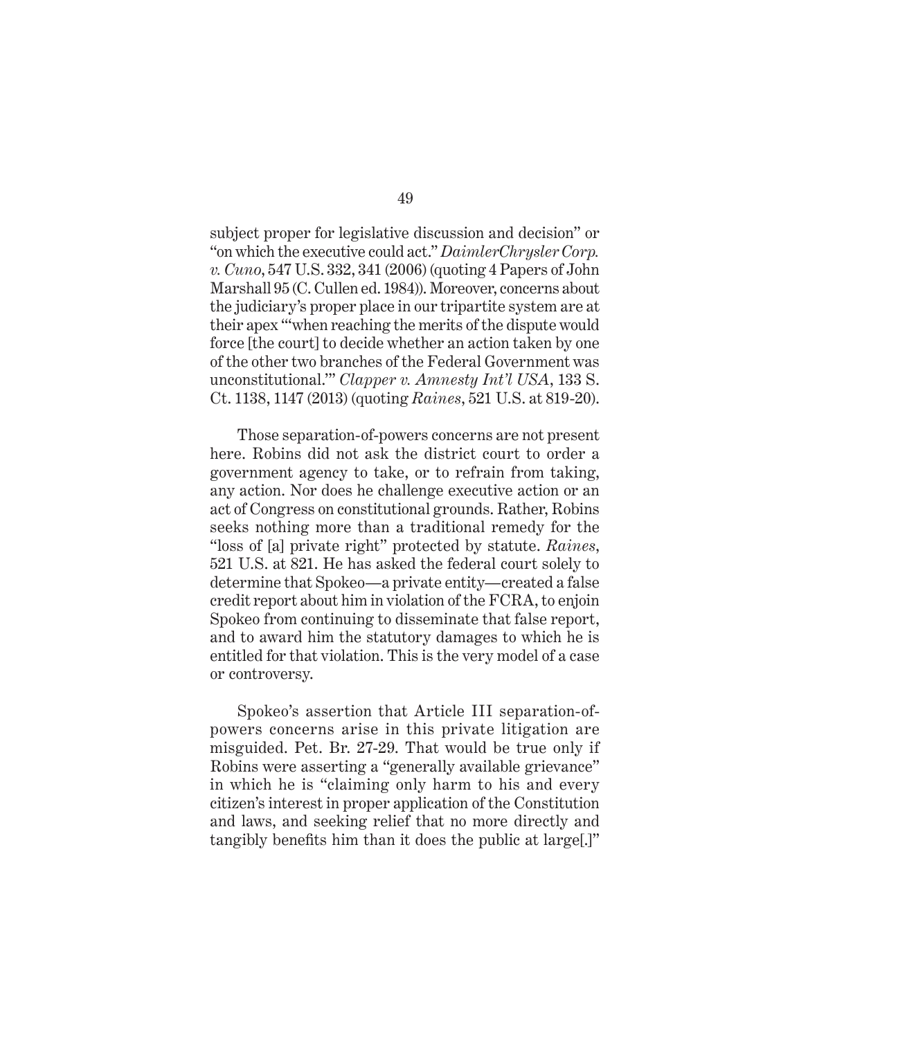subject proper for legislative discussion and decision" or "on which the executive could act." *DaimlerChrysler Corp. v. Cuno*, 547 U.S. 332, 341 (2006) (quoting 4 Papers of John Marshall 95 (C. Cullen ed. 1984)). Moreover, concerns about the judiciary's proper place in our tripartite system are at their apex "'when reaching the merits of the dispute would force [the court] to decide whether an action taken by one of the other two branches of the Federal Government was unconstitutional.'" *Clapper v. Amnesty Int'l USA*, 133 S. Ct. 1138, 1147 (2013) (quoting *Raines*, 521 U.S. at 819-20).

Those separation-of-powers concerns are not present here. Robins did not ask the district court to order a government agency to take, or to refrain from taking, any action. Nor does he challenge executive action or an act of Congress on constitutional grounds. Rather, Robins seeks nothing more than a traditional remedy for the "loss of [a] private right" protected by statute. *Raines*, 521 U.S. at 821. He has asked the federal court solely to determine that Spokeo—a private entity—created a false credit report about him in violation of the FCRA, to enjoin Spokeo from continuing to disseminate that false report, and to award him the statutory damages to which he is entitled for that violation. This is the very model of a case or controversy.

Spokeo's assertion that Article III separation-of-powers concerns arise in this private litigation are misguided. Pet. Br. 27-29. That would be true only if Robins were asserting a "generally available grievance" in which he is "claiming only harm to his and every citizen's interest in proper application of the Constitution and laws, and seeking relief that no more directly and tangibly benefits him than it does the public at large[.]"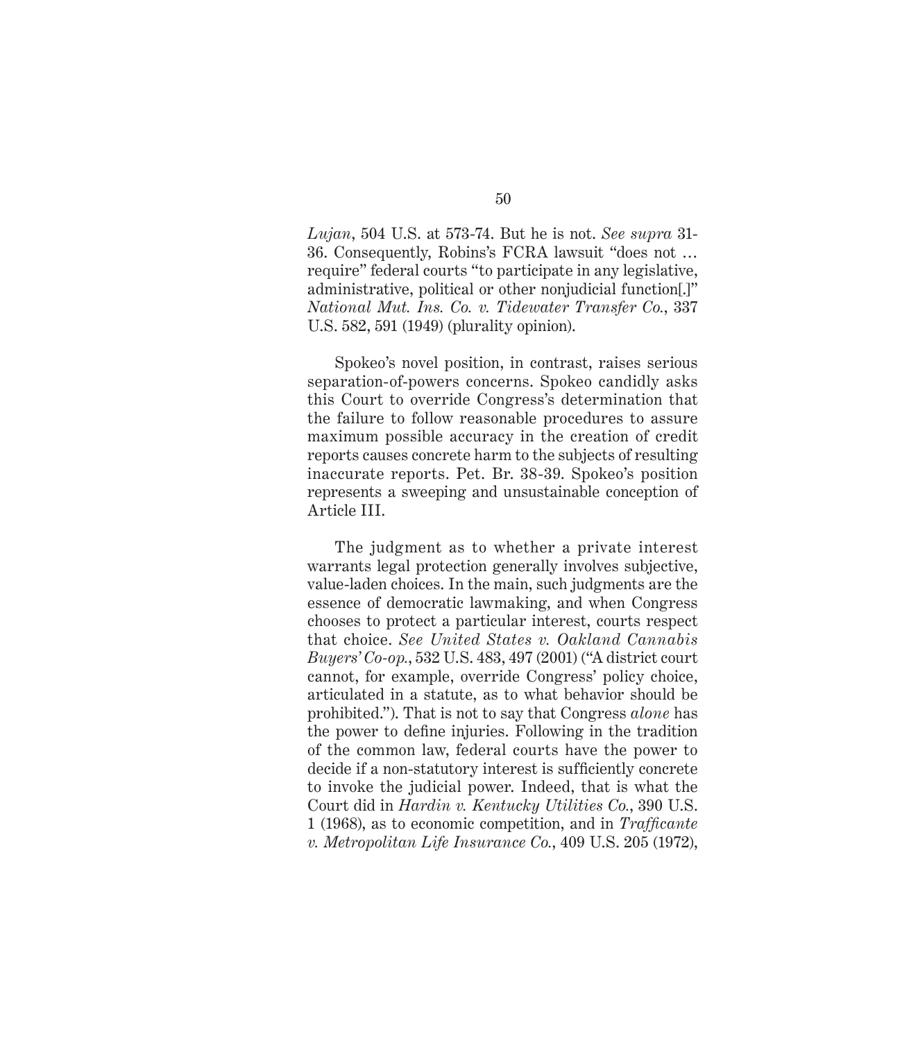*Lujan*, 504 U.S. at 573-74. But he is not. *See supra* 31-36. Consequently, Robins's FCRA lawsuit "does not … require" federal courts "to participate in any legislative, administrative, political or other nonjudicial function[.]" *National Mut. Ins. Co. v. Tidewater Transfer Co.*, 337 U.S. 582, 591 (1949) (plurality opinion).

Spokeo's novel position, in contrast, raises serious separation-of-powers concerns. Spokeo candidly asks this Court to override Congress's determination that the failure to follow reasonable procedures to assure maximum possible accuracy in the creation of credit reports causes concrete harm to the subjects of resulting inaccurate reports. Pet. Br. 38-39. Spokeo's position represents a sweeping and unsustainable conception of Article III.

The judgment as to whether a private interest warrants legal protection generally involves subjective, value-laden choices. In the main, such judgments are the essence of democratic lawmaking, and when Congress chooses to protect a particular interest, courts respect that choice. *See United States v. Oakland Cannabis Buyers' Co-op.*, 532 U.S. 483, 497 (2001) ("A district court cannot, for example, override Congress' policy choice, articulated in a statute, as to what behavior should be prohibited."). That is not to say that Congress *alone* has the power to define injuries. Following in the tradition of the common law, federal courts have the power to decide if a non-statutory interest is sufficiently concrete to invoke the judicial power. Indeed, that is what the Court did in *Hardin v. Kentucky Utilities Co.*, 390 U.S. 1 (1968), as to economic competition, and in *Trafficante v. Metropolitan Life Insurance Co.*, 409 U.S. 205 (1972),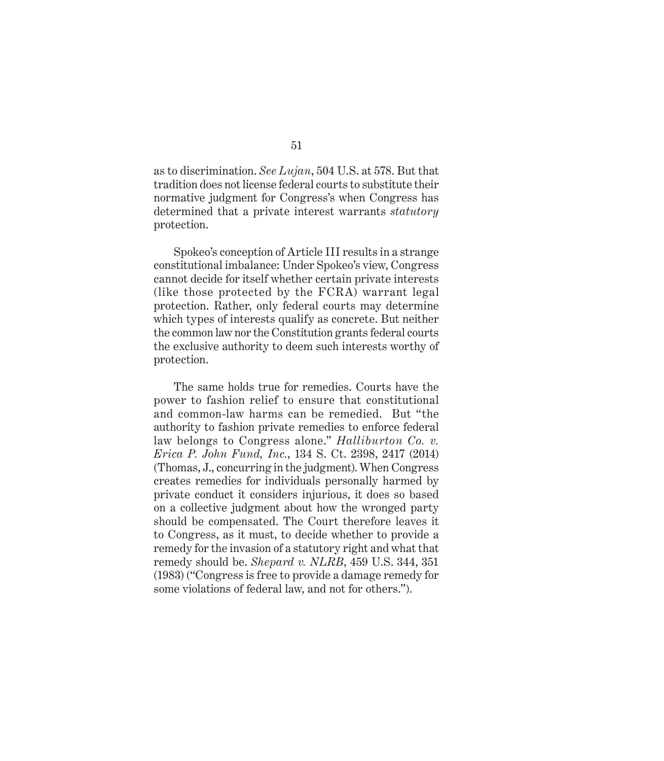as to discrimination. *See Lujan*, 504 U.S. at 578. But that tradition does not license federal courts to substitute their normative judgment for Congress's when Congress has determined that a private interest warrants *statutory* protection.

Spokeo's conception of Article III results in a strange constitutional imbalance: Under Spokeo's view, Congress cannot decide for itself whether certain private interests (like those protected by the FCRA) warrant legal protection. Rather, only federal courts may determine which types of interests qualify as concrete. But neither the common law nor the Constitution grants federal courts the exclusive authority to deem such interests worthy of protection.

The same holds true for remedies. Courts have the power to fashion relief to ensure that constitutional and common-law harms can be remedied. But "the authority to fashion private remedies to enforce federal law belongs to Congress alone." *Halliburton Co. v. Erica P. John Fund, Inc.*, 134 S. Ct. 2398, 2417 (2014) (Thomas, J., concurring in the judgment). When Congress creates remedies for individuals personally harmed by private conduct it considers injurious, it does so based on a collective judgment about how the wronged party should be compensated. The Court therefore leaves it to Congress, as it must, to decide whether to provide a remedy for the invasion of a statutory right and what that remedy should be. *Shepard v. NLRB*, 459 U.S. 344, 351 (1983) ("Congress is free to provide a damage remedy for some violations of federal law, and not for others.").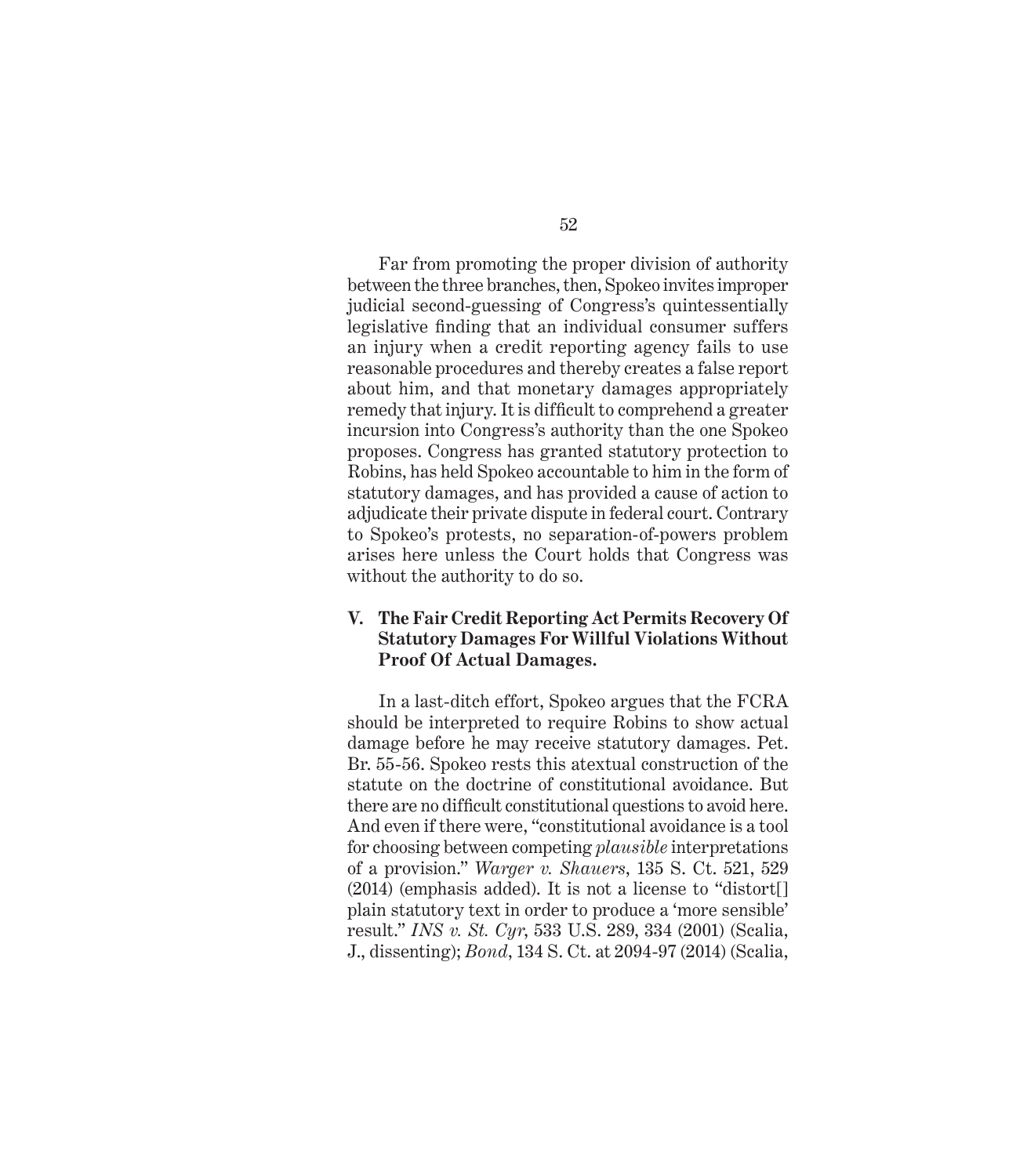Far from promoting the proper division of authority between the three branches, then, Spokeo invites improper judicial second-guessing of Congress's quintessentially legislative finding that an individual consumer suffers an injury when a credit reporting agency fails to use reasonable procedures and thereby creates a false report about him, and that monetary damages appropriately remedy that injury. It is difficult to comprehend a greater incursion into Congress's authority than the one Spokeo proposes. Congress has granted statutory protection to Robins, has held Spokeo accountable to him in the form of statutory damages, and has provided a cause of action to adjudicate their private dispute in federal court. Contrary to Spokeo's protests, no separation-of-powers problem arises here unless the Court holds that Congress was without the authority to do so.

## V. The Fair Credit Reporting Act Permits Recovery Of Statutory Damages For Willful Violations Without Proof Of Actual Damages.

In a last-ditch effort, Spokeo argues that the FCRA should be interpreted to require Robins to show actual damage before he may receive statutory damages. Pet. Br. 55-56. Spokeo rests this atextual construction of the statute on the doctrine of constitutional avoidance. But there are no difficult constitutional questions to avoid here. And even if there were, "constitutional avoidance is a tool for choosing between competing *plausible* interpretations of a provision." *Warger v. Shauers*, 135 S. Ct. 521, 529 (2014) (emphasis added). It is not a license to "distort[] plain statutory text in order to produce a 'more sensible' result." *INS v. St. Cyr*, 533 U.S. 289, 334 (2001) (Scalia, J., dissenting); *Bond*, 134 S. Ct. at 2094-97 (2014) (Scalia,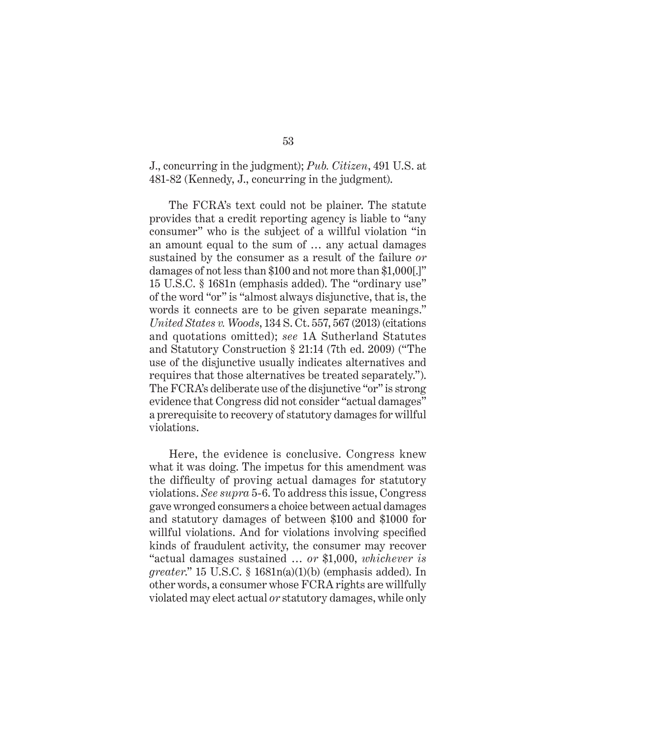J., concurring in the judgment); *Pub. Citizen*, 491 U.S. at 481-82 (Kennedy, J., concurring in the judgment).

The FCRA's text could not be plainer. The statute provides that a credit reporting agency is liable to "any consumer" who is the subject of a willful violation "in an amount equal to the sum of … any actual damages sustained by the consumer as a result of the failure *or* damages of not less than $100 and not more than $1,000[.]" 15 U.S.C. § 1681n (emphasis added). The "ordinary use" of the word "or" is "almost always disjunctive, that is, the words it connects are to be given separate meanings." *United States v. Woods*, 134 S. Ct. 557, 567 (2013) (citations and quotations omitted); *see* 1A Sutherland Statutes and Statutory Construction § 21:14 (7th ed. 2009) ("The use of the disjunctive usually indicates alternatives and requires that those alternatives be treated separately."). The FCRA's deliberate use of the disjunctive "or" is strong evidence that Congress did not consider "actual damages" a prerequisite to recovery of statutory damages for willful violations.

Here, the evidence is conclusive. Congress knew what it was doing. The impetus for this amendment was the difficulty of proving actual damages for statutory violations. *See supra* 5-6. To address this issue, Congress gave wronged consumers a choice between actual damages and statutory damages of between $100 and $1000 for willful violations. And for violations involving specified kinds of fraudulent activity, the consumer may recover "actual damages sustained … *or* $1,000, *whichever is greater*." 15 U.S.C. § 1681n(a)(1)(b) (emphasis added). In other words, a consumer whose FCRA rights are willfully violated may elect actual *or* statutory damages, while only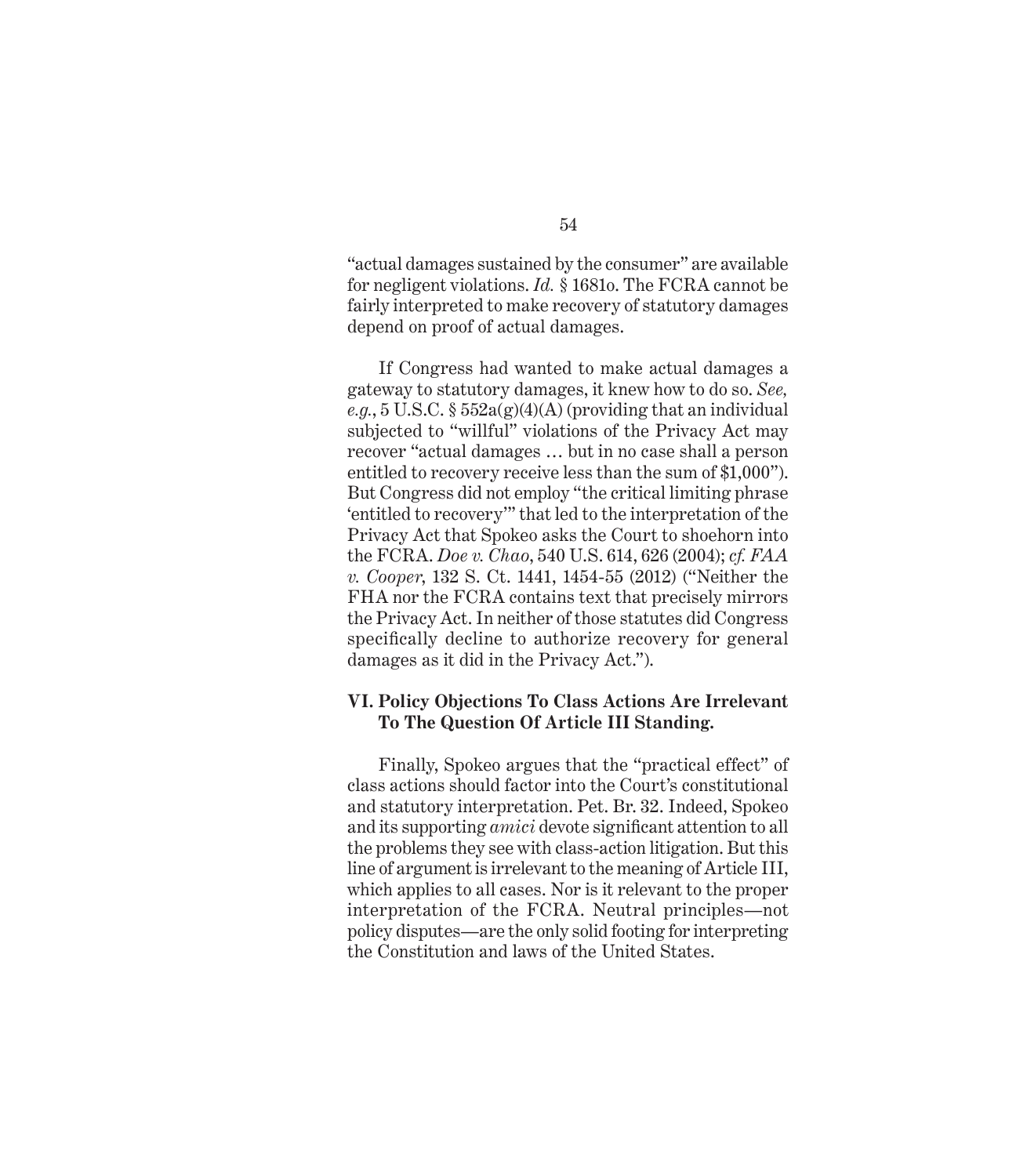"actual damages sustained by the consumer" are available for negligent violations. *Id.* § 1681o. The FCRA cannot be fairly interpreted to make recovery of statutory damages depend on proof of actual damages.

If Congress had wanted to make actual damages a gateway to statutory damages, it knew how to do so. *See, e.g.*, 5 U.S.C. § 552a(g)(4)(A) (providing that an individual subjected to "willful" violations of the Privacy Act may recover "actual damages … but in no case shall a person entitled to recovery receive less than the sum of $1,000"). But Congress did not employ "the critical limiting phrase 'entitled to recovery'" that led to the interpretation of the Privacy Act that Spokeo asks the Court to shoehorn into the FCRA. *Doe v. Chao*, 540 U.S. 614, 626 (2004); *cf. FAA v. Cooper*, 132 S. Ct. 1441, 1454-55 (2012) ("Neither the FHA nor the FCRA contains text that precisely mirrors the Privacy Act. In neither of those statutes did Congress specifically decline to authorize recovery for general damages as it did in the Privacy Act.").

## VI. Policy Objections To Class Actions Are Irrelevant To The Question Of Article III Standing.

Finally, Spokeo argues that the "practical effect" of class actions should factor into the Court's constitutional and statutory interpretation. Pet. Br. 32. Indeed, Spokeo and its supporting *amici* devote significant attention to all the problems they see with class-action litigation. But this line of argument is irrelevant to the meaning of Article III, which applies to all cases. Nor is it relevant to the proper interpretation of the FCRA. Neutral principles—not policy disputes—are the only solid footing for interpreting the Constitution and laws of the United States.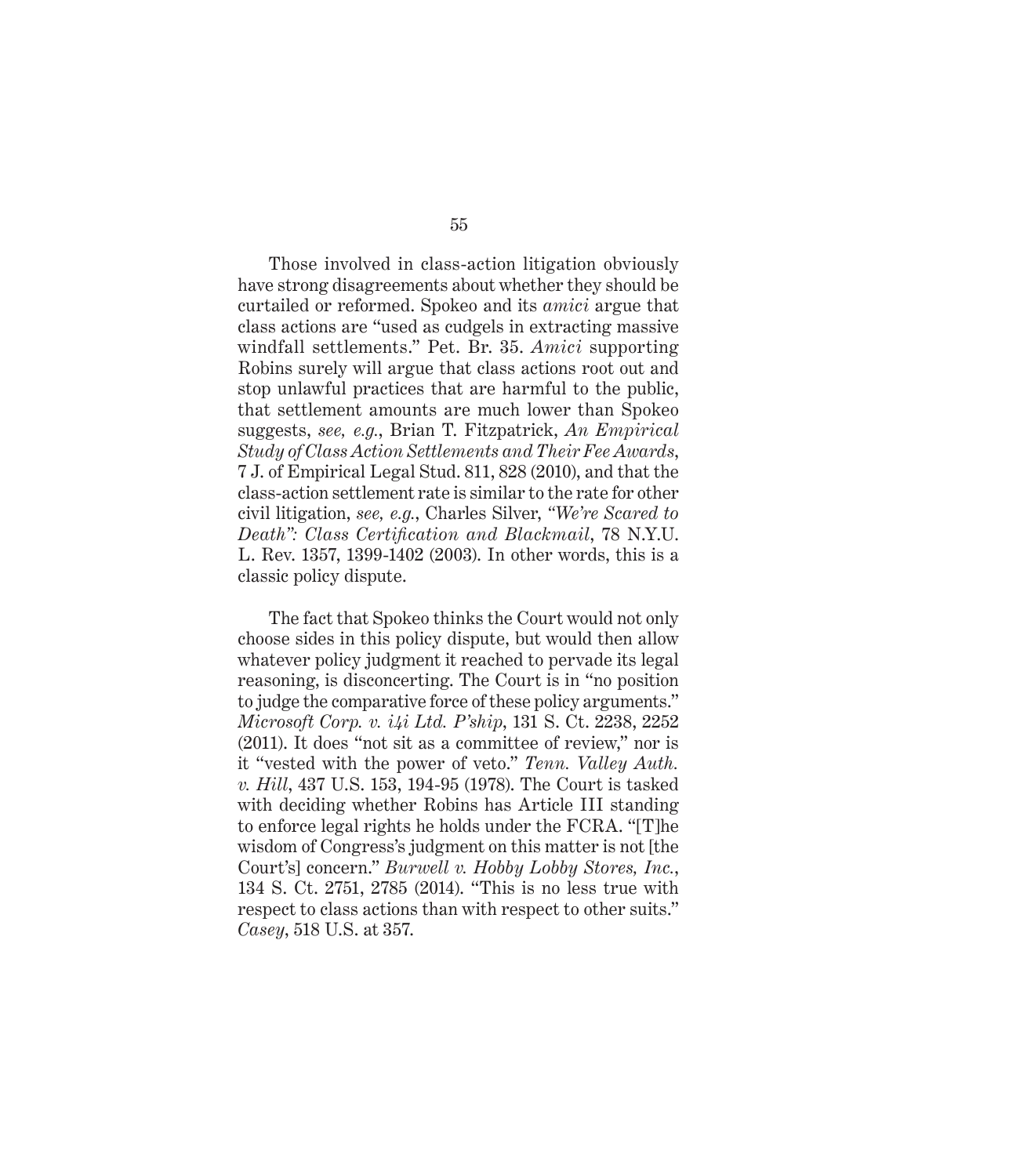Those involved in class-action litigation obviously have strong disagreements about whether they should be curtailed or reformed. Spokeo and its *amici* argue that class actions are "used as cudgels in extracting massive windfall settlements." Pet. Br. 35. *Amici* supporting Robins surely will argue that class actions root out and stop unlawful practices that are harmful to the public, that settlement amounts are much lower than Spokeo suggests, *see, e.g.*, Brian T. Fitzpatrick, *An Empirical Study of Class Action Settlements and Their Fee Awards*, 7 J. of Empirical Legal Stud. 811, 828 (2010), and that the class-action settlement rate is similar to the rate for other civil litigation, *see, e.g.*, Charles Silver, *"We're Scared to Death": Class Certification and Blackmail*, 78 N.Y.U. L. Rev. 1357, 1399-1402 (2003). In other words, this is a classic policy dispute.

The fact that Spokeo thinks the Court would not only choose sides in this policy dispute, but would then allow whatever policy judgment it reached to pervade its legal reasoning, is disconcerting. The Court is in "no position to judge the comparative force of these policy arguments." *Microsoft Corp. v. i4i Ltd. P'ship*, 131 S. Ct. 2238, 2252 (2011). It does "not sit as a committee of review," nor is it "vested with the power of veto." *Tenn. Valley Auth. v. Hill*, 437 U.S. 153, 194-95 (1978). The Court is tasked with deciding whether Robins has Article III standing to enforce legal rights he holds under the FCRA. "[T]he wisdom of Congress's judgment on this matter is not [the Court's] concern." *Burwell v. Hobby Lobby Stores, Inc.*, 134 S. Ct. 2751, 2785 (2014). "This is no less true with respect to class actions than with respect to other suits." *Casey*, 518 U.S. at 357.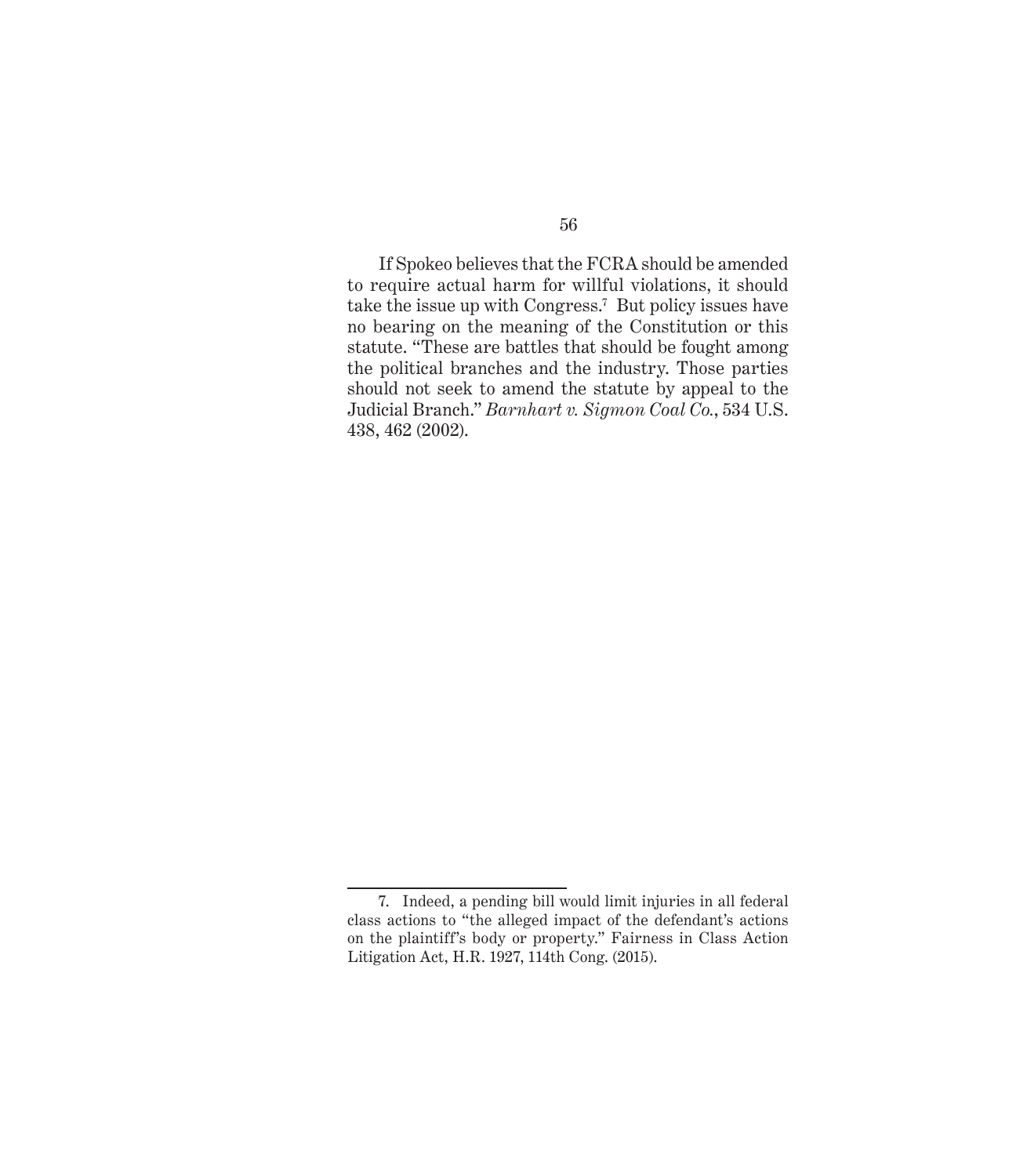If Spokeo believes that the FCRA should be amended to require actual harm for willful violations, it should take the issue up with Congress.[7] But policy issues have no bearing on the meaning of the Constitution or this statute. "These are battles that should be fought among the political branches and the industry. Those parties should not seek to amend the statute by appeal to the Judicial Branch." *Barnhart v. Sigmon Coal Co.*, 534 U.S. 438, 462 (2002).

---

7. Indeed, a pending bill would limit injuries in all federal class actions to "the alleged impact of the defendant's actions on the plaintiff's body or property." Fairness in Class Action Litigation Act, H.R. 1927, 114th Cong. (2015).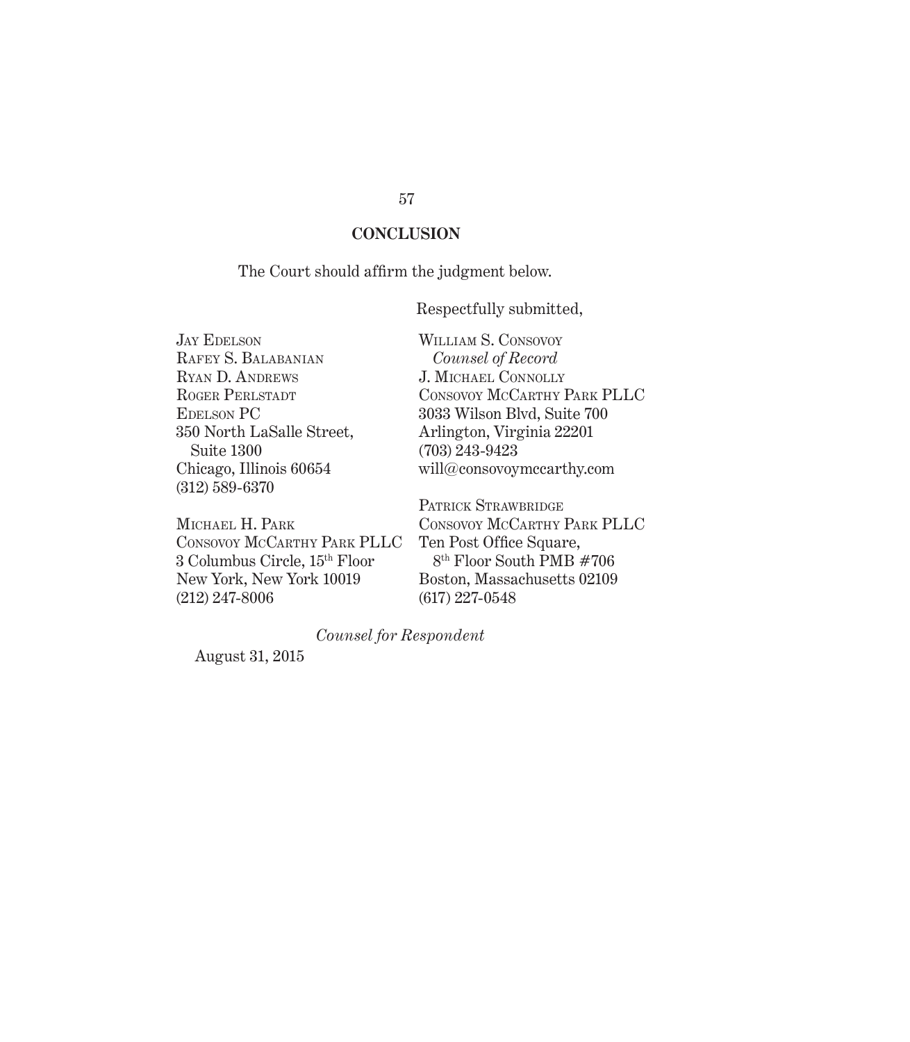## CONCLUSION

The Court should affirm the judgment below.

Respectfully submitted,

WILLIAM S. CONSOVOY  
*Counsel of Record*  
J. MICHAEL CONNOLLY  
CONSOVOY MCCARTHY PARK PLLC  
3033 Wilson Blvd, Suite 700  
Arlington, Virginia 22201  
(703) 243-9423  
will@consovoymccarthy.com

PATRICK STRAWBRIDGE  
CONSOVOY MCCARTHY PARK PLLC  
Ten Post Office Square,  
8th Floor South PMB #706  
Boston, Massachusetts 02109  
(617) 227-0548

JAY EDELSON  
RAFEY S. BALABANIAN  
RYAN D. ANDREWS  
ROGER PERLSTADT  
EDELSON PC  
350 North LaSalle Street,  
Suite 1300  
Chicago, Illinois 60654  
(312) 589-6370

MICHAEL H. PARK  
CONSOVOY MCCARTHY PARK PLLC  
3 Columbus Circle, 15th Floor  
New York, New York 10019  
(212) 247-8006

*Counsel for Respondent*

August 31, 2015